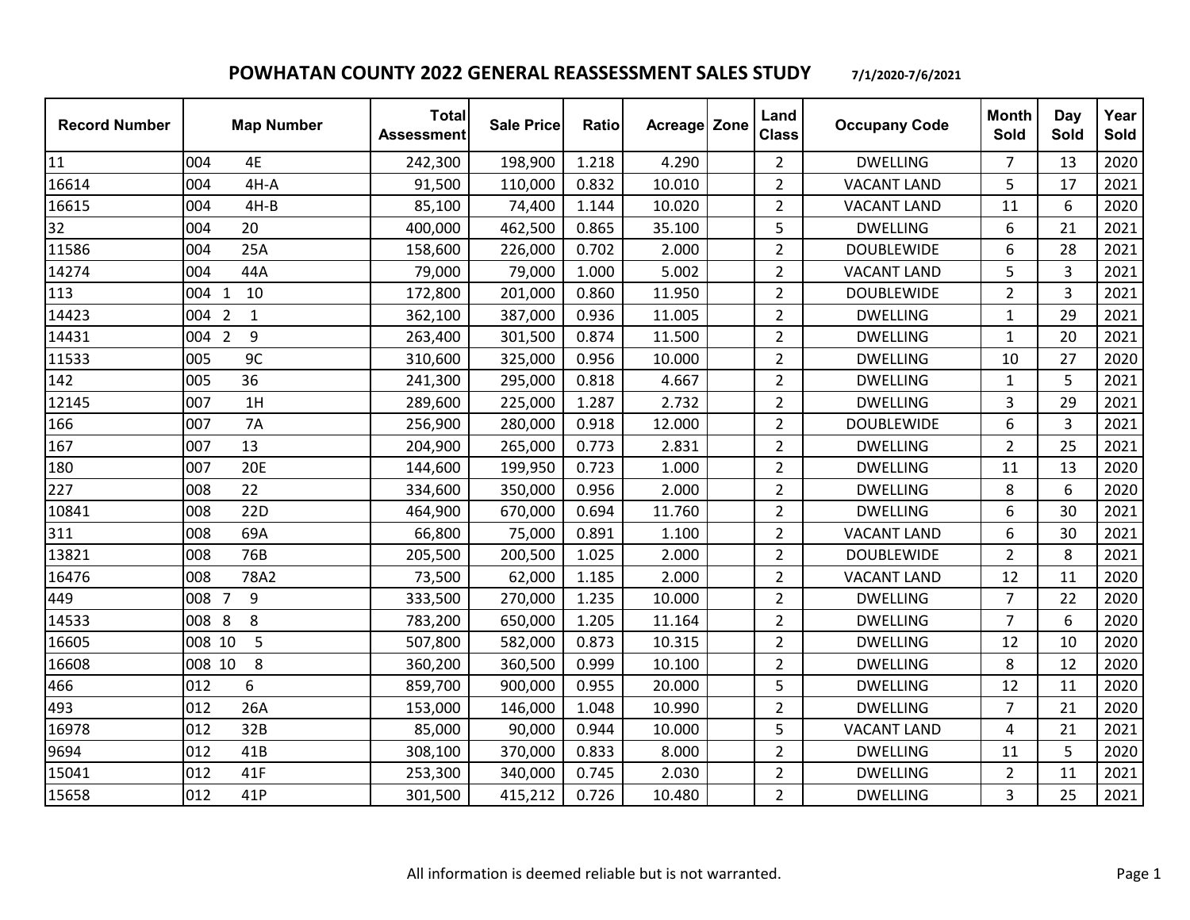# POWHATAN COUNTY 2022 GENERAL REASSESSMENT SALES STUDY 7/1/2020-7/6/2021

| Record Number | Map Number | Total Assessment | Sale Price | Ratio | Acreage | Zone | Land Class | Occupany Code | Month Sold | Day Sold | Year Sold |
|---|---|---|---|---|---|---|---|---|---|---|---|
| 11 | 004 4E | 242,300 | 198,900 | 1.218 | 4.290 | | 2 | DWELLING | 7 | 13 | 2020 |
| 16614 | 004 4H-A | 91,500 | 110,000 | 0.832 | 10.010 | | 2 | VACANT LAND | 5 | 17 | 2021 |
| 16615 | 004 4H-B | 85,100 | 74,400 | 1.144 | 10.020 | | 2 | VACANT LAND | 11 | 6 | 2020 |
| 32 | 004 20 | 400,000 | 462,500 | 0.865 | 35.100 | | 5 | DWELLING | 6 | 21 | 2021 |
| 11586 | 004 25A | 158,600 | 226,000 | 0.702 | 2.000 | | 2 | DOUBLEWIDE | 6 | 28 | 2021 |
| 14274 | 004 44A | 79,000 | 79,000 | 1.000 | 5.002 | | 2 | VACANT LAND | 5 | 3 | 2021 |
| 113 | 004 1 10 | 172,800 | 201,000 | 0.860 | 11.950 | | 2 | DOUBLEWIDE | 2 | 3 | 2021 |
| 14423 | 004 2 1 | 362,100 | 387,000 | 0.936 | 11.005 | | 2 | DWELLING | 1 | 29 | 2021 |
| 14431 | 004 2 9 | 263,400 | 301,500 | 0.874 | 11.500 | | 2 | DWELLING | 1 | 20 | 2021 |
| 11533 | 005 9C | 310,600 | 325,000 | 0.956 | 10.000 | | 2 | DWELLING | 10 | 27 | 2020 |
| 142 | 005 36 | 241,300 | 295,000 | 0.818 | 4.667 | | 2 | DWELLING | 1 | 5 | 2021 |
| 12145 | 007 1H | 289,600 | 225,000 | 1.287 | 2.732 | | 2 | DWELLING | 3 | 29 | 2021 |
| 166 | 007 7A | 256,900 | 280,000 | 0.918 | 12.000 | | 2 | DOUBLEWIDE | 6 | 3 | 2021 |
| 167 | 007 13 | 204,900 | 265,000 | 0.773 | 2.831 | | 2 | DWELLING | 2 | 25 | 2021 |
| 180 | 007 20E | 144,600 | 199,950 | 0.723 | 1.000 | | 2 | DWELLING | 11 | 13 | 2020 |
| 227 | 008 22 | 334,600 | 350,000 | 0.956 | 2.000 | | 2 | DWELLING | 8 | 6 | 2020 |
| 10841 | 008 22D | 464,900 | 670,000 | 0.694 | 11.760 | | 2 | DWELLING | 6 | 30 | 2021 |
| 311 | 008 69A | 66,800 | 75,000 | 0.891 | 1.100 | | 2 | VACANT LAND | 6 | 30 | 2021 |
| 13821 | 008 76B | 205,500 | 200,500 | 1.025 | 2.000 | | 2 | DOUBLEWIDE | 2 | 8 | 2021 |
| 16476 | 008 78A2 | 73,500 | 62,000 | 1.185 | 2.000 | | 2 | VACANT LAND | 12 | 11 | 2020 |
| 449 | 008 7 9 | 333,500 | 270,000 | 1.235 | 10.000 | | 2 | DWELLING | 7 | 22 | 2020 |
| 14533 | 008 8 8 | 783,200 | 650,000 | 1.205 | 11.164 | | 2 | DWELLING | 7 | 6 | 2020 |
| 16605 | 008 10 5 | 507,800 | 582,000 | 0.873 | 10.315 | | 2 | DWELLING | 12 | 10 | 2020 |
| 16608 | 008 10 8 | 360,200 | 360,500 | 0.999 | 10.100 | | 2 | DWELLING | 8 | 12 | 2020 |
| 466 | 012 6 | 859,700 | 900,000 | 0.955 | 20.000 | | 5 | DWELLING | 12 | 11 | 2020 |
| 493 | 012 26A | 153,000 | 146,000 | 1.048 | 10.990 | | 2 | DWELLING | 7 | 21 | 2020 |
| 16978 | 012 32B | 85,000 | 90,000 | 0.944 | 10.000 | | 5 | VACANT LAND | 4 | 21 | 2021 |
| 9694 | 012 41B | 308,100 | 370,000 | 0.833 | 8.000 | | 2 | DWELLING | 11 | 5 | 2020 |
| 15041 | 012 41F | 253,300 | 340,000 | 0.745 | 2.030 | | 2 | DWELLING | 2 | 11 | 2021 |
| 15658 | 012 41P | 301,500 | 415,212 | 0.726 | 10.480 | | 2 | DWELLING | 3 | 25 | 2021 |

All information is deemed reliable but is not warranted.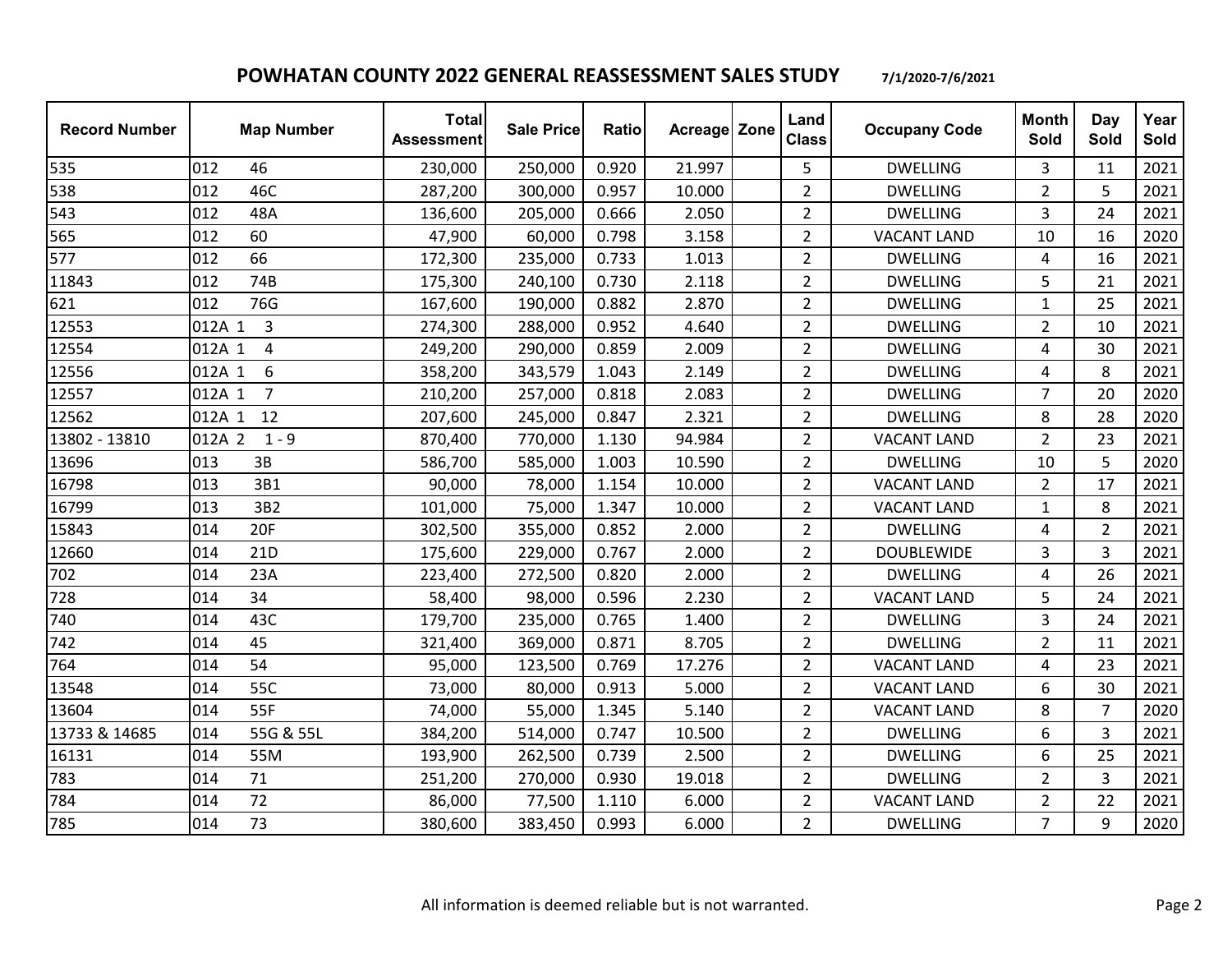# POWHATAN COUNTY 2022 GENERAL REASSESSMENT SALES STUDY

7/1/2020-7/6/2021

| Record Number | Map Number | Total Assessment | Sale Price | Ratio | Acreage | Zone | Land Class | Occupany Code | Month Sold | Day Sold | Year Sold |
|---|---|---|---|---|---|---|---|---|---|---|---|
| 535 | 012 46 | 230,000 | 250,000 | 0.920 | 21.997 | | 5 | DWELLING | 3 | 11 | 2021 |
| 538 | 012 46C | 287,200 | 300,000 | 0.957 | 10.000 | | 2 | DWELLING | 2 | 5 | 2021 |
| 543 | 012 48A | 136,600 | 205,000 | 0.666 | 2.050 | | 2 | DWELLING | 3 | 24 | 2021 |
| 565 | 012 60 | 47,900 | 60,000 | 0.798 | 3.158 | | 2 | VACANT LAND | 10 | 16 | 2020 |
| 577 | 012 66 | 172,300 | 235,000 | 0.733 | 1.013 | | 2 | DWELLING | 4 | 16 | 2021 |
| 11843 | 012 74B | 175,300 | 240,100 | 0.730 | 2.118 | | 2 | DWELLING | 5 | 21 | 2021 |
| 621 | 012 76G | 167,600 | 190,000 | 0.882 | 2.870 | | 2 | DWELLING | 1 | 25 | 2021 |
| 12553 | 012A 1 3 | 274,300 | 288,000 | 0.952 | 4.640 | | 2 | DWELLING | 2 | 10 | 2021 |
| 12554 | 012A 1 4 | 249,200 | 290,000 | 0.859 | 2.009 | | 2 | DWELLING | 4 | 30 | 2021 |
| 12556 | 012A 1 6 | 358,200 | 343,579 | 1.043 | 2.149 | | 2 | DWELLING | 4 | 8 | 2021 |
| 12557 | 012A 1 7 | 210,200 | 257,000 | 0.818 | 2.083 | | 2 | DWELLING | 7 | 20 | 2020 |
| 12562 | 012A 1 12 | 207,600 | 245,000 | 0.847 | 2.321 | | 2 | DWELLING | 8 | 28 | 2020 |
| 13802 - 13810 | 012A 2 1 - 9 | 870,400 | 770,000 | 1.130 | 94.984 | | 2 | VACANT LAND | 2 | 23 | 2021 |
| 13696 | 013 3B | 586,700 | 585,000 | 1.003 | 10.590 | | 2 | DWELLING | 10 | 5 | 2020 |
| 16798 | 013 3B1 | 90,000 | 78,000 | 1.154 | 10.000 | | 2 | VACANT LAND | 2 | 17 | 2021 |
| 16799 | 013 3B2 | 101,000 | 75,000 | 1.347 | 10.000 | | 2 | VACANT LAND | 1 | 8 | 2021 |
| 15843 | 014 20F | 302,500 | 355,000 | 0.852 | 2.000 | | 2 | DWELLING | 4 | 2 | 2021 |
| 12660 | 014 21D | 175,600 | 229,000 | 0.767 | 2.000 | | 2 | DOUBLEWIDE | 3 | 3 | 2021 |
| 702 | 014 23A | 223,400 | 272,500 | 0.820 | 2.000 | | 2 | DWELLING | 4 | 26 | 2021 |
| 728 | 014 34 | 58,400 | 98,000 | 0.596 | 2.230 | | 2 | VACANT LAND | 5 | 24 | 2021 |
| 740 | 014 43C | 179,700 | 235,000 | 0.765 | 1.400 | | 2 | DWELLING | 3 | 24 | 2021 |
| 742 | 014 45 | 321,400 | 369,000 | 0.871 | 8.705 | | 2 | DWELLING | 2 | 11 | 2021 |
| 764 | 014 54 | 95,000 | 123,500 | 0.769 | 17.276 | | 2 | VACANT LAND | 4 | 23 | 2021 |
| 13548 | 014 55C | 73,000 | 80,000 | 0.913 | 5.000 | | 2 | VACANT LAND | 6 | 30 | 2021 |
| 13604 | 014 55F | 74,000 | 55,000 | 1.345 | 5.140 | | 2 | VACANT LAND | 8 | 7 | 2020 |
| 13733 & 14685 | 014 55G & 55L | 384,200 | 514,000 | 0.747 | 10.500 | | 2 | DWELLING | 6 | 3 | 2021 |
| 16131 | 014 55M | 193,900 | 262,500 | 0.739 | 2.500 | | 2 | DWELLING | 6 | 25 | 2021 |
| 783 | 014 71 | 251,200 | 270,000 | 0.930 | 19.018 | | 2 | DWELLING | 2 | 3 | 2021 |
| 784 | 014 72 | 86,000 | 77,500 | 1.110 | 6.000 | | 2 | VACANT LAND | 2 | 22 | 2021 |
| 785 | 014 73 | 380,600 | 383,450 | 0.993 | 6.000 | | 2 | DWELLING | 7 | 9 | 2020 |

All information is deemed reliable but is not warranted.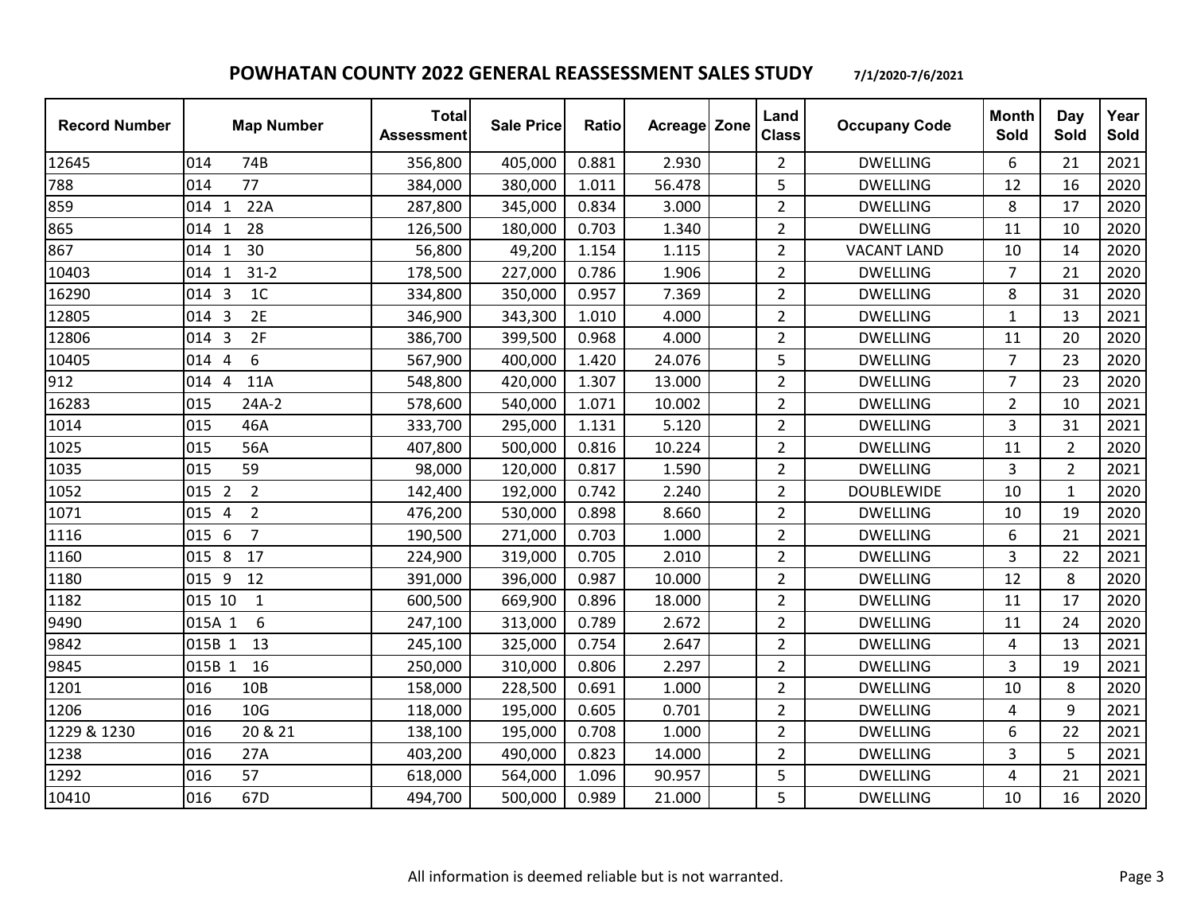## POWHATAN COUNTY 2022 GENERAL REASSESSMENT SALES STUDY 7/1/2020-7/6/2021

| Record Number | Map Number | Total Assessment | Sale Price | Ratio | Acreage | Zone | Land Class | Occupany Code | Month Sold | Day Sold | Year Sold |
|---|---|---|---|---|---|---|---|---|---|---|---|
| 12645 | 014 74B | 356,800 | 405,000 | 0.881 | 2.930 | | 2 | DWELLING | 6 | 21 | 2021 |
| 788 | 014 77 | 384,000 | 380,000 | 1.011 | 56.478 | | 5 | DWELLING | 12 | 16 | 2020 |
| 859 | 014 1 22A | 287,800 | 345,000 | 0.834 | 3.000 | | 2 | DWELLING | 8 | 17 | 2020 |
| 865 | 014 1 28 | 126,500 | 180,000 | 0.703 | 1.340 | | 2 | DWELLING | 11 | 10 | 2020 |
| 867 | 014 1 30 | 56,800 | 49,200 | 1.154 | 1.115 | | 2 | VACANT LAND | 10 | 14 | 2020 |
| 10403 | 014 1 31-2 | 178,500 | 227,000 | 0.786 | 1.906 | | 2 | DWELLING | 7 | 21 | 2020 |
| 16290 | 014 3 1C | 334,800 | 350,000 | 0.957 | 7.369 | | 2 | DWELLING | 8 | 31 | 2020 |
| 12805 | 014 3 2E | 346,900 | 343,300 | 1.010 | 4.000 | | 2 | DWELLING | 1 | 13 | 2021 |
| 12806 | 014 3 2F | 386,700 | 399,500 | 0.968 | 4.000 | | 2 | DWELLING | 11 | 20 | 2020 |
| 10405 | 014 4 6 | 567,900 | 400,000 | 1.420 | 24.076 | | 5 | DWELLING | 7 | 23 | 2020 |
| 912 | 014 4 11A | 548,800 | 420,000 | 1.307 | 13.000 | | 2 | DWELLING | 7 | 23 | 2020 |
| 16283 | 015 24A-2 | 578,600 | 540,000 | 1.071 | 10.002 | | 2 | DWELLING | 2 | 10 | 2021 |
| 1014 | 015 46A | 333,700 | 295,000 | 1.131 | 5.120 | | 2 | DWELLING | 3 | 31 | 2021 |
| 1025 | 015 56A | 407,800 | 500,000 | 0.816 | 10.224 | | 2 | DWELLING | 11 | 2 | 2020 |
| 1035 | 015 59 | 98,000 | 120,000 | 0.817 | 1.590 | | 2 | DWELLING | 3 | 2 | 2021 |
| 1052 | 015 2 2 | 142,400 | 192,000 | 0.742 | 2.240 | | 2 | DOUBLEWIDE | 10 | 1 | 2020 |
| 1071 | 015 4 2 | 476,200 | 530,000 | 0.898 | 8.660 | | 2 | DWELLING | 10 | 19 | 2020 |
| 1116 | 015 6 7 | 190,500 | 271,000 | 0.703 | 1.000 | | 2 | DWELLING | 6 | 21 | 2021 |
| 1160 | 015 8 17 | 224,900 | 319,000 | 0.705 | 2.010 | | 2 | DWELLING | 3 | 22 | 2021 |
| 1180 | 015 9 12 | 391,000 | 396,000 | 0.987 | 10.000 | | 2 | DWELLING | 12 | 8 | 2020 |
| 1182 | 015 10 1 | 600,500 | 669,900 | 0.896 | 18.000 | | 2 | DWELLING | 11 | 17 | 2020 |
| 9490 | 015A 1 6 | 247,100 | 313,000 | 0.789 | 2.672 | | 2 | DWELLING | 11 | 24 | 2020 |
| 9842 | 015B 1 13 | 245,100 | 325,000 | 0.754 | 2.647 | | 2 | DWELLING | 4 | 13 | 2021 |
| 9845 | 015B 1 16 | 250,000 | 310,000 | 0.806 | 2.297 | | 2 | DWELLING | 3 | 19 | 2021 |
| 1201 | 016 10B | 158,000 | 228,500 | 0.691 | 1.000 | | 2 | DWELLING | 10 | 8 | 2020 |
| 1206 | 016 10G | 118,000 | 195,000 | 0.605 | 0.701 | | 2 | DWELLING | 4 | 9 | 2021 |
| 1229 & 1230 | 016 20 & 21 | 138,100 | 195,000 | 0.708 | 1.000 | | 2 | DWELLING | 6 | 22 | 2021 |
| 1238 | 016 27A | 403,200 | 490,000 | 0.823 | 14.000 | | 2 | DWELLING | 3 | 5 | 2021 |
| 1292 | 016 57 | 618,000 | 564,000 | 1.096 | 90.957 | | 5 | DWELLING | 4 | 21 | 2021 |
| 10410 | 016 67D | 494,700 | 500,000 | 0.989 | 21.000 | | 5 | DWELLING | 10 | 16 | 2020 |

All information is deemed reliable but is not warranted.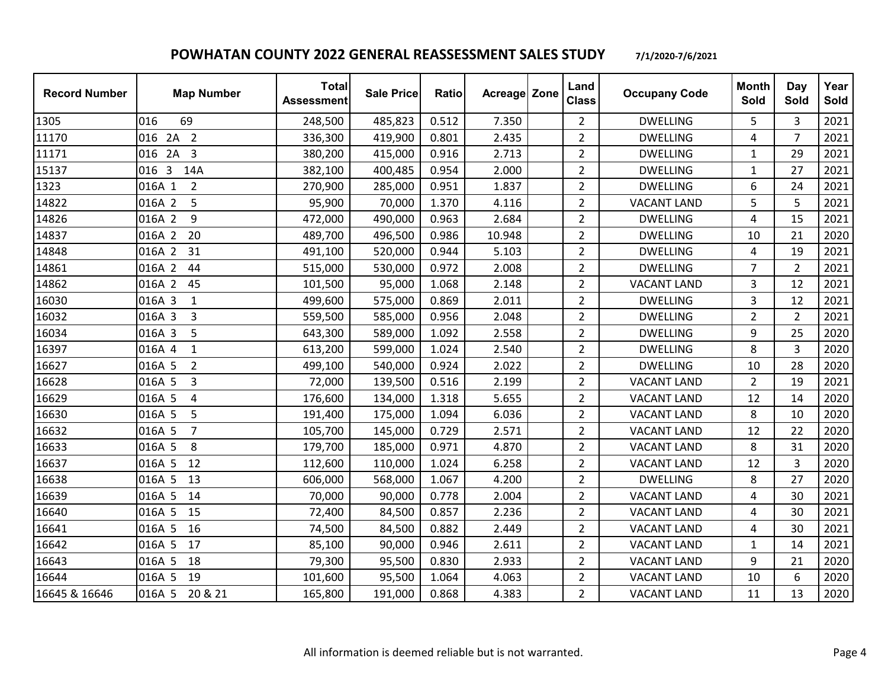# POWHATAN COUNTY 2022 GENERAL REASSESSMENT SALES STUDY

7/1/2020-7/6/2021

| Record Number | Map Number | Total Assessment | Sale Price | Ratio | Acreage | Zone | Land Class | Occupany Code | Month Sold | Day Sold | Year Sold |
|---|---|---|---|---|---|---|---|---|---|---|---|
| 1305 | 016 69 | 248,500 | 485,823 | 0.512 | 7.350 | | 2 | DWELLING | 5 | 3 | 2021 |
| 11170 | 016 2A 2 | 336,300 | 419,900 | 0.801 | 2.435 | | 2 | DWELLING | 4 | 7 | 2021 |
| 11171 | 016 2A 3 | 380,200 | 415,000 | 0.916 | 2.713 | | 2 | DWELLING | 1 | 29 | 2021 |
| 15137 | 016 3 14A | 382,100 | 400,485 | 0.954 | 2.000 | | 2 | DWELLING | 1 | 27 | 2021 |
| 1323 | 016A 1 2 | 270,900 | 285,000 | 0.951 | 1.837 | | 2 | DWELLING | 6 | 24 | 2021 |
| 14822 | 016A 2 5 | 95,900 | 70,000 | 1.370 | 4.116 | | 2 | VACANT LAND | 5 | 5 | 2021 |
| 14826 | 016A 2 9 | 472,000 | 490,000 | 0.963 | 2.684 | | 2 | DWELLING | 4 | 15 | 2021 |
| 14837 | 016A 2 20 | 489,700 | 496,500 | 0.986 | 10.948 | | 2 | DWELLING | 10 | 21 | 2020 |
| 14848 | 016A 2 31 | 491,100 | 520,000 | 0.944 | 5.103 | | 2 | DWELLING | 4 | 19 | 2021 |
| 14861 | 016A 2 44 | 515,000 | 530,000 | 0.972 | 2.008 | | 2 | DWELLING | 7 | 2 | 2021 |
| 14862 | 016A 2 45 | 101,500 | 95,000 | 1.068 | 2.148 | | 2 | VACANT LAND | 3 | 12 | 2021 |
| 16030 | 016A 3 1 | 499,600 | 575,000 | 0.869 | 2.011 | | 2 | DWELLING | 3 | 12 | 2021 |
| 16032 | 016A 3 3 | 559,500 | 585,000 | 0.956 | 2.048 | | 2 | DWELLING | 2 | 2 | 2021 |
| 16034 | 016A 3 5 | 643,300 | 589,000 | 1.092 | 2.558 | | 2 | DWELLING | 9 | 25 | 2020 |
| 16397 | 016A 4 1 | 613,200 | 599,000 | 1.024 | 2.540 | | 2 | DWELLING | 8 | 3 | 2020 |
| 16627 | 016A 5 2 | 499,100 | 540,000 | 0.924 | 2.022 | | 2 | DWELLING | 10 | 28 | 2020 |
| 16628 | 016A 5 3 | 72,000 | 139,500 | 0.516 | 2.199 | | 2 | VACANT LAND | 2 | 19 | 2021 |
| 16629 | 016A 5 4 | 176,600 | 134,000 | 1.318 | 5.655 | | 2 | VACANT LAND | 12 | 14 | 2020 |
| 16630 | 016A 5 5 | 191,400 | 175,000 | 1.094 | 6.036 | | 2 | VACANT LAND | 8 | 10 | 2020 |
| 16632 | 016A 5 7 | 105,700 | 145,000 | 0.729 | 2.571 | | 2 | VACANT LAND | 12 | 22 | 2020 |
| 16633 | 016A 5 8 | 179,700 | 185,000 | 0.971 | 4.870 | | 2 | VACANT LAND | 8 | 31 | 2020 |
| 16637 | 016A 5 12 | 112,600 | 110,000 | 1.024 | 6.258 | | 2 | VACANT LAND | 12 | 3 | 2020 |
| 16638 | 016A 5 13 | 606,000 | 568,000 | 1.067 | 4.200 | | 2 | DWELLING | 8 | 27 | 2020 |
| 16639 | 016A 5 14 | 70,000 | 90,000 | 0.778 | 2.004 | | 2 | VACANT LAND | 4 | 30 | 2021 |
| 16640 | 016A 5 15 | 72,400 | 84,500 | 0.857 | 2.236 | | 2 | VACANT LAND | 4 | 30 | 2021 |
| 16641 | 016A 5 16 | 74,500 | 84,500 | 0.882 | 2.449 | | 2 | VACANT LAND | 4 | 30 | 2021 |
| 16642 | 016A 5 17 | 85,100 | 90,000 | 0.946 | 2.611 | | 2 | VACANT LAND | 1 | 14 | 2021 |
| 16643 | 016A 5 18 | 79,300 | 95,500 | 0.830 | 2.933 | | 2 | VACANT LAND | 9 | 21 | 2020 |
| 16644 | 016A 5 19 | 101,600 | 95,500 | 1.064 | 4.063 | | 2 | VACANT LAND | 10 | 6 | 2020 |
| 16645 & 16646 | 016A 5 20 & 21 | 165,800 | 191,000 | 0.868 | 4.383 | | 2 | VACANT LAND | 11 | 13 | 2020 |

All information is deemed reliable but is not warranted.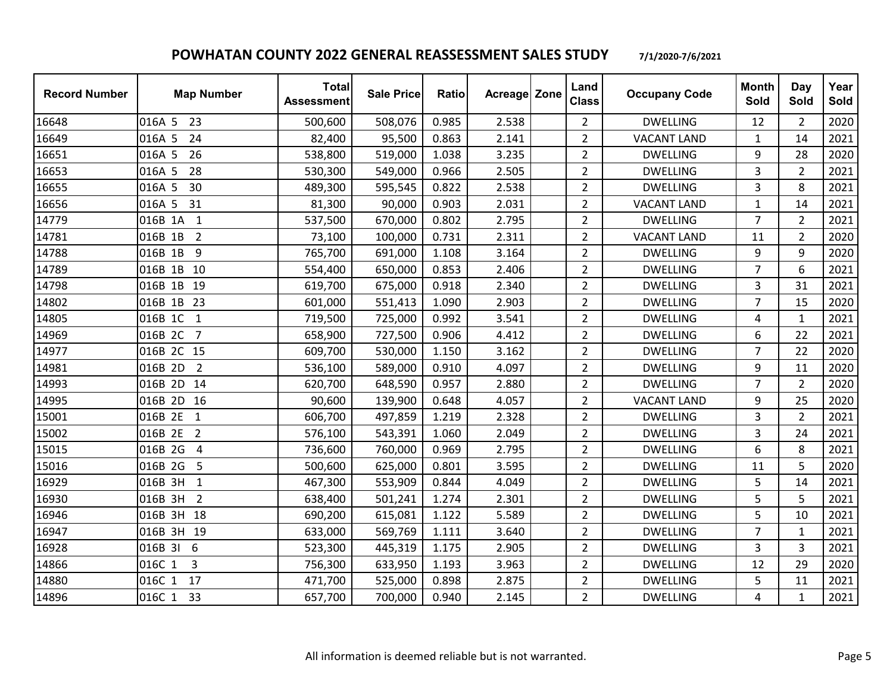## POWHATAN COUNTY 2022 GENERAL REASSESSMENT SALES STUDY

7/1/2020-7/6/2021

| Record Number | Map Number | Total Assessment | Sale Price | Ratio | Acreage | Zone | Land Class | Occupany Code | Month Sold | Day Sold | Year Sold |
|---|---|---|---|---|---|---|---|---|---|---|---|
| 16648 | 016A 5 23 | 500,600 | 508,076 | 0.985 | 2.538 | | 2 | DWELLING | 12 | 2 | 2020 |
| 16649 | 016A 5 24 | 82,400 | 95,500 | 0.863 | 2.141 | | 2 | VACANT LAND | 1 | 14 | 2021 |
| 16651 | 016A 5 26 | 538,800 | 519,000 | 1.038 | 3.235 | | 2 | DWELLING | 9 | 28 | 2020 |
| 16653 | 016A 5 28 | 530,300 | 549,000 | 0.966 | 2.505 | | 2 | DWELLING | 3 | 2 | 2021 |
| 16655 | 016A 5 30 | 489,300 | 595,545 | 0.822 | 2.538 | | 2 | DWELLING | 3 | 8 | 2021 |
| 16656 | 016A 5 31 | 81,300 | 90,000 | 0.903 | 2.031 | | 2 | VACANT LAND | 1 | 14 | 2021 |
| 14779 | 016B 1A 1 | 537,500 | 670,000 | 0.802 | 2.795 | | 2 | DWELLING | 7 | 2 | 2021 |
| 14781 | 016B 1B 2 | 73,100 | 100,000 | 0.731 | 2.311 | | 2 | VACANT LAND | 11 | 2 | 2020 |
| 14788 | 016B 1B 9 | 765,700 | 691,000 | 1.108 | 3.164 | | 2 | DWELLING | 9 | 9 | 2020 |
| 14789 | 016B 1B 10 | 554,400 | 650,000 | 0.853 | 2.406 | | 2 | DWELLING | 7 | 6 | 2021 |
| 14798 | 016B 1B 19 | 619,700 | 675,000 | 0.918 | 2.340 | | 2 | DWELLING | 3 | 31 | 2021 |
| 14802 | 016B 1B 23 | 601,000 | 551,413 | 1.090 | 2.903 | | 2 | DWELLING | 7 | 15 | 2020 |
| 14805 | 016B 1C 1 | 719,500 | 725,000 | 0.992 | 3.541 | | 2 | DWELLING | 4 | 1 | 2021 |
| 14969 | 016B 2C 7 | 658,900 | 727,500 | 0.906 | 4.412 | | 2 | DWELLING | 6 | 22 | 2021 |
| 14977 | 016B 2C 15 | 609,700 | 530,000 | 1.150 | 3.162 | | 2 | DWELLING | 7 | 22 | 2020 |
| 14981 | 016B 2D 2 | 536,100 | 589,000 | 0.910 | 4.097 | | 2 | DWELLING | 9 | 11 | 2020 |
| 14993 | 016B 2D 14 | 620,700 | 648,590 | 0.957 | 2.880 | | 2 | DWELLING | 7 | 2 | 2020 |
| 14995 | 016B 2D 16 | 90,600 | 139,900 | 0.648 | 4.057 | | 2 | VACANT LAND | 9 | 25 | 2020 |
| 15001 | 016B 2E 1 | 606,700 | 497,859 | 1.219 | 2.328 | | 2 | DWELLING | 3 | 2 | 2021 |
| 15002 | 016B 2E 2 | 576,100 | 543,391 | 1.060 | 2.049 | | 2 | DWELLING | 3 | 24 | 2021 |
| 15015 | 016B 2G 4 | 736,600 | 760,000 | 0.969 | 2.795 | | 2 | DWELLING | 6 | 8 | 2021 |
| 15016 | 016B 2G 5 | 500,600 | 625,000 | 0.801 | 3.595 | | 2 | DWELLING | 11 | 5 | 2020 |
| 16929 | 016B 3H 1 | 467,300 | 553,909 | 0.844 | 4.049 | | 2 | DWELLING | 5 | 14 | 2021 |
| 16930 | 016B 3H 2 | 638,400 | 501,241 | 1.274 | 2.301 | | 2 | DWELLING | 5 | 5 | 2021 |
| 16946 | 016B 3H 18 | 690,200 | 615,081 | 1.122 | 5.589 | | 2 | DWELLING | 5 | 10 | 2021 |
| 16947 | 016B 3H 19 | 633,000 | 569,769 | 1.111 | 3.640 | | 2 | DWELLING | 7 | 1 | 2021 |
| 16928 | 016B 3I 6 | 523,300 | 445,319 | 1.175 | 2.905 | | 2 | DWELLING | 3 | 3 | 2021 |
| 14866 | 016C 1 3 | 756,300 | 633,950 | 1.193 | 3.963 | | 2 | DWELLING | 12 | 29 | 2020 |
| 14880 | 016C 1 17 | 471,700 | 525,000 | 0.898 | 2.875 | | 2 | DWELLING | 5 | 11 | 2021 |
| 14896 | 016C 1 33 | 657,700 | 700,000 | 0.940 | 2.145 | | 2 | DWELLING | 4 | 1 | 2021 |

All information is deemed reliable but is not warranted.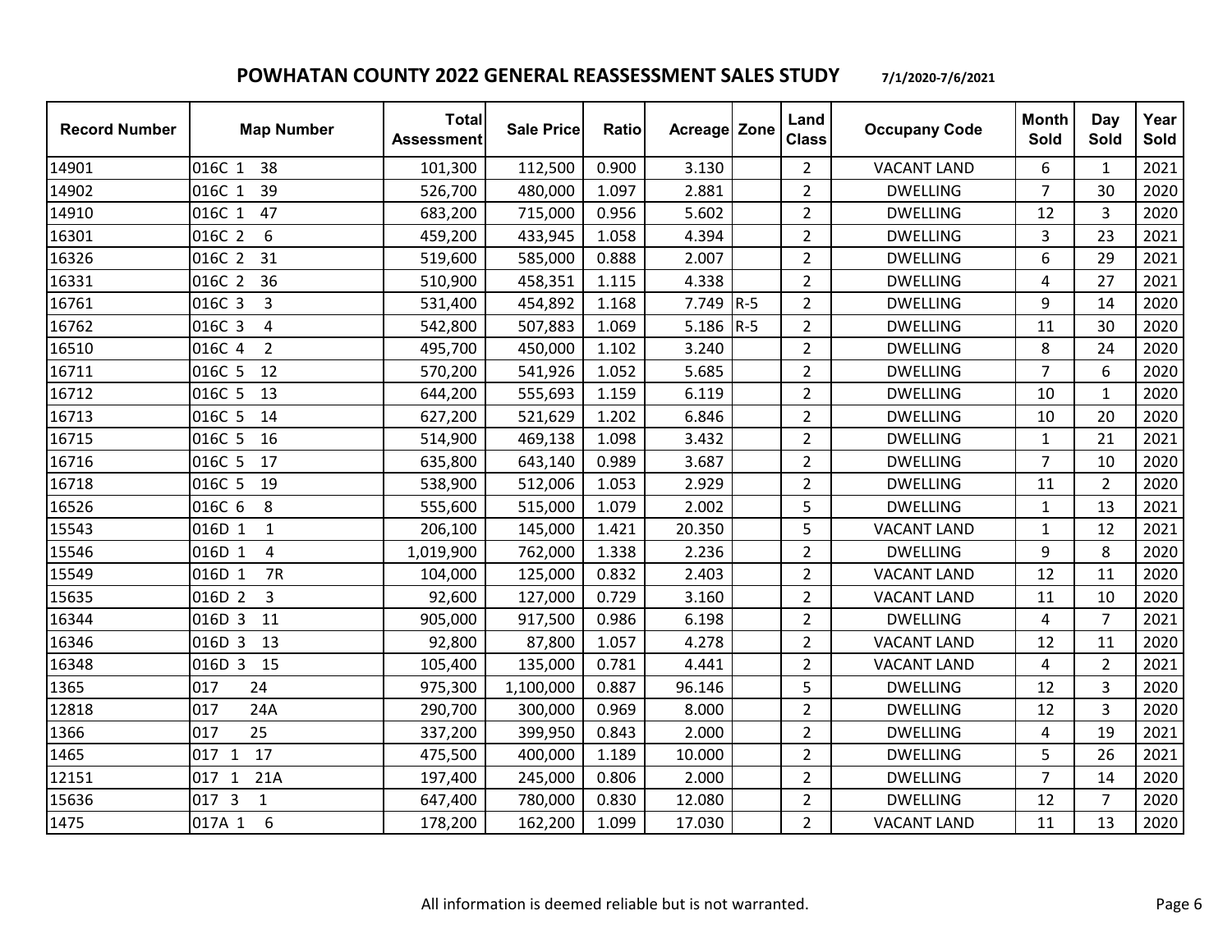## POWHATAN COUNTY 2022 GENERAL REASSESSMENT SALES STUDY 7/1/2020-7/6/2021

| Record Number | Map Number | Total Assessment | Sale Price | Ratio | Acreage | Zone | Land Class | Occupany Code | Month Sold | Day Sold | Year Sold |
|---|---|---|---|---|---|---|---|---|---|---|---|
| 14901 | 016C 1 38 | 101,300 | 112,500 | 0.900 | 3.130 | | 2 | VACANT LAND | 6 | 1 | 2021 |
| 14902 | 016C 1 39 | 526,700 | 480,000 | 1.097 | 2.881 | | 2 | DWELLING | 7 | 30 | 2020 |
| 14910 | 016C 1 47 | 683,200 | 715,000 | 0.956 | 5.602 | | 2 | DWELLING | 12 | 3 | 2020 |
| 16301 | 016C 2 6 | 459,200 | 433,945 | 1.058 | 4.394 | | 2 | DWELLING | 3 | 23 | 2021 |
| 16326 | 016C 2 31 | 519,600 | 585,000 | 0.888 | 2.007 | | 2 | DWELLING | 6 | 29 | 2021 |
| 16331 | 016C 2 36 | 510,900 | 458,351 | 1.115 | 4.338 | | 2 | DWELLING | 4 | 27 | 2021 |
| 16761 | 016C 3 3 | 531,400 | 454,892 | 1.168 | 7.749 | R-5 | 2 | DWELLING | 9 | 14 | 2020 |
| 16762 | 016C 3 4 | 542,800 | 507,883 | 1.069 | 5.186 | R-5 | 2 | DWELLING | 11 | 30 | 2020 |
| 16510 | 016C 4 2 | 495,700 | 450,000 | 1.102 | 3.240 | | 2 | DWELLING | 8 | 24 | 2020 |
| 16711 | 016C 5 12 | 570,200 | 541,926 | 1.052 | 5.685 | | 2 | DWELLING | 7 | 6 | 2020 |
| 16712 | 016C 5 13 | 644,200 | 555,693 | 1.159 | 6.119 | | 2 | DWELLING | 10 | 1 | 2020 |
| 16713 | 016C 5 14 | 627,200 | 521,629 | 1.202 | 6.846 | | 2 | DWELLING | 10 | 20 | 2020 |
| 16715 | 016C 5 16 | 514,900 | 469,138 | 1.098 | 3.432 | | 2 | DWELLING | 1 | 21 | 2021 |
| 16716 | 016C 5 17 | 635,800 | 643,140 | 0.989 | 3.687 | | 2 | DWELLING | 7 | 10 | 2020 |
| 16718 | 016C 5 19 | 538,900 | 512,006 | 1.053 | 2.929 | | 2 | DWELLING | 11 | 2 | 2020 |
| 16526 | 016C 6 8 | 555,600 | 515,000 | 1.079 | 2.002 | | 5 | DWELLING | 1 | 13 | 2021 |
| 15543 | 016D 1 1 | 206,100 | 145,000 | 1.421 | 20.350 | | 5 | VACANT LAND | 1 | 12 | 2021 |
| 15546 | 016D 1 4 | 1,019,900 | 762,000 | 1.338 | 2.236 | | 2 | DWELLING | 9 | 8 | 2020 |
| 15549 | 016D 1 7R | 104,000 | 125,000 | 0.832 | 2.403 | | 2 | VACANT LAND | 12 | 11 | 2020 |
| 15635 | 016D 2 3 | 92,600 | 127,000 | 0.729 | 3.160 | | 2 | VACANT LAND | 11 | 10 | 2020 |
| 16344 | 016D 3 11 | 905,000 | 917,500 | 0.986 | 6.198 | | 2 | DWELLING | 4 | 7 | 2021 |
| 16346 | 016D 3 13 | 92,800 | 87,800 | 1.057 | 4.278 | | 2 | VACANT LAND | 12 | 11 | 2020 |
| 16348 | 016D 3 15 | 105,400 | 135,000 | 0.781 | 4.441 | | 2 | VACANT LAND | 4 | 2 | 2021 |
| 1365 | 017 24 | 975,300 | 1,100,000 | 0.887 | 96.146 | | 5 | DWELLING | 12 | 3 | 2020 |
| 12818 | 017 24A | 290,700 | 300,000 | 0.969 | 8.000 | | 2 | DWELLING | 12 | 3 | 2020 |
| 1366 | 017 25 | 337,200 | 399,950 | 0.843 | 2.000 | | 2 | DWELLING | 4 | 19 | 2021 |
| 1465 | 017 1 17 | 475,500 | 400,000 | 1.189 | 10.000 | | 2 | DWELLING | 5 | 26 | 2021 |
| 12151 | 017 1 21A | 197,400 | 245,000 | 0.806 | 2.000 | | 2 | DWELLING | 7 | 14 | 2020 |
| 15636 | 017 3 1 | 647,400 | 780,000 | 0.830 | 12.080 | | 2 | DWELLING | 12 | 7 | 2020 |
| 1475 | 017A 1 6 | 178,200 | 162,200 | 1.099 | 17.030 | | 2 | VACANT LAND | 11 | 13 | 2020 |

All information is deemed reliable but is not warranted.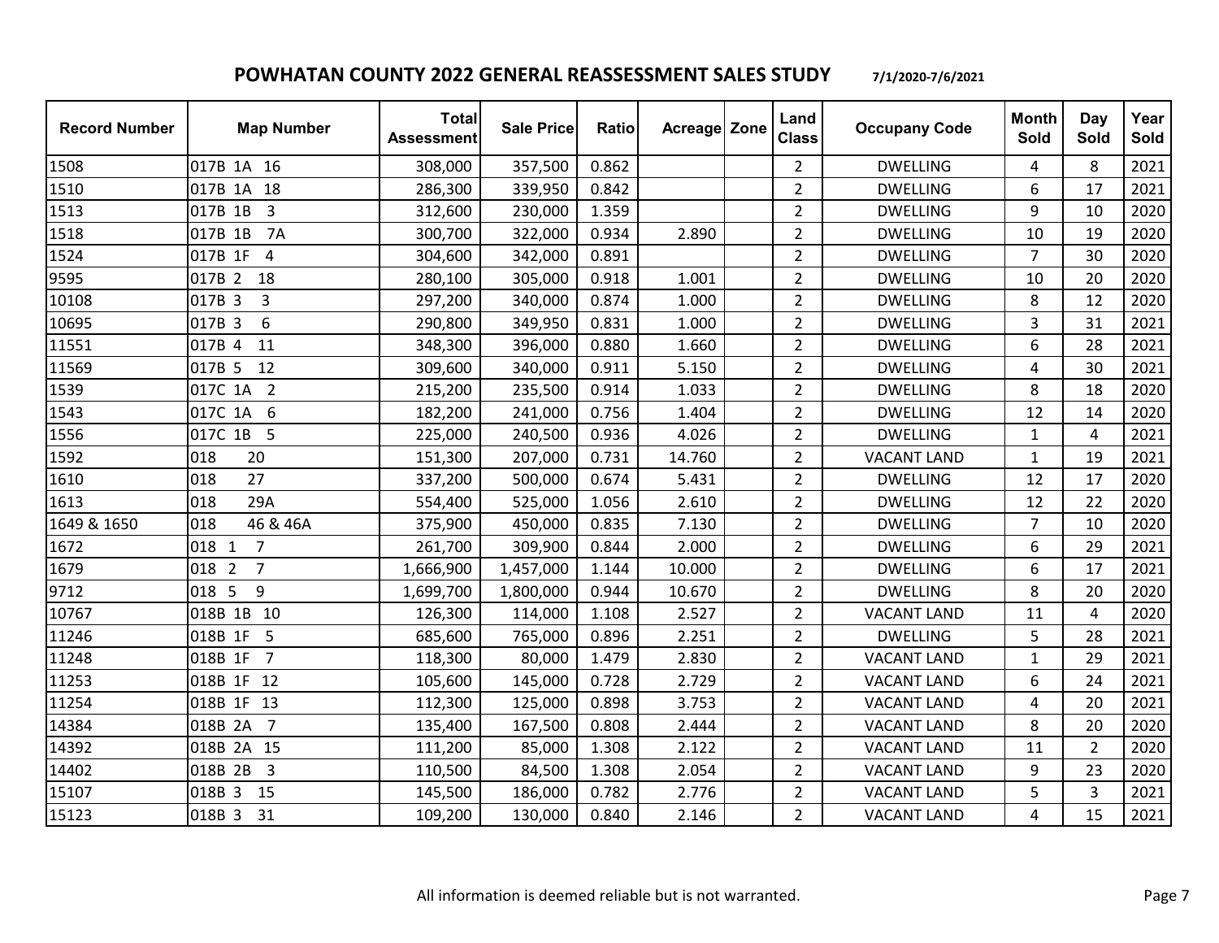## POWHATAN COUNTY 2022 GENERAL REASSESSMENT SALES STUDY

7/1/2020-7/6/2021

| Record Number | Map Number | Total Assessment | Sale Price | Ratio | Acreage | Zone | Land Class | Occupany Code | Month Sold | Day Sold | Year Sold |
|---|---|---|---|---|---|---|---|---|---|---|---|
| 1508 | 017B 1A 16 | 308,000 | 357,500 | 0.862 | | | 2 | DWELLING | 4 | 8 | 2021 |
| 1510 | 017B 1A 18 | 286,300 | 339,950 | 0.842 | | | 2 | DWELLING | 6 | 17 | 2021 |
| 1513 | 017B 1B 3 | 312,600 | 230,000 | 1.359 | | | 2 | DWELLING | 9 | 10 | 2020 |
| 1518 | 017B 1B 7A | 300,700 | 322,000 | 0.934 | 2.890 | | 2 | DWELLING | 10 | 19 | 2020 |
| 1524 | 017B 1F 4 | 304,600 | 342,000 | 0.891 | | | 2 | DWELLING | 7 | 30 | 2020 |
| 9595 | 017B 2 18 | 280,100 | 305,000 | 0.918 | 1.001 | | 2 | DWELLING | 10 | 20 | 2020 |
| 10108 | 017B 3 3 | 297,200 | 340,000 | 0.874 | 1.000 | | 2 | DWELLING | 8 | 12 | 2020 |
| 10695 | 017B 3 6 | 290,800 | 349,950 | 0.831 | 1.000 | | 2 | DWELLING | 3 | 31 | 2021 |
| 11551 | 017B 4 11 | 348,300 | 396,000 | 0.880 | 1.660 | | 2 | DWELLING | 6 | 28 | 2021 |
| 11569 | 017B 5 12 | 309,600 | 340,000 | 0.911 | 5.150 | | 2 | DWELLING | 4 | 30 | 2021 |
| 1539 | 017C 1A 2 | 215,200 | 235,500 | 0.914 | 1.033 | | 2 | DWELLING | 8 | 18 | 2020 |
| 1543 | 017C 1A 6 | 182,200 | 241,000 | 0.756 | 1.404 | | 2 | DWELLING | 12 | 14 | 2020 |
| 1556 | 017C 1B 5 | 225,000 | 240,500 | 0.936 | 4.026 | | 2 | DWELLING | 1 | 4 | 2021 |
| 1592 | 018 20 | 151,300 | 207,000 | 0.731 | 14.760 | | 2 | VACANT LAND | 1 | 19 | 2021 |
| 1610 | 018 27 | 337,200 | 500,000 | 0.674 | 5.431 | | 2 | DWELLING | 12 | 17 | 2020 |
| 1613 | 018 29A | 554,400 | 525,000 | 1.056 | 2.610 | | 2 | DWELLING | 12 | 22 | 2020 |
| 1649 & 1650 | 018 46 & 46A | 375,900 | 450,000 | 0.835 | 7.130 | | 2 | DWELLING | 7 | 10 | 2020 |
| 1672 | 018 1 7 | 261,700 | 309,900 | 0.844 | 2.000 | | 2 | DWELLING | 6 | 29 | 2021 |
| 1679 | 018 2 7 | 1,666,900 | 1,457,000 | 1.144 | 10.000 | | 2 | DWELLING | 6 | 17 | 2021 |
| 9712 | 018 5 9 | 1,699,700 | 1,800,000 | 0.944 | 10.670 | | 2 | DWELLING | 8 | 20 | 2020 |
| 10767 | 018B 1B 10 | 126,300 | 114,000 | 1.108 | 2.527 | | 2 | VACANT LAND | 11 | 4 | 2020 |
| 11246 | 018B 1F 5 | 685,600 | 765,000 | 0.896 | 2.251 | | 2 | DWELLING | 5 | 28 | 2021 |
| 11248 | 018B 1F 7 | 118,300 | 80,000 | 1.479 | 2.830 | | 2 | VACANT LAND | 1 | 29 | 2021 |
| 11253 | 018B 1F 12 | 105,600 | 145,000 | 0.728 | 2.729 | | 2 | VACANT LAND | 6 | 24 | 2021 |
| 11254 | 018B 1F 13 | 112,300 | 125,000 | 0.898 | 3.753 | | 2 | VACANT LAND | 4 | 20 | 2021 |
| 14384 | 018B 2A 7 | 135,400 | 167,500 | 0.808 | 2.444 | | 2 | VACANT LAND | 8 | 20 | 2020 |
| 14392 | 018B 2A 15 | 111,200 | 85,000 | 1.308 | 2.122 | | 2 | VACANT LAND | 11 | 2 | 2020 |
| 14402 | 018B 2B 3 | 110,500 | 84,500 | 1.308 | 2.054 | | 2 | VACANT LAND | 9 | 23 | 2020 |
| 15107 | 018B 3 15 | 145,500 | 186,000 | 0.782 | 2.776 | | 2 | VACANT LAND | 5 | 3 | 2021 |
| 15123 | 018B 3 31 | 109,200 | 130,000 | 0.840 | 2.146 | | 2 | VACANT LAND | 4 | 15 | 2021 |

All information is deemed reliable but is not warranted.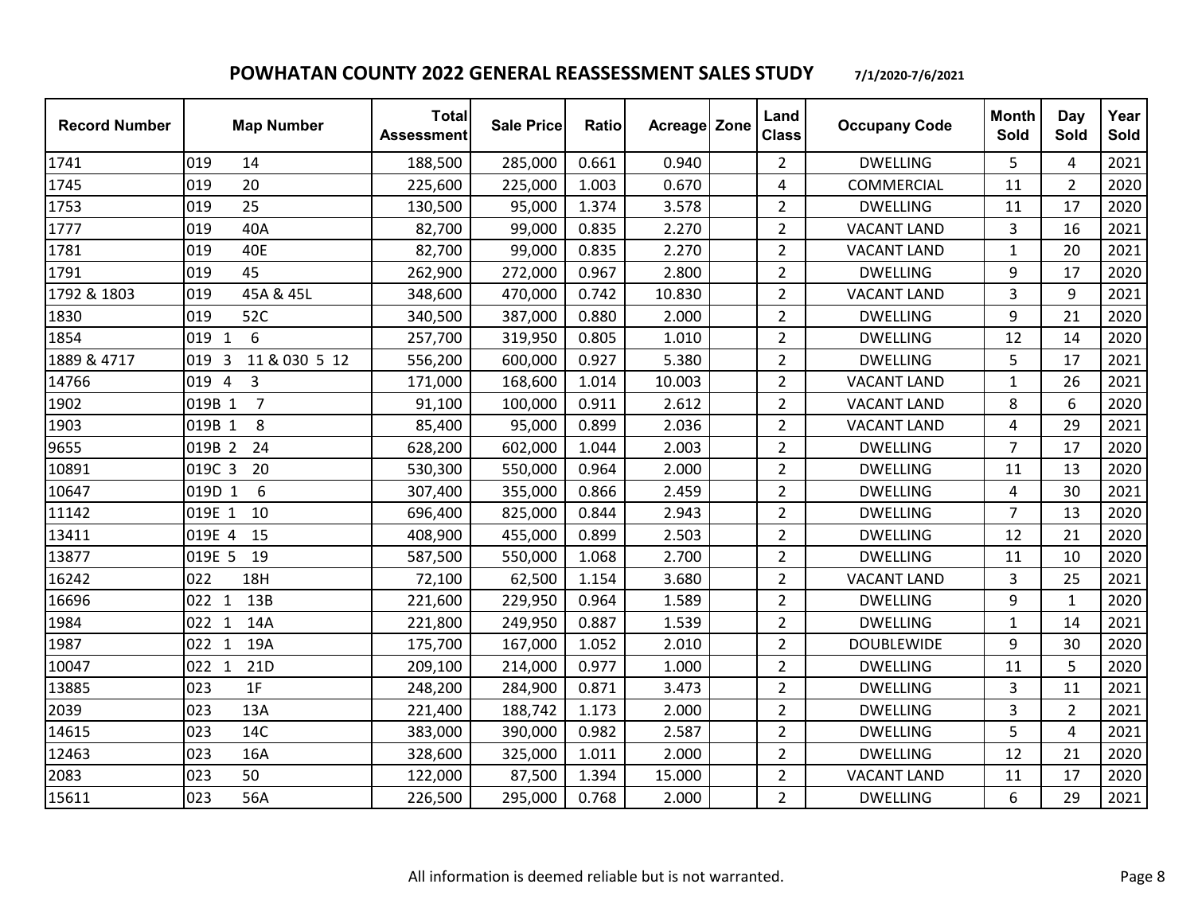## POWHATAN COUNTY 2022 GENERAL REASSESSMENT SALES STUDY

7/1/2020-7/6/2021

| Record Number | Map Number | Total Assessment | Sale Price | Ratio | Acreage | Zone | Land Class | Occupany Code | Month Sold | Day Sold | Year Sold |
|---|---|---|---|---|---|---|---|---|---|---|---|
| 1741 | 019 14 | 188,500 | 285,000 | 0.661 | 0.940 | | 2 | DWELLING | 5 | 4 | 2021 |
| 1745 | 019 20 | 225,600 | 225,000 | 1.003 | 0.670 | | 4 | COMMERCIAL | 11 | 2 | 2020 |
| 1753 | 019 25 | 130,500 | 95,000 | 1.374 | 3.578 | | 2 | DWELLING | 11 | 17 | 2020 |
| 1777 | 019 40A | 82,700 | 99,000 | 0.835 | 2.270 | | 2 | VACANT LAND | 3 | 16 | 2021 |
| 1781 | 019 40E | 82,700 | 99,000 | 0.835 | 2.270 | | 2 | VACANT LAND | 1 | 20 | 2021 |
| 1791 | 019 45 | 262,900 | 272,000 | 0.967 | 2.800 | | 2 | DWELLING | 9 | 17 | 2020 |
| 1792 & 1803 | 019 45A & 45L | 348,600 | 470,000 | 0.742 | 10.830 | | 2 | VACANT LAND | 3 | 9 | 2021 |
| 1830 | 019 52C | 340,500 | 387,000 | 0.880 | 2.000 | | 2 | DWELLING | 9 | 21 | 2020 |
| 1854 | 019 1 6 | 257,700 | 319,950 | 0.805 | 1.010 | | 2 | DWELLING | 12 | 14 | 2020 |
| 1889 & 4717 | 019 3 11 & 030 5 12 | 556,200 | 600,000 | 0.927 | 5.380 | | 2 | DWELLING | 5 | 17 | 2021 |
| 14766 | 019 4 3 | 171,000 | 168,600 | 1.014 | 10.003 | | 2 | VACANT LAND | 1 | 26 | 2021 |
| 1902 | 019B 1 7 | 91,100 | 100,000 | 0.911 | 2.612 | | 2 | VACANT LAND | 8 | 6 | 2020 |
| 1903 | 019B 1 8 | 85,400 | 95,000 | 0.899 | 2.036 | | 2 | VACANT LAND | 4 | 29 | 2021 |
| 9655 | 019B 2 24 | 628,200 | 602,000 | 1.044 | 2.003 | | 2 | DWELLING | 7 | 17 | 2020 |
| 10891 | 019C 3 20 | 530,300 | 550,000 | 0.964 | 2.000 | | 2 | DWELLING | 11 | 13 | 2020 |
| 10647 | 019D 1 6 | 307,400 | 355,000 | 0.866 | 2.459 | | 2 | DWELLING | 4 | 30 | 2021 |
| 11142 | 019E 1 10 | 696,400 | 825,000 | 0.844 | 2.943 | | 2 | DWELLING | 7 | 13 | 2020 |
| 13411 | 019E 4 15 | 408,900 | 455,000 | 0.899 | 2.503 | | 2 | DWELLING | 12 | 21 | 2020 |
| 13877 | 019E 5 19 | 587,500 | 550,000 | 1.068 | 2.700 | | 2 | DWELLING | 11 | 10 | 2020 |
| 16242 | 022 18H | 72,100 | 62,500 | 1.154 | 3.680 | | 2 | VACANT LAND | 3 | 25 | 2021 |
| 16696 | 022 1 13B | 221,600 | 229,950 | 0.964 | 1.589 | | 2 | DWELLING | 9 | 1 | 2020 |
| 1984 | 022 1 14A | 221,800 | 249,950 | 0.887 | 1.539 | | 2 | DWELLING | 1 | 14 | 2021 |
| 1987 | 022 1 19A | 175,700 | 167,000 | 1.052 | 2.010 | | 2 | DOUBLEWIDE | 9 | 30 | 2020 |
| 10047 | 022 1 21D | 209,100 | 214,000 | 0.977 | 1.000 | | 2 | DWELLING | 11 | 5 | 2020 |
| 13885 | 023 1F | 248,200 | 284,900 | 0.871 | 3.473 | | 2 | DWELLING | 3 | 11 | 2021 |
| 2039 | 023 13A | 221,400 | 188,742 | 1.173 | 2.000 | | 2 | DWELLING | 3 | 2 | 2021 |
| 14615 | 023 14C | 383,000 | 390,000 | 0.982 | 2.587 | | 2 | DWELLING | 5 | 4 | 2021 |
| 12463 | 023 16A | 328,600 | 325,000 | 1.011 | 2.000 | | 2 | DWELLING | 12 | 21 | 2020 |
| 2083 | 023 50 | 122,000 | 87,500 | 1.394 | 15.000 | | 2 | VACANT LAND | 11 | 17 | 2020 |
| 15611 | 023 56A | 226,500 | 295,000 | 0.768 | 2.000 | | 2 | DWELLING | 6 | 29 | 2021 |

All information is deemed reliable but is not warranted.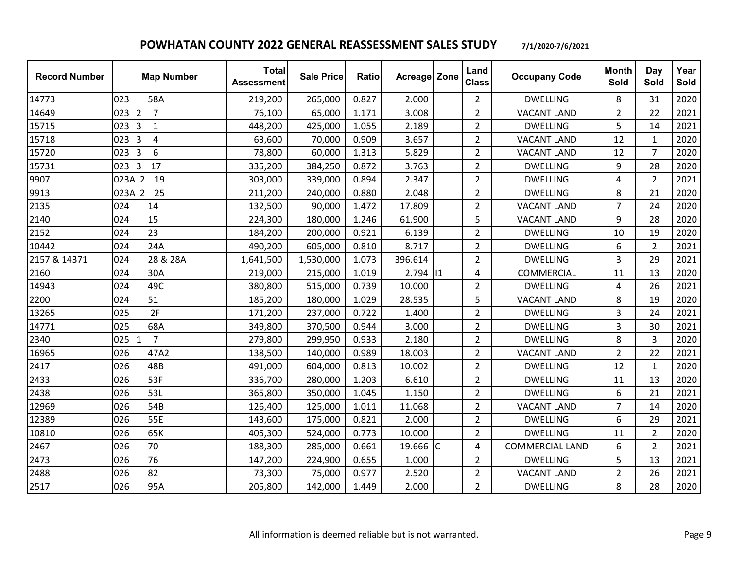# POWHATAN COUNTY 2022 GENERAL REASSESSMENT SALES STUDY

7/1/2020-7/6/2021

| Record Number | Map Number | Total Assessment | Sale Price | Ratio | Acreage | Zone | Land Class | Occupany Code | Month Sold | Day Sold | Year Sold |
|---|---|---|---|---|---|---|---|---|---|---|---|
| 14773 | 023 58A | 219,200 | 265,000 | 0.827 | 2.000 | | 2 | DWELLING | 8 | 31 | 2020 |
| 14649 | 023 2 7 | 76,100 | 65,000 | 1.171 | 3.008 | | 2 | VACANT LAND | 2 | 22 | 2021 |
| 15715 | 023 3 1 | 448,200 | 425,000 | 1.055 | 2.189 | | 2 | DWELLING | 5 | 14 | 2021 |
| 15718 | 023 3 4 | 63,600 | 70,000 | 0.909 | 3.657 | | 2 | VACANT LAND | 12 | 1 | 2020 |
| 15720 | 023 3 6 | 78,800 | 60,000 | 1.313 | 5.829 | | 2 | VACANT LAND | 12 | 7 | 2020 |
| 15731 | 023 3 17 | 335,200 | 384,250 | 0.872 | 3.763 | | 2 | DWELLING | 9 | 28 | 2020 |
| 9907 | 023A 2 19 | 303,000 | 339,000 | 0.894 | 2.347 | | 2 | DWELLING | 4 | 2 | 2021 |
| 9913 | 023A 2 25 | 211,200 | 240,000 | 0.880 | 2.048 | | 2 | DWELLING | 8 | 21 | 2020 |
| 2135 | 024 14 | 132,500 | 90,000 | 1.472 | 17.809 | | 2 | VACANT LAND | 7 | 24 | 2020 |
| 2140 | 024 15 | 224,300 | 180,000 | 1.246 | 61.900 | | 5 | VACANT LAND | 9 | 28 | 2020 |
| 2152 | 024 23 | 184,200 | 200,000 | 0.921 | 6.139 | | 2 | DWELLING | 10 | 19 | 2020 |
| 10442 | 024 24A | 490,200 | 605,000 | 0.810 | 8.717 | | 2 | DWELLING | 6 | 2 | 2021 |
| 2157 & 14371 | 024 28 & 28A | 1,641,500 | 1,530,000 | 1.073 | 396.614 | | 2 | DWELLING | 3 | 29 | 2021 |
| 2160 | 024 30A | 219,000 | 215,000 | 1.019 | 2.794 | I1 | 4 | COMMERCIAL | 11 | 13 | 2020 |
| 14943 | 024 49C | 380,800 | 515,000 | 0.739 | 10.000 | | 2 | DWELLING | 4 | 26 | 2021 |
| 2200 | 024 51 | 185,200 | 180,000 | 1.029 | 28.535 | | 5 | VACANT LAND | 8 | 19 | 2020 |
| 13265 | 025 2F | 171,200 | 237,000 | 0.722 | 1.400 | | 2 | DWELLING | 3 | 24 | 2021 |
| 14771 | 025 68A | 349,800 | 370,500 | 0.944 | 3.000 | | 2 | DWELLING | 3 | 30 | 2021 |
| 2340 | 025 1 7 | 279,800 | 299,950 | 0.933 | 2.180 | | 2 | DWELLING | 8 | 3 | 2020 |
| 16965 | 026 47A2 | 138,500 | 140,000 | 0.989 | 18.003 | | 2 | VACANT LAND | 2 | 22 | 2021 |
| 2417 | 026 48B | 491,000 | 604,000 | 0.813 | 10.002 | | 2 | DWELLING | 12 | 1 | 2020 |
| 2433 | 026 53F | 336,700 | 280,000 | 1.203 | 6.610 | | 2 | DWELLING | 11 | 13 | 2020 |
| 2438 | 026 53L | 365,800 | 350,000 | 1.045 | 1.150 | | 2 | DWELLING | 6 | 21 | 2021 |
| 12969 | 026 54B | 126,400 | 125,000 | 1.011 | 11.068 | | 2 | VACANT LAND | 7 | 14 | 2020 |
| 12389 | 026 55E | 143,600 | 175,000 | 0.821 | 2.000 | | 2 | DWELLING | 6 | 29 | 2021 |
| 10810 | 026 65K | 405,300 | 524,000 | 0.773 | 10.000 | | 2 | DWELLING | 11 | 2 | 2020 |
| 2467 | 026 70 | 188,300 | 285,000 | 0.661 | 19.666 | C | 4 | COMMERCIAL LAND | 6 | 2 | 2021 |
| 2473 | 026 76 | 147,200 | 224,900 | 0.655 | 1.000 | | 2 | DWELLING | 5 | 13 | 2021 |
| 2488 | 026 82 | 73,300 | 75,000 | 0.977 | 2.520 | | 2 | VACANT LAND | 2 | 26 | 2021 |
| 2517 | 026 95A | 205,800 | 142,000 | 1.449 | 2.000 | | 2 | DWELLING | 8 | 28 | 2020 |

All information is deemed reliable but is not warranted.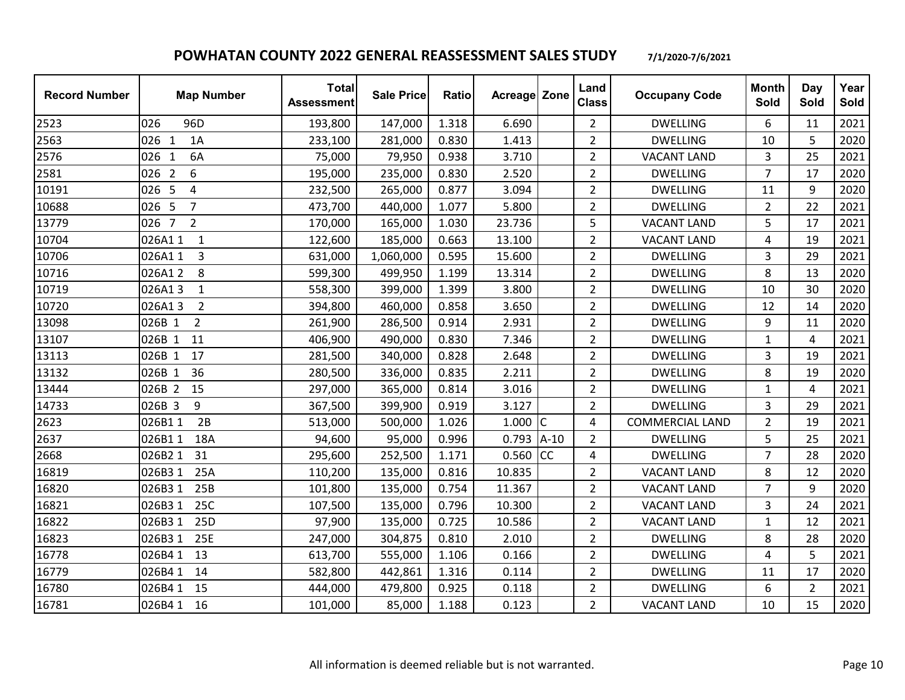## POWHATAN COUNTY 2022 GENERAL REASSESSMENT SALES STUDY 7/1/2020-7/6/2021

| Record Number | Map Number | Total Assessment | Sale Price | Ratio | Acreage | Zone | Land Class | Occupany Code | Month Sold | Day Sold | Year Sold |
|---|---|---|---|---|---|---|---|---|---|---|---|
| 2523 | 026 96D | 193,800 | 147,000 | 1.318 | 6.690 | | 2 | DWELLING | 6 | 11 | 2021 |
| 2563 | 026 1 1A | 233,100 | 281,000 | 0.830 | 1.413 | | 2 | DWELLING | 10 | 5 | 2020 |
| 2576 | 026 1 6A | 75,000 | 79,950 | 0.938 | 3.710 | | 2 | VACANT LAND | 3 | 25 | 2021 |
| 2581 | 026 2 6 | 195,000 | 235,000 | 0.830 | 2.520 | | 2 | DWELLING | 7 | 17 | 2020 |
| 10191 | 026 5 4 | 232,500 | 265,000 | 0.877 | 3.094 | | 2 | DWELLING | 11 | 9 | 2020 |
| 10688 | 026 5 7 | 473,700 | 440,000 | 1.077 | 5.800 | | 2 | DWELLING | 2 | 22 | 2021 |
| 13779 | 026 7 2 | 170,000 | 165,000 | 1.030 | 23.736 | | 5 | VACANT LAND | 5 | 17 | 2021 |
| 10704 | 026A1 1 1 | 122,600 | 185,000 | 0.663 | 13.100 | | 2 | VACANT LAND | 4 | 19 | 2021 |
| 10706 | 026A1 1 3 | 631,000 | 1,060,000 | 0.595 | 15.600 | | 2 | DWELLING | 3 | 29 | 2021 |
| 10716 | 026A1 2 8 | 599,300 | 499,950 | 1.199 | 13.314 | | 2 | DWELLING | 8 | 13 | 2020 |
| 10719 | 026A1 3 1 | 558,300 | 399,000 | 1.399 | 3.800 | | 2 | DWELLING | 10 | 30 | 2020 |
| 10720 | 026A1 3 2 | 394,800 | 460,000 | 0.858 | 3.650 | | 2 | DWELLING | 12 | 14 | 2020 |
| 13098 | 026B 1 2 | 261,900 | 286,500 | 0.914 | 2.931 | | 2 | DWELLING | 9 | 11 | 2020 |
| 13107 | 026B 1 11 | 406,900 | 490,000 | 0.830 | 7.346 | | 2 | DWELLING | 1 | 4 | 2021 |
| 13113 | 026B 1 17 | 281,500 | 340,000 | 0.828 | 2.648 | | 2 | DWELLING | 3 | 19 | 2021 |
| 13132 | 026B 1 36 | 280,500 | 336,000 | 0.835 | 2.211 | | 2 | DWELLING | 8 | 19 | 2020 |
| 13444 | 026B 2 15 | 297,000 | 365,000 | 0.814 | 3.016 | | 2 | DWELLING | 1 | 4 | 2021 |
| 14733 | 026B 3 9 | 367,500 | 399,900 | 0.919 | 3.127 | | 2 | DWELLING | 3 | 29 | 2021 |
| 2623 | 026B1 1 2B | 513,000 | 500,000 | 1.026 | 1.000 | C | 4 | COMMERCIAL LAND | 2 | 19 | 2021 |
| 2637 | 026B1 1 18A | 94,600 | 95,000 | 0.996 | 0.793 | A-10 | 2 | DWELLING | 5 | 25 | 2021 |
| 2668 | 026B2 1 31 | 295,600 | 252,500 | 1.171 | 0.560 | CC | 4 | DWELLING | 7 | 28 | 2020 |
| 16819 | 026B3 1 25A | 110,200 | 135,000 | 0.816 | 10.835 | | 2 | VACANT LAND | 8 | 12 | 2020 |
| 16820 | 026B3 1 25B | 101,800 | 135,000 | 0.754 | 11.367 | | 2 | VACANT LAND | 7 | 9 | 2020 |
| 16821 | 026B3 1 25C | 107,500 | 135,000 | 0.796 | 10.300 | | 2 | VACANT LAND | 3 | 24 | 2021 |
| 16822 | 026B3 1 25D | 97,900 | 135,000 | 0.725 | 10.586 | | 2 | VACANT LAND | 1 | 12 | 2021 |
| 16823 | 026B3 1 25E | 247,000 | 304,875 | 0.810 | 2.010 | | 2 | DWELLING | 8 | 28 | 2020 |
| 16778 | 026B4 1 13 | 613,700 | 555,000 | 1.106 | 0.166 | | 2 | DWELLING | 4 | 5 | 2021 |
| 16779 | 026B4 1 14 | 582,800 | 442,861 | 1.316 | 0.114 | | 2 | DWELLING | 11 | 17 | 2020 |
| 16780 | 026B4 1 15 | 444,000 | 479,800 | 0.925 | 0.118 | | 2 | DWELLING | 6 | 2 | 2021 |
| 16781 | 026B4 1 16 | 101,000 | 85,000 | 1.188 | 0.123 | | 2 | VACANT LAND | 10 | 15 | 2020 |

All information is deemed reliable but is not warranted.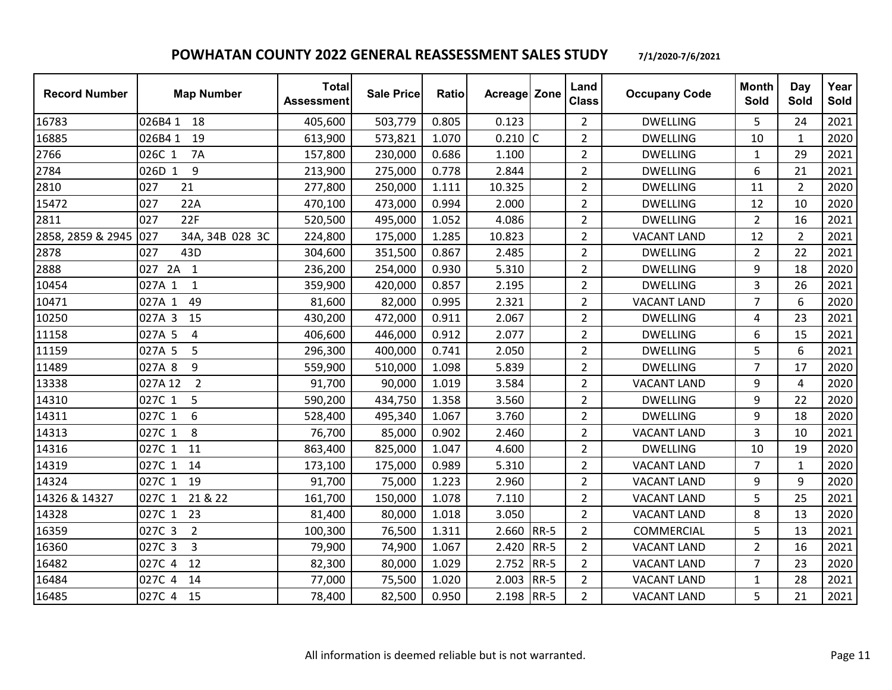## POWHATAN COUNTY 2022 GENERAL REASSESSMENT SALES STUDY 7/1/2020-7/6/2021

| Record Number | Map Number | Total Assessment | Sale Price | Ratio | Acreage | Zone | Land Class | Occupany Code | Month Sold | Day Sold | Year Sold |
|---|---|---|---|---|---|---|---|---|---|---|---|
| 16783 | 026B4 1 18 | 405,600 | 503,779 | 0.805 | 0.123 | | 2 | DWELLING | 5 | 24 | 2021 |
| 16885 | 026B4 1 19 | 613,900 | 573,821 | 1.070 | 0.210 | C | 2 | DWELLING | 10 | 1 | 2020 |
| 2766 | 026C 1 7A | 157,800 | 230,000 | 0.686 | 1.100 | | 2 | DWELLING | 1 | 29 | 2021 |
| 2784 | 026D 1 9 | 213,900 | 275,000 | 0.778 | 2.844 | | 2 | DWELLING | 6 | 21 | 2021 |
| 2810 | 027 21 | 277,800 | 250,000 | 1.111 | 10.325 | | 2 | DWELLING | 11 | 2 | 2020 |
| 15472 | 027 22A | 470,100 | 473,000 | 0.994 | 2.000 | | 2 | DWELLING | 12 | 10 | 2020 |
| 2811 | 027 22F | 520,500 | 495,000 | 1.052 | 4.086 | | 2 | DWELLING | 2 | 16 | 2021 |
| 2858, 2859 & 2945 | 027 34A, 34B 028 3C | 224,800 | 175,000 | 1.285 | 10.823 | | 2 | VACANT LAND | 12 | 2 | 2021 |
| 2878 | 027 43D | 304,600 | 351,500 | 0.867 | 2.485 | | 2 | DWELLING | 2 | 22 | 2021 |
| 2888 | 027 2A 1 | 236,200 | 254,000 | 0.930 | 5.310 | | 2 | DWELLING | 9 | 18 | 2020 |
| 10454 | 027A 1 1 | 359,900 | 420,000 | 0.857 | 2.195 | | 2 | DWELLING | 3 | 26 | 2021 |
| 10471 | 027A 1 49 | 81,600 | 82,000 | 0.995 | 2.321 | | 2 | VACANT LAND | 7 | 6 | 2020 |
| 10250 | 027A 3 15 | 430,200 | 472,000 | 0.911 | 2.067 | | 2 | DWELLING | 4 | 23 | 2021 |
| 11158 | 027A 5 4 | 406,600 | 446,000 | 0.912 | 2.077 | | 2 | DWELLING | 6 | 15 | 2021 |
| 11159 | 027A 5 5 | 296,300 | 400,000 | 0.741 | 2.050 | | 2 | DWELLING | 5 | 6 | 2021 |
| 11489 | 027A 8 9 | 559,900 | 510,000 | 1.098 | 5.839 | | 2 | DWELLING | 7 | 17 | 2020 |
| 13338 | 027A 12 2 | 91,700 | 90,000 | 1.019 | 3.584 | | 2 | VACANT LAND | 9 | 4 | 2020 |
| 14310 | 027C 1 5 | 590,200 | 434,750 | 1.358 | 3.560 | | 2 | DWELLING | 9 | 22 | 2020 |
| 14311 | 027C 1 6 | 528,400 | 495,340 | 1.067 | 3.760 | | 2 | DWELLING | 9 | 18 | 2020 |
| 14313 | 027C 1 8 | 76,700 | 85,000 | 0.902 | 2.460 | | 2 | VACANT LAND | 3 | 10 | 2021 |
| 14316 | 027C 1 11 | 863,400 | 825,000 | 1.047 | 4.600 | | 2 | DWELLING | 10 | 19 | 2020 |
| 14319 | 027C 1 14 | 173,100 | 175,000 | 0.989 | 5.310 | | 2 | VACANT LAND | 7 | 1 | 2020 |
| 14324 | 027C 1 19 | 91,700 | 75,000 | 1.223 | 2.960 | | 2 | VACANT LAND | 9 | 9 | 2020 |
| 14326 & 14327 | 027C 1 21 & 22 | 161,700 | 150,000 | 1.078 | 7.110 | | 2 | VACANT LAND | 5 | 25 | 2021 |
| 14328 | 027C 1 23 | 81,400 | 80,000 | 1.018 | 3.050 | | 2 | VACANT LAND | 8 | 13 | 2020 |
| 16359 | 027C 3 2 | 100,300 | 76,500 | 1.311 | 2.660 | RR-5 | 2 | COMMERCIAL | 5 | 13 | 2021 |
| 16360 | 027C 3 3 | 79,900 | 74,900 | 1.067 | 2.420 | RR-5 | 2 | VACANT LAND | 2 | 16 | 2021 |
| 16482 | 027C 4 12 | 82,300 | 80,000 | 1.029 | 2.752 | RR-5 | 2 | VACANT LAND | 7 | 23 | 2020 |
| 16484 | 027C 4 14 | 77,000 | 75,500 | 1.020 | 2.003 | RR-5 | 2 | VACANT LAND | 1 | 28 | 2021 |
| 16485 | 027C 4 15 | 78,400 | 82,500 | 0.950 | 2.198 | RR-5 | 2 | VACANT LAND | 5 | 21 | 2021 |

All information is deemed reliable but is not warranted.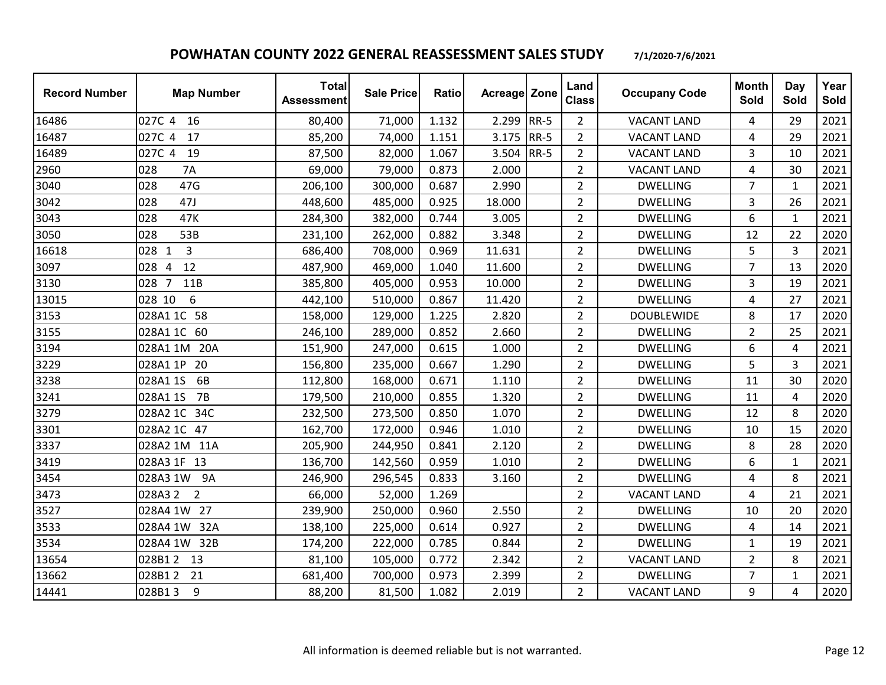## POWHATAN COUNTY 2022 GENERAL REASSESSMENT SALES STUDY 7/1/2020-7/6/2021

| Record Number | Map Number | Total Assessment | Sale Price | Ratio | Acreage | Zone | Land Class | Occupany Code | Month Sold | Day Sold | Year Sold |
|---|---|---|---|---|---|---|---|---|---|---|---|
| 16486 | 027C 4 16 | 80,400 | 71,000 | 1.132 | 2.299 | RR-5 | 2 | VACANT LAND | 4 | 29 | 2021 |
| 16487 | 027C 4 17 | 85,200 | 74,000 | 1.151 | 3.175 | RR-5 | 2 | VACANT LAND | 4 | 29 | 2021 |
| 16489 | 027C 4 19 | 87,500 | 82,000 | 1.067 | 3.504 | RR-5 | 2 | VACANT LAND | 3 | 10 | 2021 |
| 2960 | 028 7A | 69,000 | 79,000 | 0.873 | 2.000 | | 2 | VACANT LAND | 4 | 30 | 2021 |
| 3040 | 028 47G | 206,100 | 300,000 | 0.687 | 2.990 | | 2 | DWELLING | 7 | 1 | 2021 |
| 3042 | 028 47J | 448,600 | 485,000 | 0.925 | 18.000 | | 2 | DWELLING | 3 | 26 | 2021 |
| 3043 | 028 47K | 284,300 | 382,000 | 0.744 | 3.005 | | 2 | DWELLING | 6 | 1 | 2021 |
| 3050 | 028 53B | 231,100 | 262,000 | 0.882 | 3.348 | | 2 | DWELLING | 12 | 22 | 2020 |
| 16618 | 028 1 3 | 686,400 | 708,000 | 0.969 | 11.631 | | 2 | DWELLING | 5 | 3 | 2021 |
| 3097 | 028 4 12 | 487,900 | 469,000 | 1.040 | 11.600 | | 2 | DWELLING | 7 | 13 | 2020 |
| 3130 | 028 7 11B | 385,800 | 405,000 | 0.953 | 10.000 | | 2 | DWELLING | 3 | 19 | 2021 |
| 13015 | 028 10 6 | 442,100 | 510,000 | 0.867 | 11.420 | | 2 | DWELLING | 4 | 27 | 2021 |
| 3153 | 028A1 1C 58 | 158,000 | 129,000 | 1.225 | 2.820 | | 2 | DOUBLEWIDE | 8 | 17 | 2020 |
| 3155 | 028A1 1C 60 | 246,100 | 289,000 | 0.852 | 2.660 | | 2 | DWELLING | 2 | 25 | 2021 |
| 3194 | 028A1 1M 20A | 151,900 | 247,000 | 0.615 | 1.000 | | 2 | DWELLING | 6 | 4 | 2021 |
| 3229 | 028A1 1P 20 | 156,800 | 235,000 | 0.667 | 1.290 | | 2 | DWELLING | 5 | 3 | 2021 |
| 3238 | 028A1 1S 6B | 112,800 | 168,000 | 0.671 | 1.110 | | 2 | DWELLING | 11 | 30 | 2020 |
| 3241 | 028A1 1S 7B | 179,500 | 210,000 | 0.855 | 1.320 | | 2 | DWELLING | 11 | 4 | 2020 |
| 3279 | 028A2 1C 34C | 232,500 | 273,500 | 0.850 | 1.070 | | 2 | DWELLING | 12 | 8 | 2020 |
| 3301 | 028A2 1C 47 | 162,700 | 172,000 | 0.946 | 1.010 | | 2 | DWELLING | 10 | 15 | 2020 |
| 3337 | 028A2 1M 11A | 205,900 | 244,950 | 0.841 | 2.120 | | 2 | DWELLING | 8 | 28 | 2020 |
| 3419 | 028A3 1F 13 | 136,700 | 142,560 | 0.959 | 1.010 | | 2 | DWELLING | 6 | 1 | 2021 |
| 3454 | 028A3 1W 9A | 246,900 | 296,545 | 0.833 | 3.160 | | 2 | DWELLING | 4 | 8 | 2021 |
| 3473 | 028A3 2 2 | 66,000 | 52,000 | 1.269 | | | 2 | VACANT LAND | 4 | 21 | 2021 |
| 3527 | 028A4 1W 27 | 239,900 | 250,000 | 0.960 | 2.550 | | 2 | DWELLING | 10 | 20 | 2020 |
| 3533 | 028A4 1W 32A | 138,100 | 225,000 | 0.614 | 0.927 | | 2 | DWELLING | 4 | 14 | 2021 |
| 3534 | 028A4 1W 32B | 174,200 | 222,000 | 0.785 | 0.844 | | 2 | DWELLING | 1 | 19 | 2021 |
| 13654 | 028B1 2 13 | 81,100 | 105,000 | 0.772 | 2.342 | | 2 | VACANT LAND | 2 | 8 | 2021 |
| 13662 | 028B1 2 21 | 681,400 | 700,000 | 0.973 | 2.399 | | 2 | DWELLING | 7 | 1 | 2021 |
| 14441 | 028B1 3 9 | 88,200 | 81,500 | 1.082 | 2.019 | | 2 | VACANT LAND | 9 | 4 | 2020 |

All information is deemed reliable but is not warranted.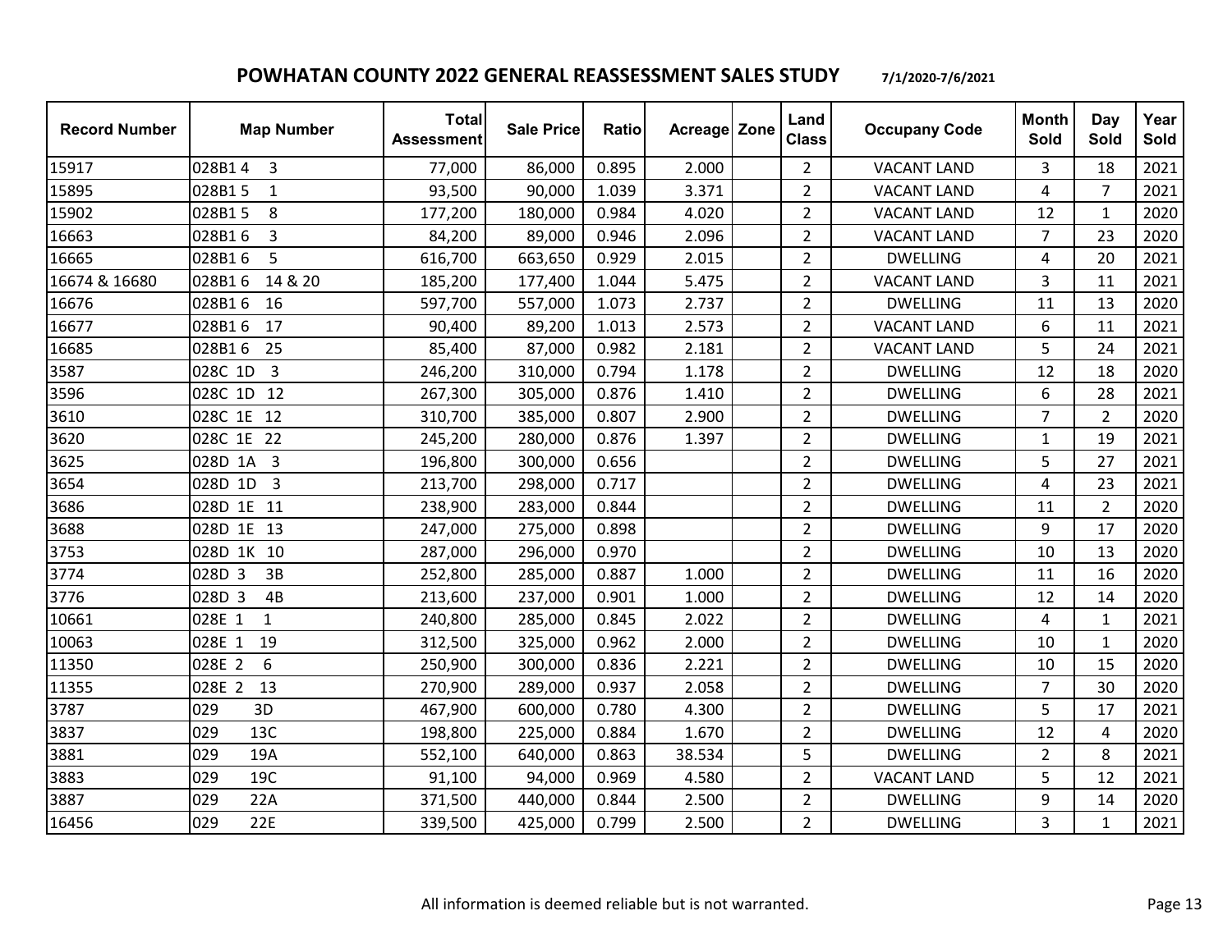# POWHATAN COUNTY 2022 GENERAL REASSESSMENT SALES STUDY

7/1/2020-7/6/2021

| Record Number | Map Number | Total Assessment | Sale Price | Ratio | Acreage | Zone | Land Class | Occupany Code | Month Sold | Day Sold | Year Sold |
|---|---|---|---|---|---|---|---|---|---|---|---|
| 15917 | 028B1 4 3 | 77,000 | 86,000 | 0.895 | 2.000 | | 2 | VACANT LAND | 3 | 18 | 2021 |
| 15895 | 028B1 5 1 | 93,500 | 90,000 | 1.039 | 3.371 | | 2 | VACANT LAND | 4 | 7 | 2021 |
| 15902 | 028B1 5 8 | 177,200 | 180,000 | 0.984 | 4.020 | | 2 | VACANT LAND | 12 | 1 | 2020 |
| 16663 | 028B1 6 3 | 84,200 | 89,000 | 0.946 | 2.096 | | 2 | VACANT LAND | 7 | 23 | 2020 |
| 16665 | 028B1 6 5 | 616,700 | 663,650 | 0.929 | 2.015 | | 2 | DWELLING | 4 | 20 | 2021 |
| 16674 & 16680 | 028B1 6 14 & 20 | 185,200 | 177,400 | 1.044 | 5.475 | | 2 | VACANT LAND | 3 | 11 | 2021 |
| 16676 | 028B1 6 16 | 597,700 | 557,000 | 1.073 | 2.737 | | 2 | DWELLING | 11 | 13 | 2020 |
| 16677 | 028B1 6 17 | 90,400 | 89,200 | 1.013 | 2.573 | | 2 | VACANT LAND | 6 | 11 | 2021 |
| 16685 | 028B1 6 25 | 85,400 | 87,000 | 0.982 | 2.181 | | 2 | VACANT LAND | 5 | 24 | 2021 |
| 3587 | 028C 1D 3 | 246,200 | 310,000 | 0.794 | 1.178 | | 2 | DWELLING | 12 | 18 | 2020 |
| 3596 | 028C 1D 12 | 267,300 | 305,000 | 0.876 | 1.410 | | 2 | DWELLING | 6 | 28 | 2021 |
| 3610 | 028C 1E 12 | 310,700 | 385,000 | 0.807 | 2.900 | | 2 | DWELLING | 7 | 2 | 2020 |
| 3620 | 028C 1E 22 | 245,200 | 280,000 | 0.876 | 1.397 | | 2 | DWELLING | 1 | 19 | 2021 |
| 3625 | 028D 1A 3 | 196,800 | 300,000 | 0.656 | | | 2 | DWELLING | 5 | 27 | 2021 |
| 3654 | 028D 1D 3 | 213,700 | 298,000 | 0.717 | | | 2 | DWELLING | 4 | 23 | 2021 |
| 3686 | 028D 1E 11 | 238,900 | 283,000 | 0.844 | | | 2 | DWELLING | 11 | 2 | 2020 |
| 3688 | 028D 1E 13 | 247,000 | 275,000 | 0.898 | | | 2 | DWELLING | 9 | 17 | 2020 |
| 3753 | 028D 1K 10 | 287,000 | 296,000 | 0.970 | | | 2 | DWELLING | 10 | 13 | 2020 |
| 3774 | 028D 3 3B | 252,800 | 285,000 | 0.887 | 1.000 | | 2 | DWELLING | 11 | 16 | 2020 |
| 3776 | 028D 3 4B | 213,600 | 237,000 | 0.901 | 1.000 | | 2 | DWELLING | 12 | 14 | 2020 |
| 10661 | 028E 1 1 | 240,800 | 285,000 | 0.845 | 2.022 | | 2 | DWELLING | 4 | 1 | 2021 |
| 10063 | 028E 1 19 | 312,500 | 325,000 | 0.962 | 2.000 | | 2 | DWELLING | 10 | 1 | 2020 |
| 11350 | 028E 2 6 | 250,900 | 300,000 | 0.836 | 2.221 | | 2 | DWELLING | 10 | 15 | 2020 |
| 11355 | 028E 2 13 | 270,900 | 289,000 | 0.937 | 2.058 | | 2 | DWELLING | 7 | 30 | 2020 |
| 3787 | 029 3D | 467,900 | 600,000 | 0.780 | 4.300 | | 2 | DWELLING | 5 | 17 | 2021 |
| 3837 | 029 13C | 198,800 | 225,000 | 0.884 | 1.670 | | 2 | DWELLING | 12 | 4 | 2020 |
| 3881 | 029 19A | 552,100 | 640,000 | 0.863 | 38.534 | | 5 | DWELLING | 2 | 8 | 2021 |
| 3883 | 029 19C | 91,100 | 94,000 | 0.969 | 4.580 | | 2 | VACANT LAND | 5 | 12 | 2021 |
| 3887 | 029 22A | 371,500 | 440,000 | 0.844 | 2.500 | | 2 | DWELLING | 9 | 14 | 2020 |
| 16456 | 029 22E | 339,500 | 425,000 | 0.799 | 2.500 | | 2 | DWELLING | 3 | 1 | 2021 |

All information is deemed reliable but is not warranted.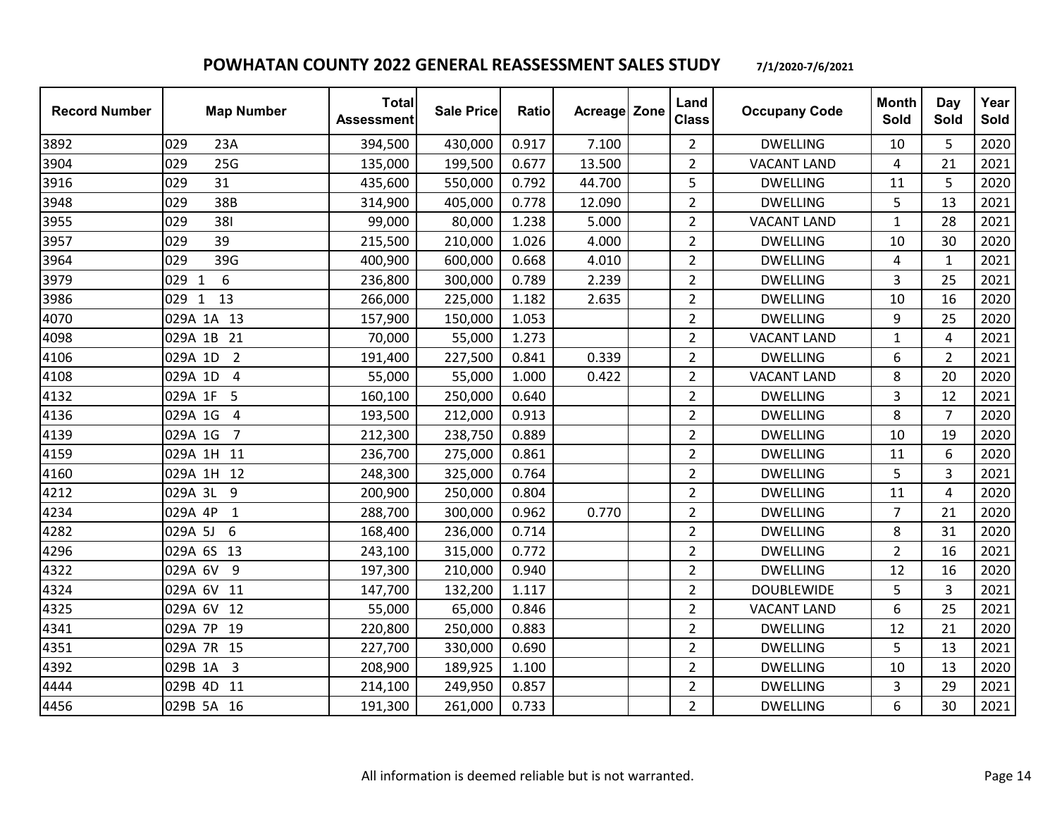## POWHATAN COUNTY 2022 GENERAL REASSESSMENT SALES STUDY 7/1/2020-7/6/2021

| Record Number | Map Number | Total Assessment | Sale Price | Ratio | Acreage | Zone | Land Class | Occupany Code | Month Sold | Day Sold | Year Sold |
|---|---|---|---|---|---|---|---|---|---|---|---|
| 3892 | 029 23A | 394,500 | 430,000 | 0.917 | 7.100 | | 2 | DWELLING | 10 | 5 | 2020 |
| 3904 | 029 25G | 135,000 | 199,500 | 0.677 | 13.500 | | 2 | VACANT LAND | 4 | 21 | 2021 |
| 3916 | 029 31 | 435,600 | 550,000 | 0.792 | 44.700 | | 5 | DWELLING | 11 | 5 | 2020 |
| 3948 | 029 38B | 314,900 | 405,000 | 0.778 | 12.090 | | 2 | DWELLING | 5 | 13 | 2021 |
| 3955 | 029 38I | 99,000 | 80,000 | 1.238 | 5.000 | | 2 | VACANT LAND | 1 | 28 | 2021 |
| 3957 | 029 39 | 215,500 | 210,000 | 1.026 | 4.000 | | 2 | DWELLING | 10 | 30 | 2020 |
| 3964 | 029 39G | 400,900 | 600,000 | 0.668 | 4.010 | | 2 | DWELLING | 4 | 1 | 2021 |
| 3979 | 029 1 6 | 236,800 | 300,000 | 0.789 | 2.239 | | 2 | DWELLING | 3 | 25 | 2021 |
| 3986 | 029 1 13 | 266,000 | 225,000 | 1.182 | 2.635 | | 2 | DWELLING | 10 | 16 | 2020 |
| 4070 | 029A 1A 13 | 157,900 | 150,000 | 1.053 | | | 2 | DWELLING | 9 | 25 | 2020 |
| 4098 | 029A 1B 21 | 70,000 | 55,000 | 1.273 | | | 2 | VACANT LAND | 1 | 4 | 2021 |
| 4106 | 029A 1D 2 | 191,400 | 227,500 | 0.841 | 0.339 | | 2 | DWELLING | 6 | 2 | 2021 |
| 4108 | 029A 1D 4 | 55,000 | 55,000 | 1.000 | 0.422 | | 2 | VACANT LAND | 8 | 20 | 2020 |
| 4132 | 029A 1F 5 | 160,100 | 250,000 | 0.640 | | | 2 | DWELLING | 3 | 12 | 2021 |
| 4136 | 029A 1G 4 | 193,500 | 212,000 | 0.913 | | | 2 | DWELLING | 8 | 7 | 2020 |
| 4139 | 029A 1G 7 | 212,300 | 238,750 | 0.889 | | | 2 | DWELLING | 10 | 19 | 2020 |
| 4159 | 029A 1H 11 | 236,700 | 275,000 | 0.861 | | | 2 | DWELLING | 11 | 6 | 2020 |
| 4160 | 029A 1H 12 | 248,300 | 325,000 | 0.764 | | | 2 | DWELLING | 5 | 3 | 2021 |
| 4212 | 029A 3L 9 | 200,900 | 250,000 | 0.804 | | | 2 | DWELLING | 11 | 4 | 2020 |
| 4234 | 029A 4P 1 | 288,700 | 300,000 | 0.962 | 0.770 | | 2 | DWELLING | 7 | 21 | 2020 |
| 4282 | 029A 5J 6 | 168,400 | 236,000 | 0.714 | | | 2 | DWELLING | 8 | 31 | 2020 |
| 4296 | 029A 6S 13 | 243,100 | 315,000 | 0.772 | | | 2 | DWELLING | 2 | 16 | 2021 |
| 4322 | 029A 6V 9 | 197,300 | 210,000 | 0.940 | | | 2 | DWELLING | 12 | 16 | 2020 |
| 4324 | 029A 6V 11 | 147,700 | 132,200 | 1.117 | | | 2 | DOUBLEWIDE | 5 | 3 | 2021 |
| 4325 | 029A 6V 12 | 55,000 | 65,000 | 0.846 | | | 2 | VACANT LAND | 6 | 25 | 2021 |
| 4341 | 029A 7P 19 | 220,800 | 250,000 | 0.883 | | | 2 | DWELLING | 12 | 21 | 2020 |
| 4351 | 029A 7R 15 | 227,700 | 330,000 | 0.690 | | | 2 | DWELLING | 5 | 13 | 2021 |
| 4392 | 029B 1A 3 | 208,900 | 189,925 | 1.100 | | | 2 | DWELLING | 10 | 13 | 2020 |
| 4444 | 029B 4D 11 | 214,100 | 249,950 | 0.857 | | | 2 | DWELLING | 3 | 29 | 2021 |
| 4456 | 029B 5A 16 | 191,300 | 261,000 | 0.733 | | | 2 | DWELLING | 6 | 30 | 2021 |

All information is deemed reliable but is not warranted.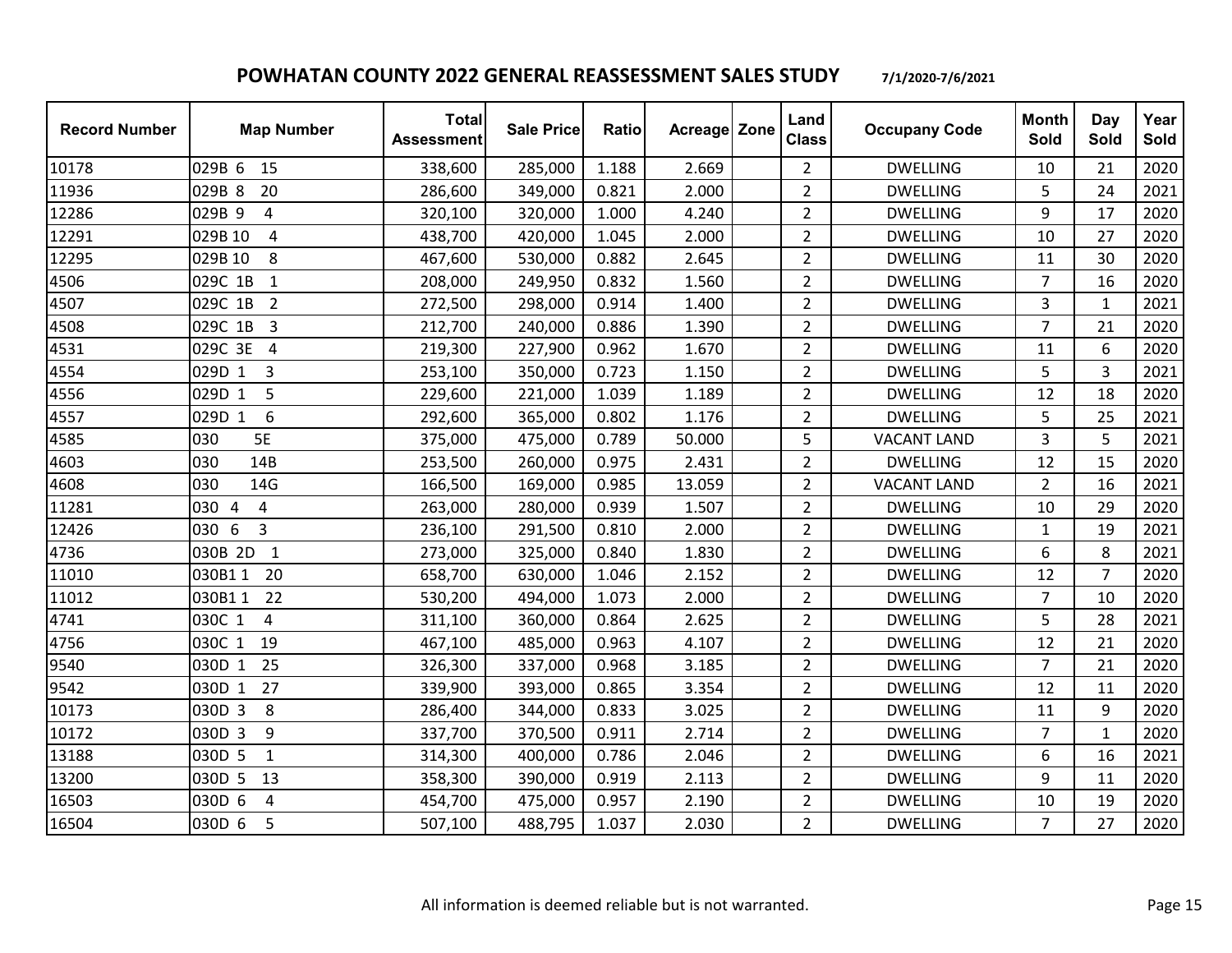# POWHATAN COUNTY 2022 GENERAL REASSESSMENT SALES STUDY

7/1/2020-7/6/2021

| Record Number | Map Number | Total Assessment | Sale Price | Ratio | Acreage | Zone | Land Class | Occupany Code | Month Sold | Day Sold | Year Sold |
|---|---|---|---|---|---|---|---|---|---|---|---|
| 10178 | 029B 6 15 | 338,600 | 285,000 | 1.188 | 2.669 | | 2 | DWELLING | 10 | 21 | 2020 |
| 11936 | 029B 8 20 | 286,600 | 349,000 | 0.821 | 2.000 | | 2 | DWELLING | 5 | 24 | 2021 |
| 12286 | 029B 9 4 | 320,100 | 320,000 | 1.000 | 4.240 | | 2 | DWELLING | 9 | 17 | 2020 |
| 12291 | 029B 10 4 | 438,700 | 420,000 | 1.045 | 2.000 | | 2 | DWELLING | 10 | 27 | 2020 |
| 12295 | 029B 10 8 | 467,600 | 530,000 | 0.882 | 2.645 | | 2 | DWELLING | 11 | 30 | 2020 |
| 4506 | 029C 1B 1 | 208,000 | 249,950 | 0.832 | 1.560 | | 2 | DWELLING | 7 | 16 | 2020 |
| 4507 | 029C 1B 2 | 272,500 | 298,000 | 0.914 | 1.400 | | 2 | DWELLING | 3 | 1 | 2021 |
| 4508 | 029C 1B 3 | 212,700 | 240,000 | 0.886 | 1.390 | | 2 | DWELLING | 7 | 21 | 2020 |
| 4531 | 029C 3E 4 | 219,300 | 227,900 | 0.962 | 1.670 | | 2 | DWELLING | 11 | 6 | 2020 |
| 4554 | 029D 1 3 | 253,100 | 350,000 | 0.723 | 1.150 | | 2 | DWELLING | 5 | 3 | 2021 |
| 4556 | 029D 1 5 | 229,600 | 221,000 | 1.039 | 1.189 | | 2 | DWELLING | 12 | 18 | 2020 |
| 4557 | 029D 1 6 | 292,600 | 365,000 | 0.802 | 1.176 | | 2 | DWELLING | 5 | 25 | 2021 |
| 4585 | 030 5E | 375,000 | 475,000 | 0.789 | 50.000 | | 5 | VACANT LAND | 3 | 5 | 2021 |
| 4603 | 030 14B | 253,500 | 260,000 | 0.975 | 2.431 | | 2 | DWELLING | 12 | 15 | 2020 |
| 4608 | 030 14G | 166,500 | 169,000 | 0.985 | 13.059 | | 2 | VACANT LAND | 2 | 16 | 2021 |
| 11281 | 030 4 4 | 263,000 | 280,000 | 0.939 | 1.507 | | 2 | DWELLING | 10 | 29 | 2020 |
| 12426 | 030 6 3 | 236,100 | 291,500 | 0.810 | 2.000 | | 2 | DWELLING | 1 | 19 | 2021 |
| 4736 | 030B 2D 1 | 273,000 | 325,000 | 0.840 | 1.830 | | 2 | DWELLING | 6 | 8 | 2021 |
| 11010 | 030B1 1 20 | 658,700 | 630,000 | 1.046 | 2.152 | | 2 | DWELLING | 12 | 7 | 2020 |
| 11012 | 030B1 1 22 | 530,200 | 494,000 | 1.073 | 2.000 | | 2 | DWELLING | 7 | 10 | 2020 |
| 4741 | 030C 1 4 | 311,100 | 360,000 | 0.864 | 2.625 | | 2 | DWELLING | 5 | 28 | 2021 |
| 4756 | 030C 1 19 | 467,100 | 485,000 | 0.963 | 4.107 | | 2 | DWELLING | 12 | 21 | 2020 |
| 9540 | 030D 1 25 | 326,300 | 337,000 | 0.968 | 3.185 | | 2 | DWELLING | 7 | 21 | 2020 |
| 9542 | 030D 1 27 | 339,900 | 393,000 | 0.865 | 3.354 | | 2 | DWELLING | 12 | 11 | 2020 |
| 10173 | 030D 3 8 | 286,400 | 344,000 | 0.833 | 3.025 | | 2 | DWELLING | 11 | 9 | 2020 |
| 10172 | 030D 3 9 | 337,700 | 370,500 | 0.911 | 2.714 | | 2 | DWELLING | 7 | 1 | 2020 |
| 13188 | 030D 5 1 | 314,300 | 400,000 | 0.786 | 2.046 | | 2 | DWELLING | 6 | 16 | 2021 |
| 13200 | 030D 5 13 | 358,300 | 390,000 | 0.919 | 2.113 | | 2 | DWELLING | 9 | 11 | 2020 |
| 16503 | 030D 6 4 | 454,700 | 475,000 | 0.957 | 2.190 | | 2 | DWELLING | 10 | 19 | 2020 |
| 16504 | 030D 6 5 | 507,100 | 488,795 | 1.037 | 2.030 | | 2 | DWELLING | 7 | 27 | 2020 |

All information is deemed reliable but is not warranted.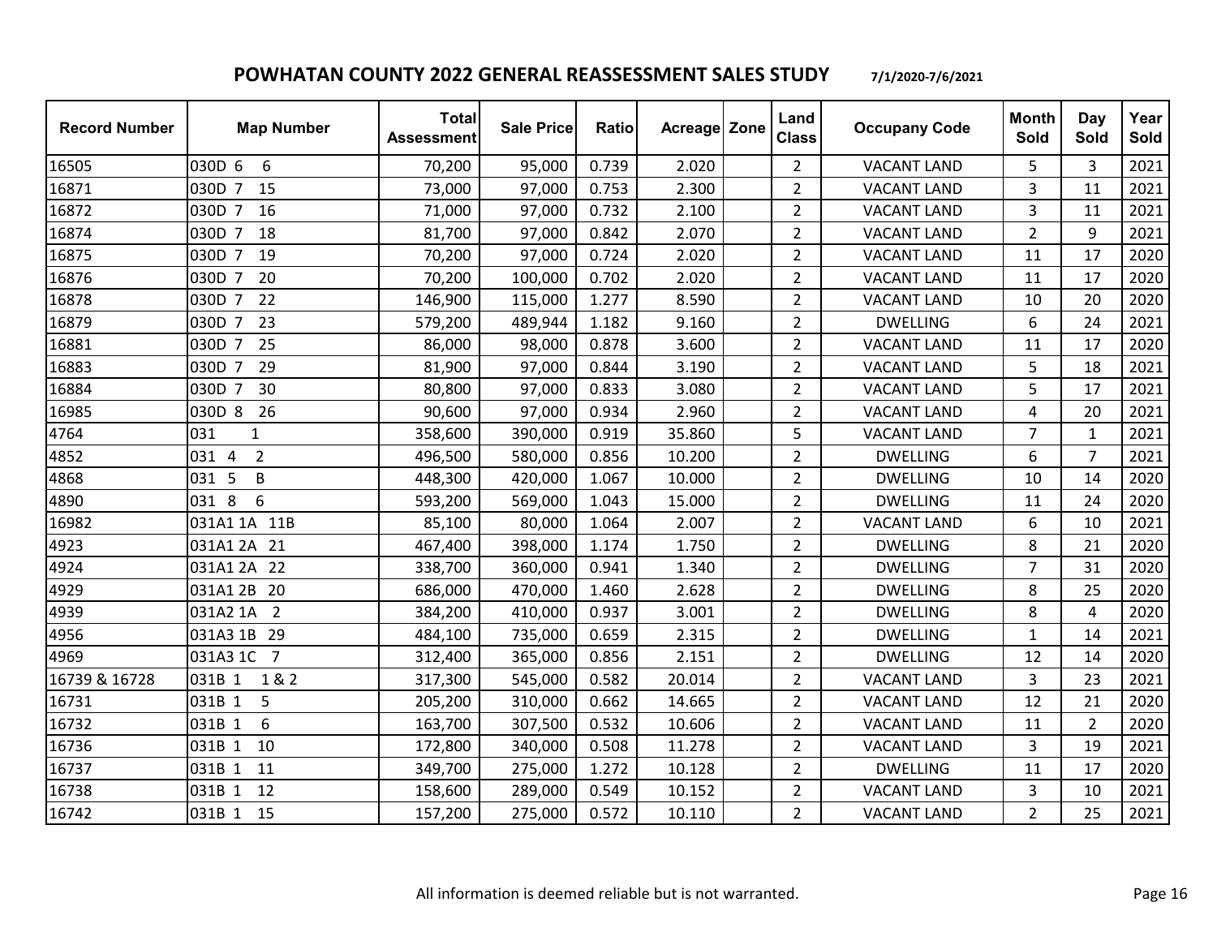## POWHATAN COUNTY 2022 GENERAL REASSESSMENT SALES STUDY 7/1/2020-7/6/2021

| Record Number | Map Number | Total Assessment | Sale Price | Ratio | Acreage | Zone | Land Class | Occupany Code | Month Sold | Day Sold | Year Sold |
|---|---|---|---|---|---|---|---|---|---|---|---|
| 16505 | 030D 6 6 | 70,200 | 95,000 | 0.739 | 2.020 | | 2 | VACANT LAND | 5 | 3 | 2021 |
| 16871 | 030D 7 15 | 73,000 | 97,000 | 0.753 | 2.300 | | 2 | VACANT LAND | 3 | 11 | 2021 |
| 16872 | 030D 7 16 | 71,000 | 97,000 | 0.732 | 2.100 | | 2 | VACANT LAND | 3 | 11 | 2021 |
| 16874 | 030D 7 18 | 81,700 | 97,000 | 0.842 | 2.070 | | 2 | VACANT LAND | 2 | 9 | 2021 |
| 16875 | 030D 7 19 | 70,200 | 97,000 | 0.724 | 2.020 | | 2 | VACANT LAND | 11 | 17 | 2020 |
| 16876 | 030D 7 20 | 70,200 | 100,000 | 0.702 | 2.020 | | 2 | VACANT LAND | 11 | 17 | 2020 |
| 16878 | 030D 7 22 | 146,900 | 115,000 | 1.277 | 8.590 | | 2 | VACANT LAND | 10 | 20 | 2020 |
| 16879 | 030D 7 23 | 579,200 | 489,944 | 1.182 | 9.160 | | 2 | DWELLING | 6 | 24 | 2021 |
| 16881 | 030D 7 25 | 86,000 | 98,000 | 0.878 | 3.600 | | 2 | VACANT LAND | 11 | 17 | 2020 |
| 16883 | 030D 7 29 | 81,900 | 97,000 | 0.844 | 3.190 | | 2 | VACANT LAND | 5 | 18 | 2021 |
| 16884 | 030D 7 30 | 80,800 | 97,000 | 0.833 | 3.080 | | 2 | VACANT LAND | 5 | 17 | 2021 |
| 16985 | 030D 8 26 | 90,600 | 97,000 | 0.934 | 2.960 | | 2 | VACANT LAND | 4 | 20 | 2021 |
| 4764 | 031 1 | 358,600 | 390,000 | 0.919 | 35.860 | | 5 | VACANT LAND | 7 | 1 | 2021 |
| 4852 | 031 4 2 | 496,500 | 580,000 | 0.856 | 10.200 | | 2 | DWELLING | 6 | 7 | 2021 |
| 4868 | 031 5 B | 448,300 | 420,000 | 1.067 | 10.000 | | 2 | DWELLING | 10 | 14 | 2020 |
| 4890 | 031 8 6 | 593,200 | 569,000 | 1.043 | 15.000 | | 2 | DWELLING | 11 | 24 | 2020 |
| 16982 | 031A1 1A 11B | 85,100 | 80,000 | 1.064 | 2.007 | | 2 | VACANT LAND | 6 | 10 | 2021 |
| 4923 | 031A1 2A 21 | 467,400 | 398,000 | 1.174 | 1.750 | | 2 | DWELLING | 8 | 21 | 2020 |
| 4924 | 031A1 2A 22 | 338,700 | 360,000 | 0.941 | 1.340 | | 2 | DWELLING | 7 | 31 | 2020 |
| 4929 | 031A1 2B 20 | 686,000 | 470,000 | 1.460 | 2.628 | | 2 | DWELLING | 8 | 25 | 2020 |
| 4939 | 031A2 1A 2 | 384,200 | 410,000 | 0.937 | 3.001 | | 2 | DWELLING | 8 | 4 | 2020 |
| 4956 | 031A3 1B 29 | 484,100 | 735,000 | 0.659 | 2.315 | | 2 | DWELLING | 1 | 14 | 2021 |
| 4969 | 031A3 1C 7 | 312,400 | 365,000 | 0.856 | 2.151 | | 2 | DWELLING | 12 | 14 | 2020 |
| 16739 & 16728 | 031B 1 1 & 2 | 317,300 | 545,000 | 0.582 | 20.014 | | 2 | VACANT LAND | 3 | 23 | 2021 |
| 16731 | 031B 1 5 | 205,200 | 310,000 | 0.662 | 14.665 | | 2 | VACANT LAND | 12 | 21 | 2020 |
| 16732 | 031B 1 6 | 163,700 | 307,500 | 0.532 | 10.606 | | 2 | VACANT LAND | 11 | 2 | 2020 |
| 16736 | 031B 1 10 | 172,800 | 340,000 | 0.508 | 11.278 | | 2 | VACANT LAND | 3 | 19 | 2021 |
| 16737 | 031B 1 11 | 349,700 | 275,000 | 1.272 | 10.128 | | 2 | DWELLING | 11 | 17 | 2020 |
| 16738 | 031B 1 12 | 158,600 | 289,000 | 0.549 | 10.152 | | 2 | VACANT LAND | 3 | 10 | 2021 |
| 16742 | 031B 1 15 | 157,200 | 275,000 | 0.572 | 10.110 | | 2 | VACANT LAND | 2 | 25 | 2021 |

All information is deemed reliable but is not warranted.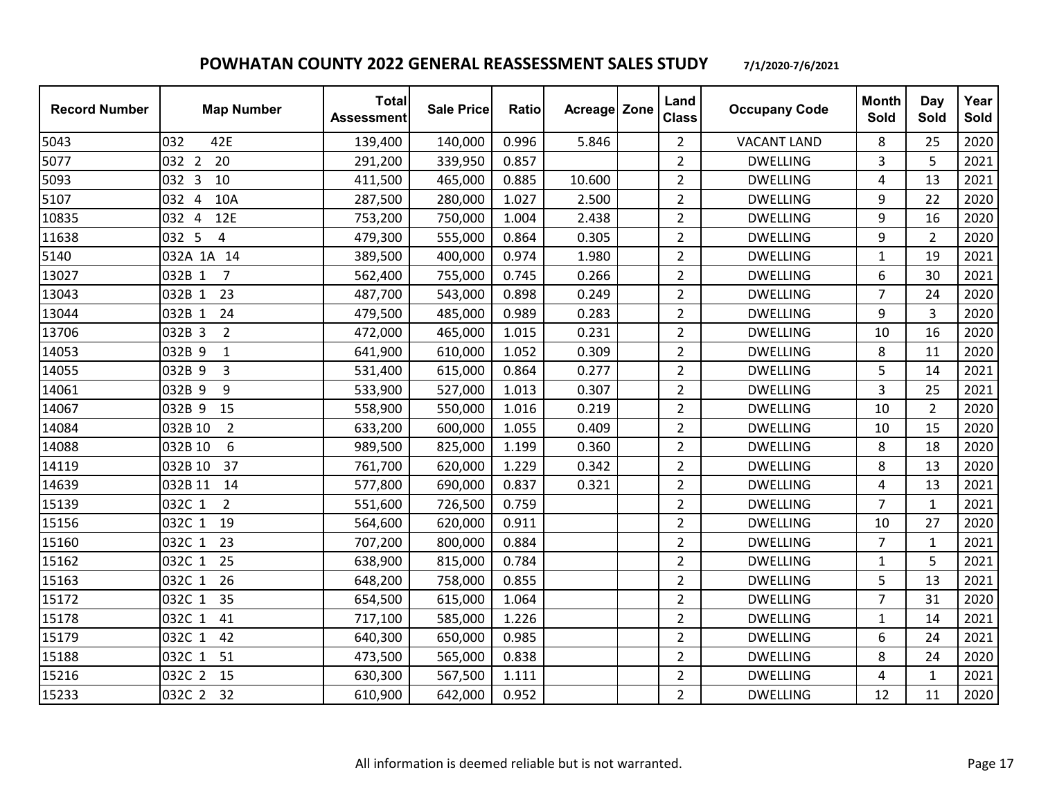# POWHATAN COUNTY 2022 GENERAL REASSESSMENT SALES STUDY

7/1/2020-7/6/2021

| Record Number | Map Number | Total Assessment | Sale Price | Ratio | Acreage | Zone | Land Class | Occupany Code | Month Sold | Day Sold | Year Sold |
|---|---|---|---|---|---|---|---|---|---|---|---|
| 5043 | 032 42E | 139,400 | 140,000 | 0.996 | 5.846 | | 2 | VACANT LAND | 8 | 25 | 2020 |
| 5077 | 032 2 20 | 291,200 | 339,950 | 0.857 | | | 2 | DWELLING | 3 | 5 | 2021 |
| 5093 | 032 3 10 | 411,500 | 465,000 | 0.885 | 10.600 | | 2 | DWELLING | 4 | 13 | 2021 |
| 5107 | 032 4 10A | 287,500 | 280,000 | 1.027 | 2.500 | | 2 | DWELLING | 9 | 22 | 2020 |
| 10835 | 032 4 12E | 753,200 | 750,000 | 1.004 | 2.438 | | 2 | DWELLING | 9 | 16 | 2020 |
| 11638 | 032 5 4 | 479,300 | 555,000 | 0.864 | 0.305 | | 2 | DWELLING | 9 | 2 | 2020 |
| 5140 | 032A 1A 14 | 389,500 | 400,000 | 0.974 | 1.980 | | 2 | DWELLING | 1 | 19 | 2021 |
| 13027 | 032B 1 7 | 562,400 | 755,000 | 0.745 | 0.266 | | 2 | DWELLING | 6 | 30 | 2021 |
| 13043 | 032B 1 23 | 487,700 | 543,000 | 0.898 | 0.249 | | 2 | DWELLING | 7 | 24 | 2020 |
| 13044 | 032B 1 24 | 479,500 | 485,000 | 0.989 | 0.283 | | 2 | DWELLING | 9 | 3 | 2020 |
| 13706 | 032B 3 2 | 472,000 | 465,000 | 1.015 | 0.231 | | 2 | DWELLING | 10 | 16 | 2020 |
| 14053 | 032B 9 1 | 641,900 | 610,000 | 1.052 | 0.309 | | 2 | DWELLING | 8 | 11 | 2020 |
| 14055 | 032B 9 3 | 531,400 | 615,000 | 0.864 | 0.277 | | 2 | DWELLING | 5 | 14 | 2021 |
| 14061 | 032B 9 9 | 533,900 | 527,000 | 1.013 | 0.307 | | 2 | DWELLING | 3 | 25 | 2021 |
| 14067 | 032B 9 15 | 558,900 | 550,000 | 1.016 | 0.219 | | 2 | DWELLING | 10 | 2 | 2020 |
| 14084 | 032B 10 2 | 633,200 | 600,000 | 1.055 | 0.409 | | 2 | DWELLING | 10 | 15 | 2020 |
| 14088 | 032B 10 6 | 989,500 | 825,000 | 1.199 | 0.360 | | 2 | DWELLING | 8 | 18 | 2020 |
| 14119 | 032B 10 37 | 761,700 | 620,000 | 1.229 | 0.342 | | 2 | DWELLING | 8 | 13 | 2020 |
| 14639 | 032B 11 14 | 577,800 | 690,000 | 0.837 | 0.321 | | 2 | DWELLING | 4 | 13 | 2021 |
| 15139 | 032C 1 2 | 551,600 | 726,500 | 0.759 | | | 2 | DWELLING | 7 | 1 | 2021 |
| 15156 | 032C 1 19 | 564,600 | 620,000 | 0.911 | | | 2 | DWELLING | 10 | 27 | 2020 |
| 15160 | 032C 1 23 | 707,200 | 800,000 | 0.884 | | | 2 | DWELLING | 7 | 1 | 2021 |
| 15162 | 032C 1 25 | 638,900 | 815,000 | 0.784 | | | 2 | DWELLING | 1 | 5 | 2021 |
| 15163 | 032C 1 26 | 648,200 | 758,000 | 0.855 | | | 2 | DWELLING | 5 | 13 | 2021 |
| 15172 | 032C 1 35 | 654,500 | 615,000 | 1.064 | | | 2 | DWELLING | 7 | 31 | 2020 |
| 15178 | 032C 1 41 | 717,100 | 585,000 | 1.226 | | | 2 | DWELLING | 1 | 14 | 2021 |
| 15179 | 032C 1 42 | 640,300 | 650,000 | 0.985 | | | 2 | DWELLING | 6 | 24 | 2021 |
| 15188 | 032C 1 51 | 473,500 | 565,000 | 0.838 | | | 2 | DWELLING | 8 | 24 | 2020 |
| 15216 | 032C 2 15 | 630,300 | 567,500 | 1.111 | | | 2 | DWELLING | 4 | 1 | 2021 |
| 15233 | 032C 2 32 | 610,900 | 642,000 | 0.952 | | | 2 | DWELLING | 12 | 11 | 2020 |

All information is deemed reliable but is not warranted.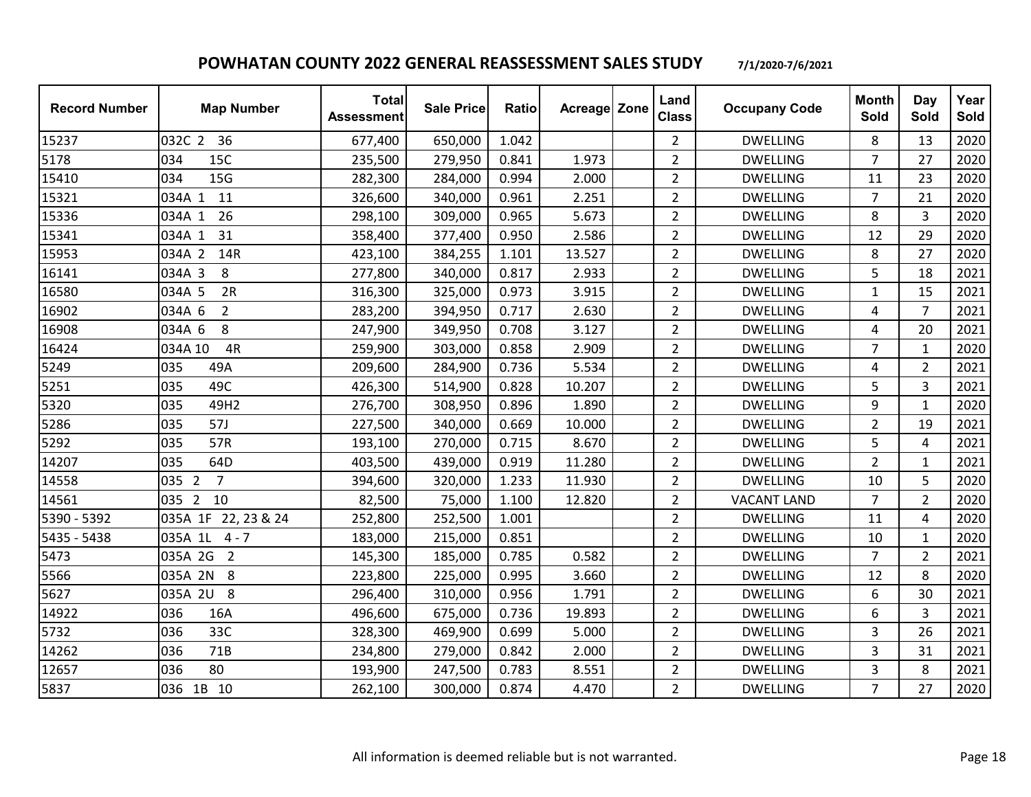# POWHATAN COUNTY 2022 GENERAL REASSESSMENT SALES STUDY

7/1/2020-7/6/2021

| Record Number | Map Number | Total Assessment | Sale Price | Ratio | Acreage | Zone | Land Class | Occupany Code | Month Sold | Day Sold | Year Sold |
|---|---|---|---|---|---|---|---|---|---|---|---|
| 15237 | 032C 2 36 | 677,400 | 650,000 | 1.042 | | | 2 | DWELLING | 8 | 13 | 2020 |
| 5178 | 034 15C | 235,500 | 279,950 | 0.841 | 1.973 | | 2 | DWELLING | 7 | 27 | 2020 |
| 15410 | 034 15G | 282,300 | 284,000 | 0.994 | 2.000 | | 2 | DWELLING | 11 | 23 | 2020 |
| 15321 | 034A 1 11 | 326,600 | 340,000 | 0.961 | 2.251 | | 2 | DWELLING | 7 | 21 | 2020 |
| 15336 | 034A 1 26 | 298,100 | 309,000 | 0.965 | 5.673 | | 2 | DWELLING | 8 | 3 | 2020 |
| 15341 | 034A 1 31 | 358,400 | 377,400 | 0.950 | 2.586 | | 2 | DWELLING | 12 | 29 | 2020 |
| 15953 | 034A 2 14R | 423,100 | 384,255 | 1.101 | 13.527 | | 2 | DWELLING | 8 | 27 | 2020 |
| 16141 | 034A 3 8 | 277,800 | 340,000 | 0.817 | 2.933 | | 2 | DWELLING | 5 | 18 | 2021 |
| 16580 | 034A 5 2R | 316,300 | 325,000 | 0.973 | 3.915 | | 2 | DWELLING | 1 | 15 | 2021 |
| 16902 | 034A 6 2 | 283,200 | 394,950 | 0.717 | 2.630 | | 2 | DWELLING | 4 | 7 | 2021 |
| 16908 | 034A 6 8 | 247,900 | 349,950 | 0.708 | 3.127 | | 2 | DWELLING | 4 | 20 | 2021 |
| 16424 | 034A 10 4R | 259,900 | 303,000 | 0.858 | 2.909 | | 2 | DWELLING | 7 | 1 | 2020 |
| 5249 | 035 49A | 209,600 | 284,900 | 0.736 | 5.534 | | 2 | DWELLING | 4 | 2 | 2021 |
| 5251 | 035 49C | 426,300 | 514,900 | 0.828 | 10.207 | | 2 | DWELLING | 5 | 3 | 2021 |
| 5320 | 035 49H2 | 276,700 | 308,950 | 0.896 | 1.890 | | 2 | DWELLING | 9 | 1 | 2020 |
| 5286 | 035 57J | 227,500 | 340,000 | 0.669 | 10.000 | | 2 | DWELLING | 2 | 19 | 2021 |
| 5292 | 035 57R | 193,100 | 270,000 | 0.715 | 8.670 | | 2 | DWELLING | 5 | 4 | 2021 |
| 14207 | 035 64D | 403,500 | 439,000 | 0.919 | 11.280 | | 2 | DWELLING | 2 | 1 | 2021 |
| 14558 | 035 2 7 | 394,600 | 320,000 | 1.233 | 11.930 | | 2 | DWELLING | 10 | 5 | 2020 |
| 14561 | 035 2 10 | 82,500 | 75,000 | 1.100 | 12.820 | | 2 | VACANT LAND | 7 | 2 | 2020 |
| 5390 - 5392 | 035A 1F 22, 23 & 24 | 252,800 | 252,500 | 1.001 | | | 2 | DWELLING | 11 | 4 | 2020 |
| 5435 - 5438 | 035A 1L 4 - 7 | 183,000 | 215,000 | 0.851 | | | 2 | DWELLING | 10 | 1 | 2020 |
| 5473 | 035A 2G 2 | 145,300 | 185,000 | 0.785 | 0.582 | | 2 | DWELLING | 7 | 2 | 2021 |
| 5566 | 035A 2N 8 | 223,800 | 225,000 | 0.995 | 3.660 | | 2 | DWELLING | 12 | 8 | 2020 |
| 5627 | 035A 2U 8 | 296,400 | 310,000 | 0.956 | 1.791 | | 2 | DWELLING | 6 | 30 | 2021 |
| 14922 | 036 16A | 496,600 | 675,000 | 0.736 | 19.893 | | 2 | DWELLING | 6 | 3 | 2021 |
| 5732 | 036 33C | 328,300 | 469,900 | 0.699 | 5.000 | | 2 | DWELLING | 3 | 26 | 2021 |
| 14262 | 036 71B | 234,800 | 279,000 | 0.842 | 2.000 | | 2 | DWELLING | 3 | 31 | 2021 |
| 12657 | 036 80 | 193,900 | 247,500 | 0.783 | 8.551 | | 2 | DWELLING | 3 | 8 | 2021 |
| 5837 | 036 1B 10 | 262,100 | 300,000 | 0.874 | 4.470 | | 2 | DWELLING | 7 | 27 | 2020 |

All information is deemed reliable but is not warranted.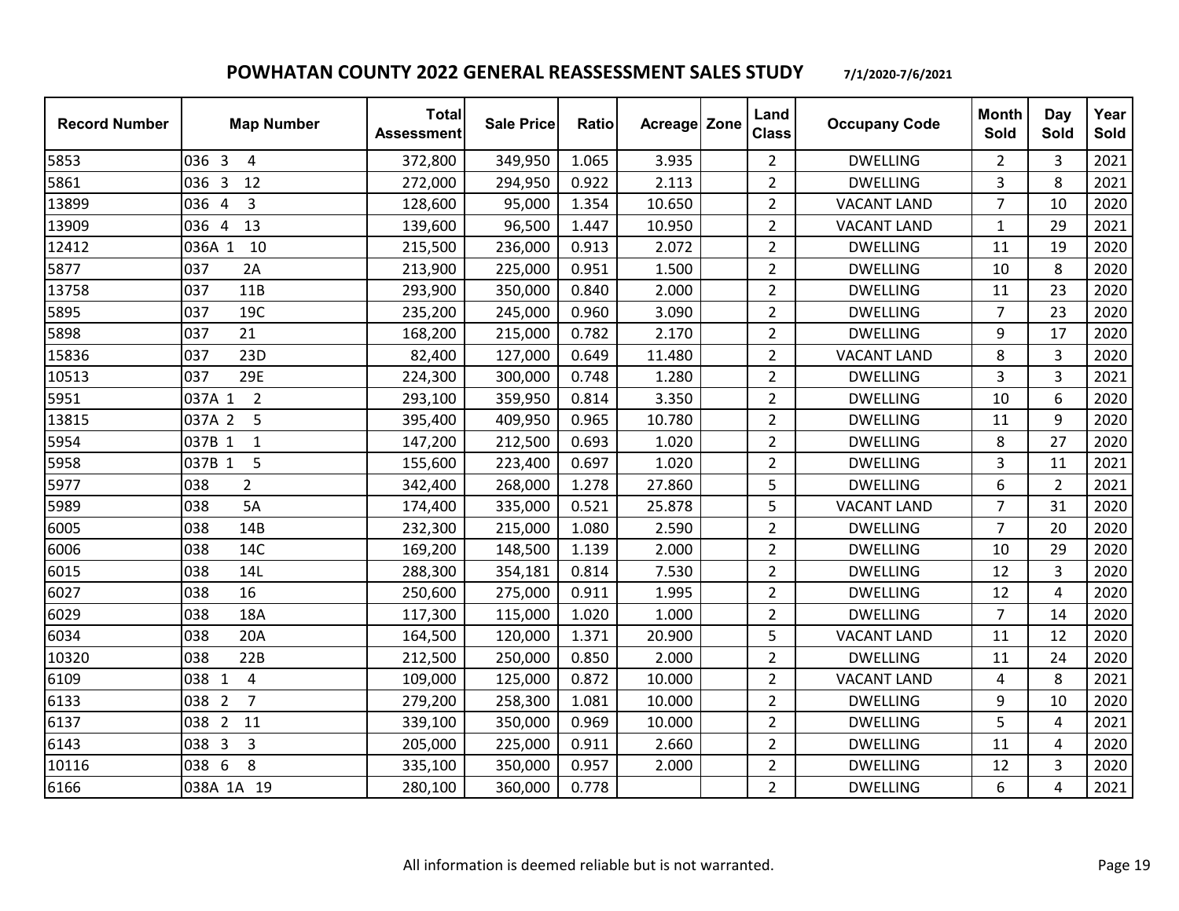# POWHATAN COUNTY 2022 GENERAL REASSESSMENT SALES STUDY

7/1/2020-7/6/2021

| Record Number | Map Number | Total Assessment | Sale Price | Ratio | Acreage | Zone | Land Class | Occupany Code | Month Sold | Day Sold | Year Sold |
|---|---|---|---|---|---|---|---|---|---|---|---|
| 5853 | 036 3 4 | 372,800 | 349,950 | 1.065 | 3.935 | | 2 | DWELLING | 2 | 3 | 2021 |
| 5861 | 036 3 12 | 272,000 | 294,950 | 0.922 | 2.113 | | 2 | DWELLING | 3 | 8 | 2021 |
| 13899 | 036 4 3 | 128,600 | 95,000 | 1.354 | 10.650 | | 2 | VACANT LAND | 7 | 10 | 2020 |
| 13909 | 036 4 13 | 139,600 | 96,500 | 1.447 | 10.950 | | 2 | VACANT LAND | 1 | 29 | 2021 |
| 12412 | 036A 1 10 | 215,500 | 236,000 | 0.913 | 2.072 | | 2 | DWELLING | 11 | 19 | 2020 |
| 5877 | 037 2A | 213,900 | 225,000 | 0.951 | 1.500 | | 2 | DWELLING | 10 | 8 | 2020 |
| 13758 | 037 11B | 293,900 | 350,000 | 0.840 | 2.000 | | 2 | DWELLING | 11 | 23 | 2020 |
| 5895 | 037 19C | 235,200 | 245,000 | 0.960 | 3.090 | | 2 | DWELLING | 7 | 23 | 2020 |
| 5898 | 037 21 | 168,200 | 215,000 | 0.782 | 2.170 | | 2 | DWELLING | 9 | 17 | 2020 |
| 15836 | 037 23D | 82,400 | 127,000 | 0.649 | 11.480 | | 2 | VACANT LAND | 8 | 3 | 2020 |
| 10513 | 037 29E | 224,300 | 300,000 | 0.748 | 1.280 | | 2 | DWELLING | 3 | 3 | 2021 |
| 5951 | 037A 1 2 | 293,100 | 359,950 | 0.814 | 3.350 | | 2 | DWELLING | 10 | 6 | 2020 |
| 13815 | 037A 2 5 | 395,400 | 409,950 | 0.965 | 10.780 | | 2 | DWELLING | 11 | 9 | 2020 |
| 5954 | 037B 1 1 | 147,200 | 212,500 | 0.693 | 1.020 | | 2 | DWELLING | 8 | 27 | 2020 |
| 5958 | 037B 1 5 | 155,600 | 223,400 | 0.697 | 1.020 | | 2 | DWELLING | 3 | 11 | 2021 |
| 5977 | 038 2 | 342,400 | 268,000 | 1.278 | 27.860 | | 5 | DWELLING | 6 | 2 | 2021 |
| 5989 | 038 5A | 174,400 | 335,000 | 0.521 | 25.878 | | 5 | VACANT LAND | 7 | 31 | 2020 |
| 6005 | 038 14B | 232,300 | 215,000 | 1.080 | 2.590 | | 2 | DWELLING | 7 | 20 | 2020 |
| 6006 | 038 14C | 169,200 | 148,500 | 1.139 | 2.000 | | 2 | DWELLING | 10 | 29 | 2020 |
| 6015 | 038 14L | 288,300 | 354,181 | 0.814 | 7.530 | | 2 | DWELLING | 12 | 3 | 2020 |
| 6027 | 038 16 | 250,600 | 275,000 | 0.911 | 1.995 | | 2 | DWELLING | 12 | 4 | 2020 |
| 6029 | 038 18A | 117,300 | 115,000 | 1.020 | 1.000 | | 2 | DWELLING | 7 | 14 | 2020 |
| 6034 | 038 20A | 164,500 | 120,000 | 1.371 | 20.900 | | 5 | VACANT LAND | 11 | 12 | 2020 |
| 10320 | 038 22B | 212,500 | 250,000 | 0.850 | 2.000 | | 2 | DWELLING | 11 | 24 | 2020 |
| 6109 | 038 1 4 | 109,000 | 125,000 | 0.872 | 10.000 | | 2 | VACANT LAND | 4 | 8 | 2021 |
| 6133 | 038 2 7 | 279,200 | 258,300 | 1.081 | 10.000 | | 2 | DWELLING | 9 | 10 | 2020 |
| 6137 | 038 2 11 | 339,100 | 350,000 | 0.969 | 10.000 | | 2 | DWELLING | 5 | 4 | 2021 |
| 6143 | 038 3 3 | 205,000 | 225,000 | 0.911 | 2.660 | | 2 | DWELLING | 11 | 4 | 2020 |
| 10116 | 038 6 8 | 335,100 | 350,000 | 0.957 | 2.000 | | 2 | DWELLING | 12 | 3 | 2020 |
| 6166 | 038A 1A 19 | 280,100 | 360,000 | 0.778 | | | 2 | DWELLING | 6 | 4 | 2021 |

All information is deemed reliable but is not warranted.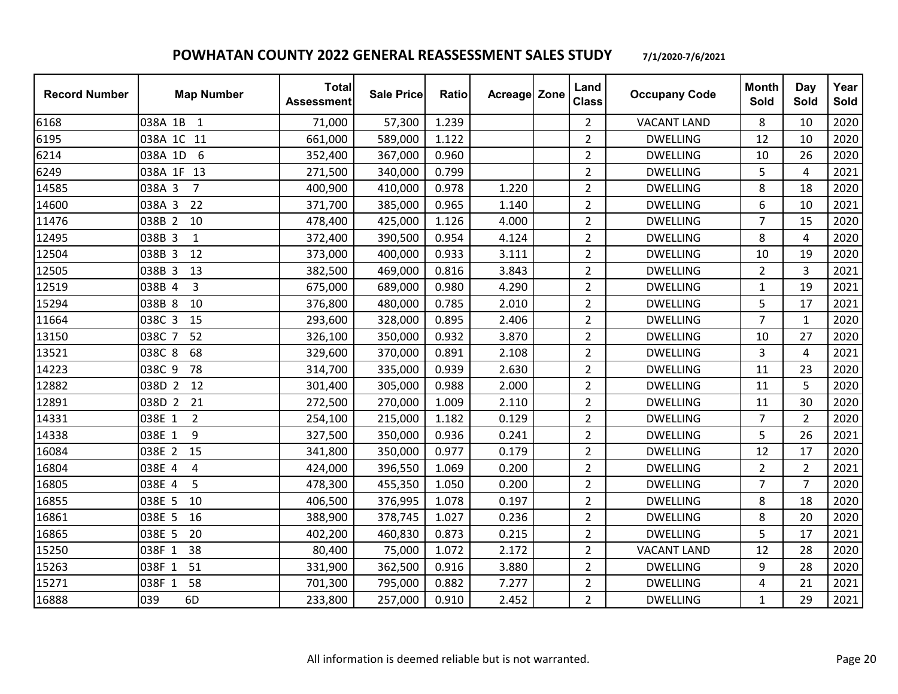## POWHATAN COUNTY 2022 GENERAL REASSESSMENT SALES STUDY 7/1/2020-7/6/2021

| Record Number | Map Number | Total Assessment | Sale Price | Ratio | Acreage | Zone | Land Class | Occupany Code | Month Sold | Day Sold | Year Sold |
|---|---|---|---|---|---|---|---|---|---|---|---|
| 6168 | 038A 1B 1 | 71,000 | 57,300 | 1.239 | | | 2 | VACANT LAND | 8 | 10 | 2020 |
| 6195 | 038A 1C 11 | 661,000 | 589,000 | 1.122 | | | 2 | DWELLING | 12 | 10 | 2020 |
| 6214 | 038A 1D 6 | 352,400 | 367,000 | 0.960 | | | 2 | DWELLING | 10 | 26 | 2020 |
| 6249 | 038A 1F 13 | 271,500 | 340,000 | 0.799 | | | 2 | DWELLING | 5 | 4 | 2021 |
| 14585 | 038A 3 7 | 400,900 | 410,000 | 0.978 | 1.220 | | 2 | DWELLING | 8 | 18 | 2020 |
| 14600 | 038A 3 22 | 371,700 | 385,000 | 0.965 | 1.140 | | 2 | DWELLING | 6 | 10 | 2021 |
| 11476 | 038B 2 10 | 478,400 | 425,000 | 1.126 | 4.000 | | 2 | DWELLING | 7 | 15 | 2020 |
| 12495 | 038B 3 1 | 372,400 | 390,500 | 0.954 | 4.124 | | 2 | DWELLING | 8 | 4 | 2020 |
| 12504 | 038B 3 12 | 373,000 | 400,000 | 0.933 | 3.111 | | 2 | DWELLING | 10 | 19 | 2020 |
| 12505 | 038B 3 13 | 382,500 | 469,000 | 0.816 | 3.843 | | 2 | DWELLING | 2 | 3 | 2021 |
| 12519 | 038B 4 3 | 675,000 | 689,000 | 0.980 | 4.290 | | 2 | DWELLING | 1 | 19 | 2021 |
| 15294 | 038B 8 10 | 376,800 | 480,000 | 0.785 | 2.010 | | 2 | DWELLING | 5 | 17 | 2021 |
| 11664 | 038C 3 15 | 293,600 | 328,000 | 0.895 | 2.406 | | 2 | DWELLING | 7 | 1 | 2020 |
| 13150 | 038C 7 52 | 326,100 | 350,000 | 0.932 | 3.870 | | 2 | DWELLING | 10 | 27 | 2020 |
| 13521 | 038C 8 68 | 329,600 | 370,000 | 0.891 | 2.108 | | 2 | DWELLING | 3 | 4 | 2021 |
| 14223 | 038C 9 78 | 314,700 | 335,000 | 0.939 | 2.630 | | 2 | DWELLING | 11 | 23 | 2020 |
| 12882 | 038D 2 12 | 301,400 | 305,000 | 0.988 | 2.000 | | 2 | DWELLING | 11 | 5 | 2020 |
| 12891 | 038D 2 21 | 272,500 | 270,000 | 1.009 | 2.110 | | 2 | DWELLING | 11 | 30 | 2020 |
| 14331 | 038E 1 2 | 254,100 | 215,000 | 1.182 | 0.129 | | 2 | DWELLING | 7 | 2 | 2020 |
| 14338 | 038E 1 9 | 327,500 | 350,000 | 0.936 | 0.241 | | 2 | DWELLING | 5 | 26 | 2021 |
| 16084 | 038E 2 15 | 341,800 | 350,000 | 0.977 | 0.179 | | 2 | DWELLING | 12 | 17 | 2020 |
| 16804 | 038E 4 4 | 424,000 | 396,550 | 1.069 | 0.200 | | 2 | DWELLING | 2 | 2 | 2021 |
| 16805 | 038E 4 5 | 478,300 | 455,350 | 1.050 | 0.200 | | 2 | DWELLING | 7 | 7 | 2020 |
| 16855 | 038E 5 10 | 406,500 | 376,995 | 1.078 | 0.197 | | 2 | DWELLING | 8 | 18 | 2020 |
| 16861 | 038E 5 16 | 388,900 | 378,745 | 1.027 | 0.236 | | 2 | DWELLING | 8 | 20 | 2020 |
| 16865 | 038E 5 20 | 402,200 | 460,830 | 0.873 | 0.215 | | 2 | DWELLING | 5 | 17 | 2021 |
| 15250 | 038F 1 38 | 80,400 | 75,000 | 1.072 | 2.172 | | 2 | VACANT LAND | 12 | 28 | 2020 |
| 15263 | 038F 1 51 | 331,900 | 362,500 | 0.916 | 3.880 | | 2 | DWELLING | 9 | 28 | 2020 |
| 15271 | 038F 1 58 | 701,300 | 795,000 | 0.882 | 7.277 | | 2 | DWELLING | 4 | 21 | 2021 |
| 16888 | 039 6D | 233,800 | 257,000 | 0.910 | 2.452 | | 2 | DWELLING | 1 | 29 | 2021 |

All information is deemed reliable but is not warranted.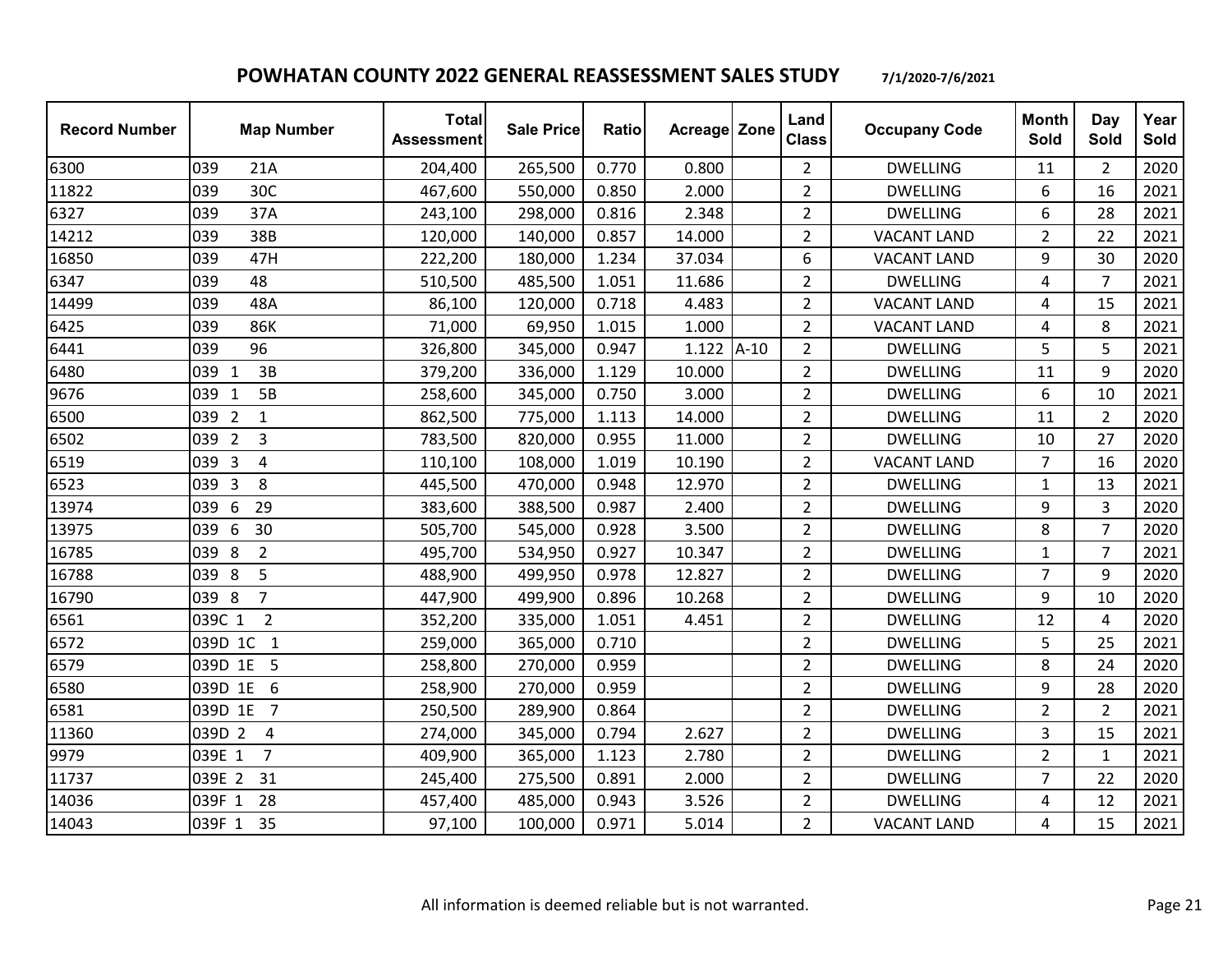# POWHATAN COUNTY 2022 GENERAL REASSESSMENT SALES STUDY

7/1/2020-7/6/2021

| Record Number | Map Number | Total Assessment | Sale Price | Ratio | Acreage | Zone | Land Class | Occupany Code | Month Sold | Day Sold | Year Sold |
|---|---|---|---|---|---|---|---|---|---|---|---|
| 6300 | 039 21A | 204,400 | 265,500 | 0.770 | 0.800 | | 2 | DWELLING | 11 | 2 | 2020 |
| 11822 | 039 30C | 467,600 | 550,000 | 0.850 | 2.000 | | 2 | DWELLING | 6 | 16 | 2021 |
| 6327 | 039 37A | 243,100 | 298,000 | 0.816 | 2.348 | | 2 | DWELLING | 6 | 28 | 2021 |
| 14212 | 039 38B | 120,000 | 140,000 | 0.857 | 14.000 | | 2 | VACANT LAND | 2 | 22 | 2021 |
| 16850 | 039 47H | 222,200 | 180,000 | 1.234 | 37.034 | | 6 | VACANT LAND | 9 | 30 | 2020 |
| 6347 | 039 48 | 510,500 | 485,500 | 1.051 | 11.686 | | 2 | DWELLING | 4 | 7 | 2021 |
| 14499 | 039 48A | 86,100 | 120,000 | 0.718 | 4.483 | | 2 | VACANT LAND | 4 | 15 | 2021 |
| 6425 | 039 86K | 71,000 | 69,950 | 1.015 | 1.000 | | 2 | VACANT LAND | 4 | 8 | 2021 |
| 6441 | 039 96 | 326,800 | 345,000 | 0.947 | 1.122 | A-10 | 2 | DWELLING | 5 | 5 | 2021 |
| 6480 | 039 1 3B | 379,200 | 336,000 | 1.129 | 10.000 | | 2 | DWELLING | 11 | 9 | 2020 |
| 9676 | 039 1 5B | 258,600 | 345,000 | 0.750 | 3.000 | | 2 | DWELLING | 6 | 10 | 2021 |
| 6500 | 039 2 1 | 862,500 | 775,000 | 1.113 | 14.000 | | 2 | DWELLING | 11 | 2 | 2020 |
| 6502 | 039 2 3 | 783,500 | 820,000 | 0.955 | 11.000 | | 2 | DWELLING | 10 | 27 | 2020 |
| 6519 | 039 3 4 | 110,100 | 108,000 | 1.019 | 10.190 | | 2 | VACANT LAND | 7 | 16 | 2020 |
| 6523 | 039 3 8 | 445,500 | 470,000 | 0.948 | 12.970 | | 2 | DWELLING | 1 | 13 | 2021 |
| 13974 | 039 6 29 | 383,600 | 388,500 | 0.987 | 2.400 | | 2 | DWELLING | 9 | 3 | 2020 |
| 13975 | 039 6 30 | 505,700 | 545,000 | 0.928 | 3.500 | | 2 | DWELLING | 8 | 7 | 2020 |
| 16785 | 039 8 2 | 495,700 | 534,950 | 0.927 | 10.347 | | 2 | DWELLING | 1 | 7 | 2021 |
| 16788 | 039 8 5 | 488,900 | 499,950 | 0.978 | 12.827 | | 2 | DWELLING | 7 | 9 | 2020 |
| 16790 | 039 8 7 | 447,900 | 499,900 | 0.896 | 10.268 | | 2 | DWELLING | 9 | 10 | 2020 |
| 6561 | 039C 1 2 | 352,200 | 335,000 | 1.051 | 4.451 | | 2 | DWELLING | 12 | 4 | 2020 |
| 6572 | 039D 1C 1 | 259,000 | 365,000 | 0.710 | | | 2 | DWELLING | 5 | 25 | 2021 |
| 6579 | 039D 1E 5 | 258,800 | 270,000 | 0.959 | | | 2 | DWELLING | 8 | 24 | 2020 |
| 6580 | 039D 1E 6 | 258,900 | 270,000 | 0.959 | | | 2 | DWELLING | 9 | 28 | 2020 |
| 6581 | 039D 1E 7 | 250,500 | 289,900 | 0.864 | | | 2 | DWELLING | 2 | 2 | 2021 |
| 11360 | 039D 2 4 | 274,000 | 345,000 | 0.794 | 2.627 | | 2 | DWELLING | 3 | 15 | 2021 |
| 9979 | 039E 1 7 | 409,900 | 365,000 | 1.123 | 2.780 | | 2 | DWELLING | 2 | 1 | 2021 |
| 11737 | 039E 2 31 | 245,400 | 275,500 | 0.891 | 2.000 | | 2 | DWELLING | 7 | 22 | 2020 |
| 14036 | 039F 1 28 | 457,400 | 485,000 | 0.943 | 3.526 | | 2 | DWELLING | 4 | 12 | 2021 |
| 14043 | 039F 1 35 | 97,100 | 100,000 | 0.971 | 5.014 | | 2 | VACANT LAND | 4 | 15 | 2021 |

All information is deemed reliable but is not warranted.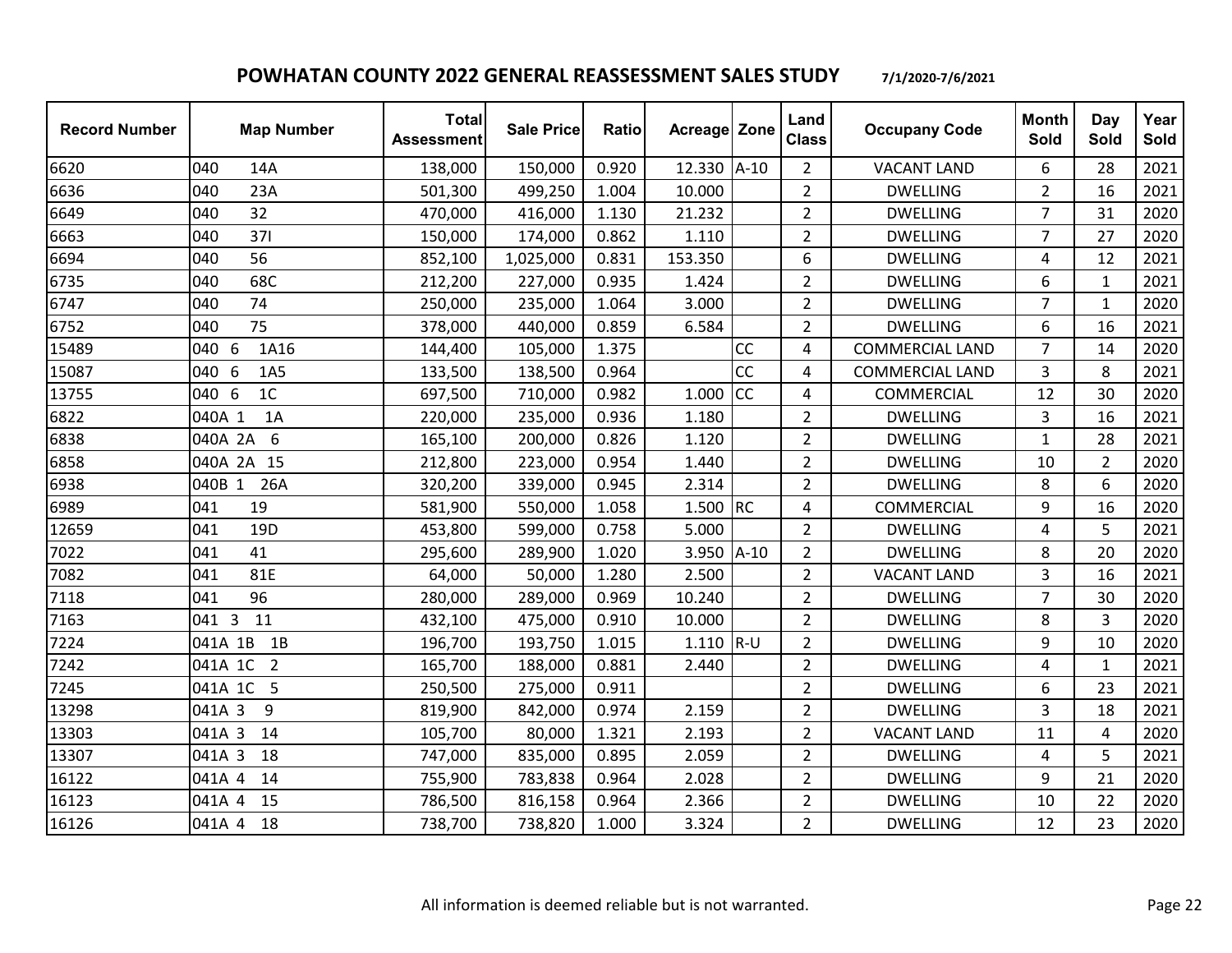# POWHATAN COUNTY 2022 GENERAL REASSESSMENT SALES STUDY

7/1/2020-7/6/2021

| Record Number | Map Number | Total Assessment | Sale Price | Ratio | Acreage | Zone | Land Class | Occupany Code | Month Sold | Day Sold | Year Sold |
|---|---|---|---|---|---|---|---|---|---|---|---|
| 6620 | 040 14A | 138,000 | 150,000 | 0.920 | 12.330 | A-10 | 2 | VACANT LAND | 6 | 28 | 2021 |
| 6636 | 040 23A | 501,300 | 499,250 | 1.004 | 10.000 | | 2 | DWELLING | 2 | 16 | 2021 |
| 6649 | 040 32 | 470,000 | 416,000 | 1.130 | 21.232 | | 2 | DWELLING | 7 | 31 | 2020 |
| 6663 | 040 37I | 150,000 | 174,000 | 0.862 | 1.110 | | 2 | DWELLING | 7 | 27 | 2020 |
| 6694 | 040 56 | 852,100 | 1,025,000 | 0.831 | 153.350 | | 6 | DWELLING | 4 | 12 | 2021 |
| 6735 | 040 68C | 212,200 | 227,000 | 0.935 | 1.424 | | 2 | DWELLING | 6 | 1 | 2021 |
| 6747 | 040 74 | 250,000 | 235,000 | 1.064 | 3.000 | | 2 | DWELLING | 7 | 1 | 2020 |
| 6752 | 040 75 | 378,000 | 440,000 | 0.859 | 6.584 | | 2 | DWELLING | 6 | 16 | 2021 |
| 15489 | 040 6 1A16 | 144,400 | 105,000 | 1.375 | | CC | 4 | COMMERCIAL LAND | 7 | 14 | 2020 |
| 15087 | 040 6 1A5 | 133,500 | 138,500 | 0.964 | | CC | 4 | COMMERCIAL LAND | 3 | 8 | 2021 |
| 13755 | 040 6 1C | 697,500 | 710,000 | 0.982 | 1.000 | CC | 4 | COMMERCIAL | 12 | 30 | 2020 |
| 6822 | 040A 1 1A | 220,000 | 235,000 | 0.936 | 1.180 | | 2 | DWELLING | 3 | 16 | 2021 |
| 6838 | 040A 2A 6 | 165,100 | 200,000 | 0.826 | 1.120 | | 2 | DWELLING | 1 | 28 | 2021 |
| 6858 | 040A 2A 15 | 212,800 | 223,000 | 0.954 | 1.440 | | 2 | DWELLING | 10 | 2 | 2020 |
| 6938 | 040B 1 26A | 320,200 | 339,000 | 0.945 | 2.314 | | 2 | DWELLING | 8 | 6 | 2020 |
| 6989 | 041 19 | 581,900 | 550,000 | 1.058 | 1.500 | RC | 4 | COMMERCIAL | 9 | 16 | 2020 |
| 12659 | 041 19D | 453,800 | 599,000 | 0.758 | 5.000 | | 2 | DWELLING | 4 | 5 | 2021 |
| 7022 | 041 41 | 295,600 | 289,900 | 1.020 | 3.950 | A-10 | 2 | DWELLING | 8 | 20 | 2020 |
| 7082 | 041 81E | 64,000 | 50,000 | 1.280 | 2.500 | | 2 | VACANT LAND | 3 | 16 | 2021 |
| 7118 | 041 96 | 280,000 | 289,000 | 0.969 | 10.240 | | 2 | DWELLING | 7 | 30 | 2020 |
| 7163 | 041 3 11 | 432,100 | 475,000 | 0.910 | 10.000 | | 2 | DWELLING | 8 | 3 | 2020 |
| 7224 | 041A 1B 1B | 196,700 | 193,750 | 1.015 | 1.110 | R-U | 2 | DWELLING | 9 | 10 | 2020 |
| 7242 | 041A 1C 2 | 165,700 | 188,000 | 0.881 | 2.440 | | 2 | DWELLING | 4 | 1 | 2021 |
| 7245 | 041A 1C 5 | 250,500 | 275,000 | 0.911 | | | 2 | DWELLING | 6 | 23 | 2021 |
| 13298 | 041A 3 9 | 819,900 | 842,000 | 0.974 | 2.159 | | 2 | DWELLING | 3 | 18 | 2021 |
| 13303 | 041A 3 14 | 105,700 | 80,000 | 1.321 | 2.193 | | 2 | VACANT LAND | 11 | 4 | 2020 |
| 13307 | 041A 3 18 | 747,000 | 835,000 | 0.895 | 2.059 | | 2 | DWELLING | 4 | 5 | 2021 |
| 16122 | 041A 4 14 | 755,900 | 783,838 | 0.964 | 2.028 | | 2 | DWELLING | 9 | 21 | 2020 |
| 16123 | 041A 4 15 | 786,500 | 816,158 | 0.964 | 2.366 | | 2 | DWELLING | 10 | 22 | 2020 |
| 16126 | 041A 4 18 | 738,700 | 738,820 | 1.000 | 3.324 | | 2 | DWELLING | 12 | 23 | 2020 |

All information is deemed reliable but is not warranted.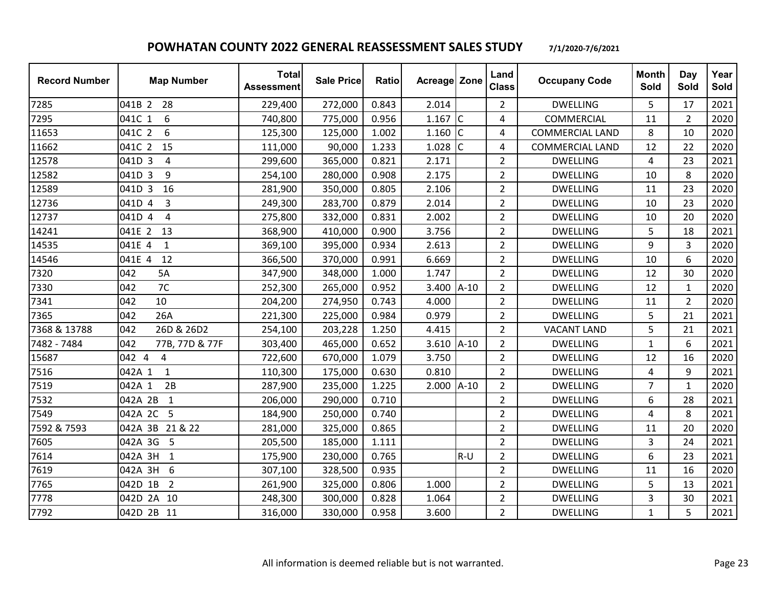## POWHATAN COUNTY 2022 GENERAL REASSESSMENT SALES STUDY 7/1/2020-7/6/2021

| Record Number | Map Number | Total Assessment | Sale Price | Ratio | Acreage | Zone | Land Class | Occupany Code | Month Sold | Day Sold | Year Sold |
|---|---|---|---|---|---|---|---|---|---|---|---|
| 7285 | 041B 2 28 | 229,400 | 272,000 | 0.843 | 2.014 | | 2 | DWELLING | 5 | 17 | 2021 |
| 7295 | 041C 1 6 | 740,800 | 775,000 | 0.956 | 1.167 | C | 4 | COMMERCIAL | 11 | 2 | 2020 |
| 11653 | 041C 2 6 | 125,300 | 125,000 | 1.002 | 1.160 | C | 4 | COMMERCIAL LAND | 8 | 10 | 2020 |
| 11662 | 041C 2 15 | 111,000 | 90,000 | 1.233 | 1.028 | C | 4 | COMMERCIAL LAND | 12 | 22 | 2020 |
| 12578 | 041D 3 4 | 299,600 | 365,000 | 0.821 | 2.171 | | 2 | DWELLING | 4 | 23 | 2021 |
| 12582 | 041D 3 9 | 254,100 | 280,000 | 0.908 | 2.175 | | 2 | DWELLING | 10 | 8 | 2020 |
| 12589 | 041D 3 16 | 281,900 | 350,000 | 0.805 | 2.106 | | 2 | DWELLING | 11 | 23 | 2020 |
| 12736 | 041D 4 3 | 249,300 | 283,700 | 0.879 | 2.014 | | 2 | DWELLING | 10 | 23 | 2020 |
| 12737 | 041D 4 4 | 275,800 | 332,000 | 0.831 | 2.002 | | 2 | DWELLING | 10 | 20 | 2020 |
| 14241 | 041E 2 13 | 368,900 | 410,000 | 0.900 | 3.756 | | 2 | DWELLING | 5 | 18 | 2021 |
| 14535 | 041E 4 1 | 369,100 | 395,000 | 0.934 | 2.613 | | 2 | DWELLING | 9 | 3 | 2020 |
| 14546 | 041E 4 12 | 366,500 | 370,000 | 0.991 | 6.669 | | 2 | DWELLING | 10 | 6 | 2020 |
| 7320 | 042 5A | 347,900 | 348,000 | 1.000 | 1.747 | | 2 | DWELLING | 12 | 30 | 2020 |
| 7330 | 042 7C | 252,300 | 265,000 | 0.952 | 3.400 | A-10 | 2 | DWELLING | 12 | 1 | 2020 |
| 7341 | 042 10 | 204,200 | 274,950 | 0.743 | 4.000 | | 2 | DWELLING | 11 | 2 | 2020 |
| 7365 | 042 26A | 221,300 | 225,000 | 0.984 | 0.979 | | 2 | DWELLING | 5 | 21 | 2021 |
| 7368 & 13788 | 042 26D & 26D2 | 254,100 | 203,228 | 1.250 | 4.415 | | 2 | VACANT LAND | 5 | 21 | 2021 |
| 7482 - 7484 | 042 77B, 77D & 77F | 303,400 | 465,000 | 0.652 | 3.610 | A-10 | 2 | DWELLING | 1 | 6 | 2021 |
| 15687 | 042 4 4 | 722,600 | 670,000 | 1.079 | 3.750 | | 2 | DWELLING | 12 | 16 | 2020 |
| 7516 | 042A 1 1 | 110,300 | 175,000 | 0.630 | 0.810 | | 2 | DWELLING | 4 | 9 | 2021 |
| 7519 | 042A 1 2B | 287,900 | 235,000 | 1.225 | 2.000 | A-10 | 2 | DWELLING | 7 | 1 | 2020 |
| 7532 | 042A 2B 1 | 206,000 | 290,000 | 0.710 | | | 2 | DWELLING | 6 | 28 | 2021 |
| 7549 | 042A 2C 5 | 184,900 | 250,000 | 0.740 | | | 2 | DWELLING | 4 | 8 | 2021 |
| 7592 & 7593 | 042A 3B 21 & 22 | 281,000 | 325,000 | 0.865 | | | 2 | DWELLING | 11 | 20 | 2020 |
| 7605 | 042A 3G 5 | 205,500 | 185,000 | 1.111 | | | 2 | DWELLING | 3 | 24 | 2021 |
| 7614 | 042A 3H 1 | 175,900 | 230,000 | 0.765 | | R-U | 2 | DWELLING | 6 | 23 | 2021 |
| 7619 | 042A 3H 6 | 307,100 | 328,500 | 0.935 | | | 2 | DWELLING | 11 | 16 | 2020 |
| 7765 | 042D 1B 2 | 261,900 | 325,000 | 0.806 | 1.000 | | 2 | DWELLING | 5 | 13 | 2021 |
| 7778 | 042D 2A 10 | 248,300 | 300,000 | 0.828 | 1.064 | | 2 | DWELLING | 3 | 30 | 2021 |
| 7792 | 042D 2B 11 | 316,000 | 330,000 | 0.958 | 3.600 | | 2 | DWELLING | 1 | 5 | 2021 |

All information is deemed reliable but is not warranted.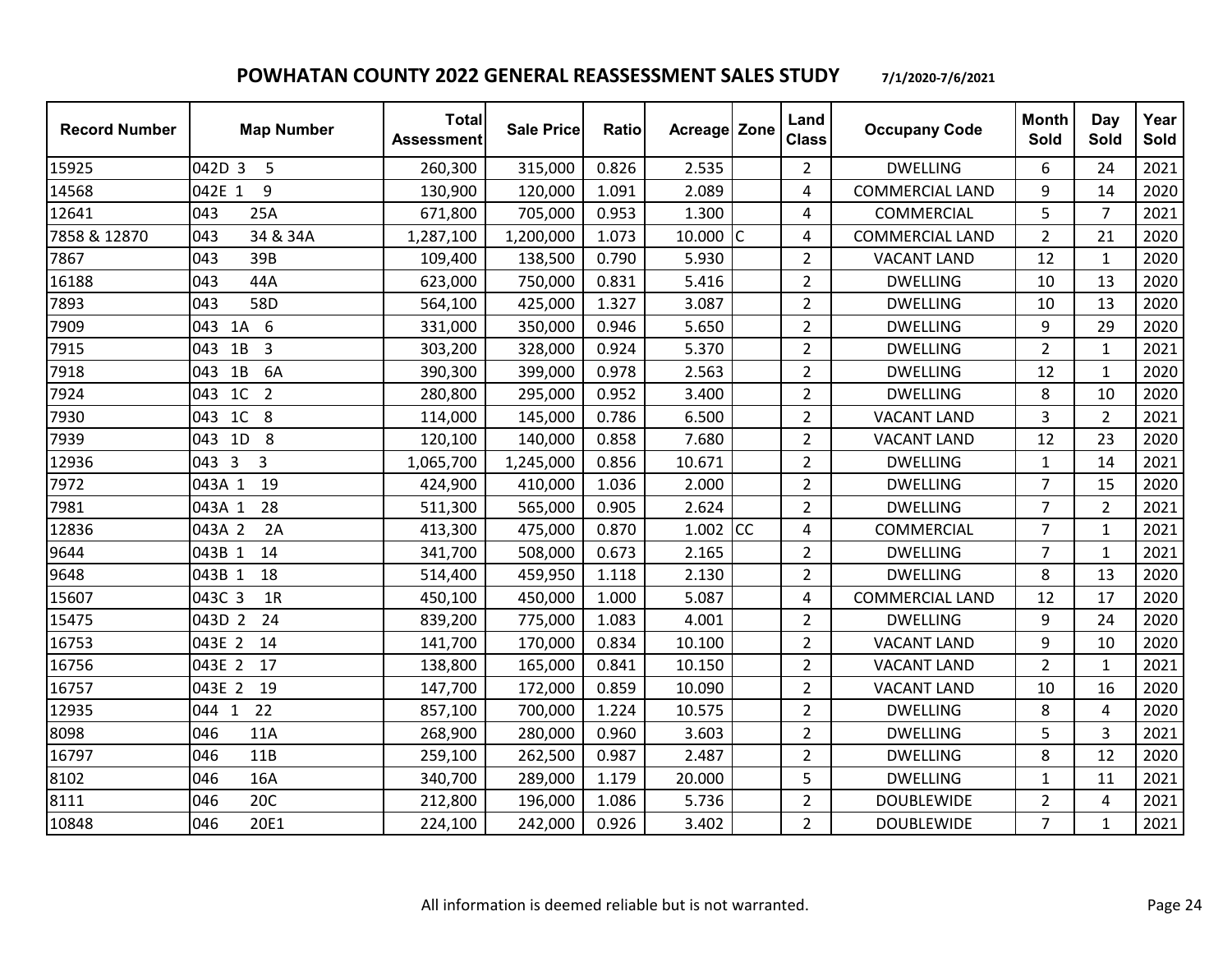# POWHATAN COUNTY 2022 GENERAL REASSESSMENT SALES STUDY

7/1/2020-7/6/2021

| Record Number | Map Number | Total Assessment | Sale Price | Ratio | Acreage | Zone | Land Class | Occupany Code | Month Sold | Day Sold | Year Sold |
|---|---|---|---|---|---|---|---|---|---|---|---|
| 15925 | 042D 3 5 | 260,300 | 315,000 | 0.826 | 2.535 | | 2 | DWELLING | 6 | 24 | 2021 |
| 14568 | 042E 1 9 | 130,900 | 120,000 | 1.091 | 2.089 | | 4 | COMMERCIAL LAND | 9 | 14 | 2020 |
| 12641 | 043 25A | 671,800 | 705,000 | 0.953 | 1.300 | | 4 | COMMERCIAL | 5 | 7 | 2021 |
| 7858 & 12870 | 043 34 & 34A | 1,287,100 | 1,200,000 | 1.073 | 10.000 | C | 4 | COMMERCIAL LAND | 2 | 21 | 2020 |
| 7867 | 043 39B | 109,400 | 138,500 | 0.790 | 5.930 | | 2 | VACANT LAND | 12 | 1 | 2020 |
| 16188 | 043 44A | 623,000 | 750,000 | 0.831 | 5.416 | | 2 | DWELLING | 10 | 13 | 2020 |
| 7893 | 043 58D | 564,100 | 425,000 | 1.327 | 3.087 | | 2 | DWELLING | 10 | 13 | 2020 |
| 7909 | 043 1A 6 | 331,000 | 350,000 | 0.946 | 5.650 | | 2 | DWELLING | 9 | 29 | 2020 |
| 7915 | 043 1B 3 | 303,200 | 328,000 | 0.924 | 5.370 | | 2 | DWELLING | 2 | 1 | 2021 |
| 7918 | 043 1B 6A | 390,300 | 399,000 | 0.978 | 2.563 | | 2 | DWELLING | 12 | 1 | 2020 |
| 7924 | 043 1C 2 | 280,800 | 295,000 | 0.952 | 3.400 | | 2 | DWELLING | 8 | 10 | 2020 |
| 7930 | 043 1C 8 | 114,000 | 145,000 | 0.786 | 6.500 | | 2 | VACANT LAND | 3 | 2 | 2021 |
| 7939 | 043 1D 8 | 120,100 | 140,000 | 0.858 | 7.680 | | 2 | VACANT LAND | 12 | 23 | 2020 |
| 12936 | 043 3 3 | 1,065,700 | 1,245,000 | 0.856 | 10.671 | | 2 | DWELLING | 1 | 14 | 2021 |
| 7972 | 043A 1 19 | 424,900 | 410,000 | 1.036 | 2.000 | | 2 | DWELLING | 7 | 15 | 2020 |
| 7981 | 043A 1 28 | 511,300 | 565,000 | 0.905 | 2.624 | | 2 | DWELLING | 7 | 2 | 2021 |
| 12836 | 043A 2 2A | 413,300 | 475,000 | 0.870 | 1.002 | CC | 4 | COMMERCIAL | 7 | 1 | 2021 |
| 9644 | 043B 1 14 | 341,700 | 508,000 | 0.673 | 2.165 | | 2 | DWELLING | 7 | 1 | 2021 |
| 9648 | 043B 1 18 | 514,400 | 459,950 | 1.118 | 2.130 | | 2 | DWELLING | 8 | 13 | 2020 |
| 15607 | 043C 3 1R | 450,100 | 450,000 | 1.000 | 5.087 | | 4 | COMMERCIAL LAND | 12 | 17 | 2020 |
| 15475 | 043D 2 24 | 839,200 | 775,000 | 1.083 | 4.001 | | 2 | DWELLING | 9 | 24 | 2020 |
| 16753 | 043E 2 14 | 141,700 | 170,000 | 0.834 | 10.100 | | 2 | VACANT LAND | 9 | 10 | 2020 |
| 16756 | 043E 2 17 | 138,800 | 165,000 | 0.841 | 10.150 | | 2 | VACANT LAND | 2 | 1 | 2021 |
| 16757 | 043E 2 19 | 147,700 | 172,000 | 0.859 | 10.090 | | 2 | VACANT LAND | 10 | 16 | 2020 |
| 12935 | 044 1 22 | 857,100 | 700,000 | 1.224 | 10.575 | | 2 | DWELLING | 8 | 4 | 2020 |
| 8098 | 046 11A | 268,900 | 280,000 | 0.960 | 3.603 | | 2 | DWELLING | 5 | 3 | 2021 |
| 16797 | 046 11B | 259,100 | 262,500 | 0.987 | 2.487 | | 2 | DWELLING | 8 | 12 | 2020 |
| 8102 | 046 16A | 340,700 | 289,000 | 1.179 | 20.000 | | 5 | DWELLING | 1 | 11 | 2021 |
| 8111 | 046 20C | 212,800 | 196,000 | 1.086 | 5.736 | | 2 | DOUBLEWIDE | 2 | 4 | 2021 |
| 10848 | 046 20E1 | 224,100 | 242,000 | 0.926 | 3.402 | | 2 | DOUBLEWIDE | 7 | 1 | 2021 |

All information is deemed reliable but is not warranted.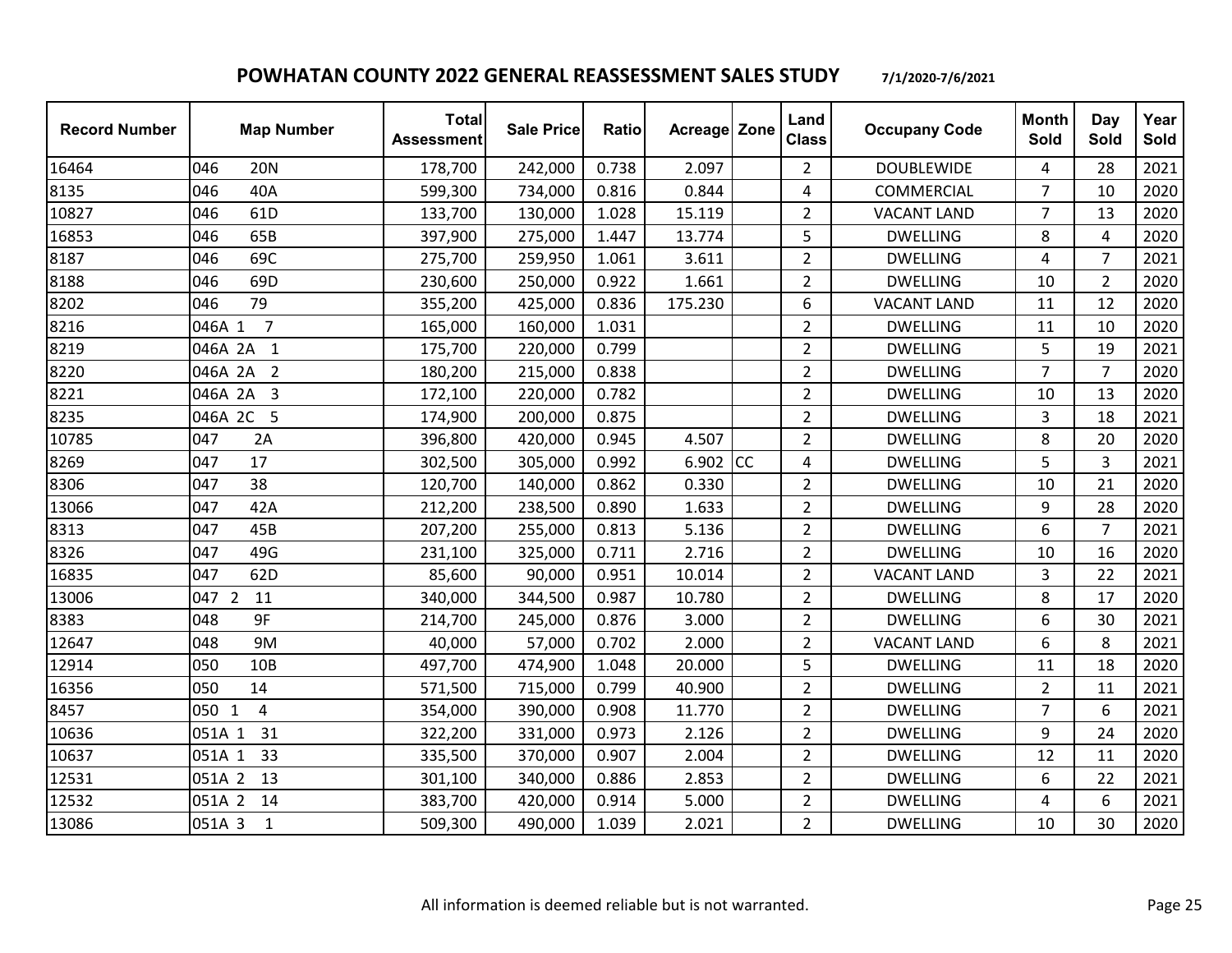## POWHATAN COUNTY 2022 GENERAL REASSESSMENT SALES STUDY 7/1/2020-7/6/2021

| Record Number | Map Number | Total Assessment | Sale Price | Ratio | Acreage | Zone | Land Class | Occupany Code | Month Sold | Day Sold | Year Sold |
|---|---|---|---|---|---|---|---|---|---|---|---|
| 16464 | 046 20N | 178,700 | 242,000 | 0.738 | 2.097 | | 2 | DOUBLEWIDE | 4 | 28 | 2021 |
| 8135 | 046 40A | 599,300 | 734,000 | 0.816 | 0.844 | | 4 | COMMERCIAL | 7 | 10 | 2020 |
| 10827 | 046 61D | 133,700 | 130,000 | 1.028 | 15.119 | | 2 | VACANT LAND | 7 | 13 | 2020 |
| 16853 | 046 65B | 397,900 | 275,000 | 1.447 | 13.774 | | 5 | DWELLING | 8 | 4 | 2020 |
| 8187 | 046 69C | 275,700 | 259,950 | 1.061 | 3.611 | | 2 | DWELLING | 4 | 7 | 2021 |
| 8188 | 046 69D | 230,600 | 250,000 | 0.922 | 1.661 | | 2 | DWELLING | 10 | 2 | 2020 |
| 8202 | 046 79 | 355,200 | 425,000 | 0.836 | 175.230 | | 6 | VACANT LAND | 11 | 12 | 2020 |
| 8216 | 046A 1 7 | 165,000 | 160,000 | 1.031 | | | 2 | DWELLING | 11 | 10 | 2020 |
| 8219 | 046A 2A 1 | 175,700 | 220,000 | 0.799 | | | 2 | DWELLING | 5 | 19 | 2021 |
| 8220 | 046A 2A 2 | 180,200 | 215,000 | 0.838 | | | 2 | DWELLING | 7 | 7 | 2020 |
| 8221 | 046A 2A 3 | 172,100 | 220,000 | 0.782 | | | 2 | DWELLING | 10 | 13 | 2020 |
| 8235 | 046A 2C 5 | 174,900 | 200,000 | 0.875 | | | 2 | DWELLING | 3 | 18 | 2021 |
| 10785 | 047 2A | 396,800 | 420,000 | 0.945 | 4.507 | | 2 | DWELLING | 8 | 20 | 2020 |
| 8269 | 047 17 | 302,500 | 305,000 | 0.992 | 6.902 | CC | 4 | DWELLING | 5 | 3 | 2021 |
| 8306 | 047 38 | 120,700 | 140,000 | 0.862 | 0.330 | | 2 | DWELLING | 10 | 21 | 2020 |
| 13066 | 047 42A | 212,200 | 238,500 | 0.890 | 1.633 | | 2 | DWELLING | 9 | 28 | 2020 |
| 8313 | 047 45B | 207,200 | 255,000 | 0.813 | 5.136 | | 2 | DWELLING | 6 | 7 | 2021 |
| 8326 | 047 49G | 231,100 | 325,000 | 0.711 | 2.716 | | 2 | DWELLING | 10 | 16 | 2020 |
| 16835 | 047 62D | 85,600 | 90,000 | 0.951 | 10.014 | | 2 | VACANT LAND | 3 | 22 | 2021 |
| 13006 | 047 2 11 | 340,000 | 344,500 | 0.987 | 10.780 | | 2 | DWELLING | 8 | 17 | 2020 |
| 8383 | 048 9F | 214,700 | 245,000 | 0.876 | 3.000 | | 2 | DWELLING | 6 | 30 | 2021 |
| 12647 | 048 9M | 40,000 | 57,000 | 0.702 | 2.000 | | 2 | VACANT LAND | 6 | 8 | 2021 |
| 12914 | 050 10B | 497,700 | 474,900 | 1.048 | 20.000 | | 5 | DWELLING | 11 | 18 | 2020 |
| 16356 | 050 14 | 571,500 | 715,000 | 0.799 | 40.900 | | 2 | DWELLING | 2 | 11 | 2021 |
| 8457 | 050 1 4 | 354,000 | 390,000 | 0.908 | 11.770 | | 2 | DWELLING | 7 | 6 | 2021 |
| 10636 | 051A 1 31 | 322,200 | 331,000 | 0.973 | 2.126 | | 2 | DWELLING | 9 | 24 | 2020 |
| 10637 | 051A 1 33 | 335,500 | 370,000 | 0.907 | 2.004 | | 2 | DWELLING | 12 | 11 | 2020 |
| 12531 | 051A 2 13 | 301,100 | 340,000 | 0.886 | 2.853 | | 2 | DWELLING | 6 | 22 | 2021 |
| 12532 | 051A 2 14 | 383,700 | 420,000 | 0.914 | 5.000 | | 2 | DWELLING | 4 | 6 | 2021 |
| 13086 | 051A 3 1 | 509,300 | 490,000 | 1.039 | 2.021 | | 2 | DWELLING | 10 | 30 | 2020 |

All information is deemed reliable but is not warranted.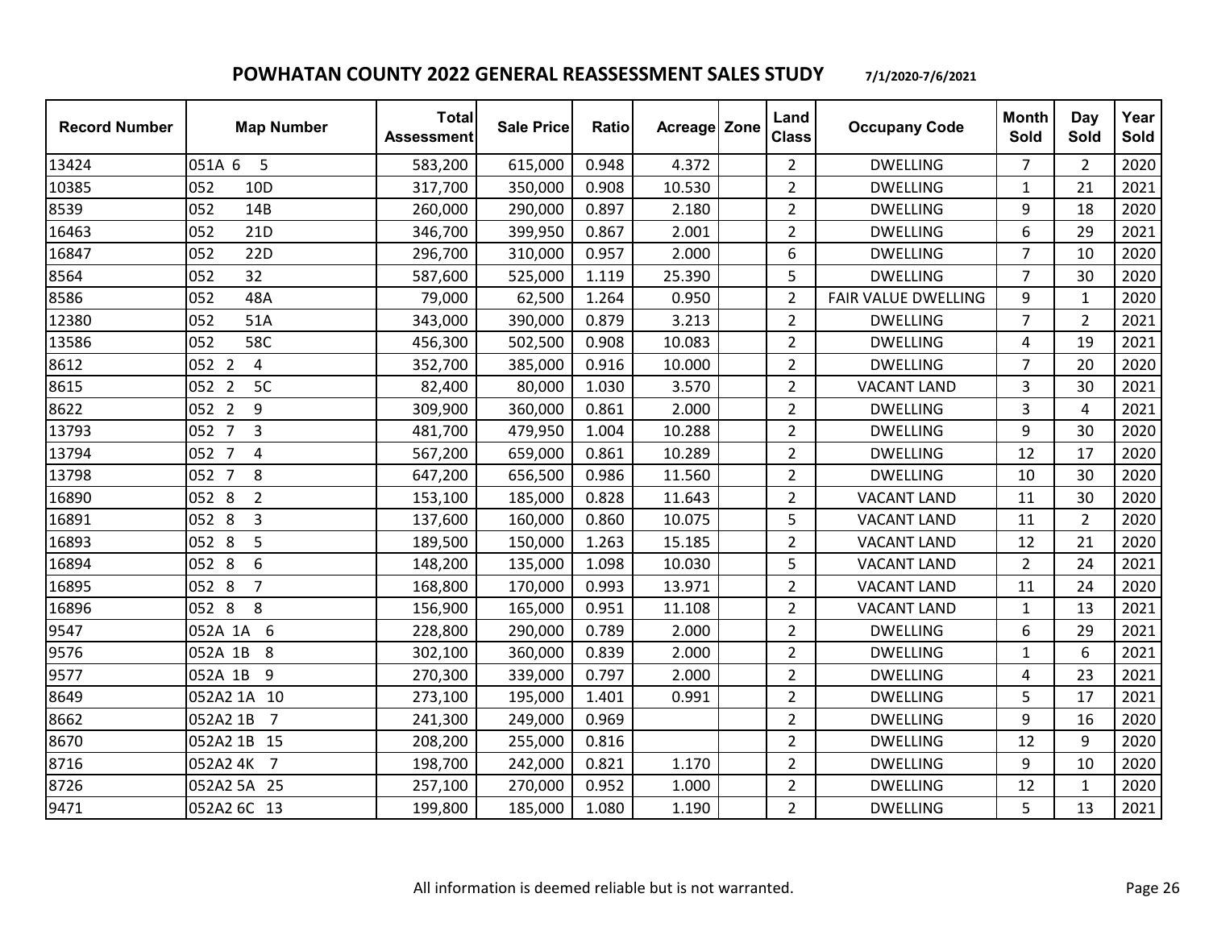## POWHATAN COUNTY 2022 GENERAL REASSESSMENT SALES STUDY 7/1/2020-7/6/2021

| Record Number | Map Number | Total Assessment | Sale Price | Ratio | Acreage | Zone | Land Class | Occupany Code | Month Sold | Day Sold | Year Sold |
|---|---|---|---|---|---|---|---|---|---|---|---|
| 13424 | 051A 6 5 | 583,200 | 615,000 | 0.948 | 4.372 | | 2 | DWELLING | 7 | 2 | 2020 |
| 10385 | 052 10D | 317,700 | 350,000 | 0.908 | 10.530 | | 2 | DWELLING | 1 | 21 | 2021 |
| 8539 | 052 14B | 260,000 | 290,000 | 0.897 | 2.180 | | 2 | DWELLING | 9 | 18 | 2020 |
| 16463 | 052 21D | 346,700 | 399,950 | 0.867 | 2.001 | | 2 | DWELLING | 6 | 29 | 2021 |
| 16847 | 052 22D | 296,700 | 310,000 | 0.957 | 2.000 | | 6 | DWELLING | 7 | 10 | 2020 |
| 8564 | 052 32 | 587,600 | 525,000 | 1.119 | 25.390 | | 5 | DWELLING | 7 | 30 | 2020 |
| 8586 | 052 48A | 79,000 | 62,500 | 1.264 | 0.950 | | 2 | FAIR VALUE DWELLING | 9 | 1 | 2020 |
| 12380 | 052 51A | 343,000 | 390,000 | 0.879 | 3.213 | | 2 | DWELLING | 7 | 2 | 2021 |
| 13586 | 052 58C | 456,300 | 502,500 | 0.908 | 10.083 | | 2 | DWELLING | 4 | 19 | 2021 |
| 8612 | 052 2 4 | 352,700 | 385,000 | 0.916 | 10.000 | | 2 | DWELLING | 7 | 20 | 2020 |
| 8615 | 052 2 5C | 82,400 | 80,000 | 1.030 | 3.570 | | 2 | VACANT LAND | 3 | 30 | 2021 |
| 8622 | 052 2 9 | 309,900 | 360,000 | 0.861 | 2.000 | | 2 | DWELLING | 3 | 4 | 2021 |
| 13793 | 052 7 3 | 481,700 | 479,950 | 1.004 | 10.288 | | 2 | DWELLING | 9 | 30 | 2020 |
| 13794 | 052 7 4 | 567,200 | 659,000 | 0.861 | 10.289 | | 2 | DWELLING | 12 | 17 | 2020 |
| 13798 | 052 7 8 | 647,200 | 656,500 | 0.986 | 11.560 | | 2 | DWELLING | 10 | 30 | 2020 |
| 16890 | 052 8 2 | 153,100 | 185,000 | 0.828 | 11.643 | | 2 | VACANT LAND | 11 | 30 | 2020 |
| 16891 | 052 8 3 | 137,600 | 160,000 | 0.860 | 10.075 | | 5 | VACANT LAND | 11 | 2 | 2020 |
| 16893 | 052 8 5 | 189,500 | 150,000 | 1.263 | 15.185 | | 2 | VACANT LAND | 12 | 21 | 2020 |
| 16894 | 052 8 6 | 148,200 | 135,000 | 1.098 | 10.030 | | 5 | VACANT LAND | 2 | 24 | 2021 |
| 16895 | 052 8 7 | 168,800 | 170,000 | 0.993 | 13.971 | | 2 | VACANT LAND | 11 | 24 | 2020 |
| 16896 | 052 8 8 | 156,900 | 165,000 | 0.951 | 11.108 | | 2 | VACANT LAND | 1 | 13 | 2021 |
| 9547 | 052A 1A 6 | 228,800 | 290,000 | 0.789 | 2.000 | | 2 | DWELLING | 6 | 29 | 2021 |
| 9576 | 052A 1B 8 | 302,100 | 360,000 | 0.839 | 2.000 | | 2 | DWELLING | 1 | 6 | 2021 |
| 9577 | 052A 1B 9 | 270,300 | 339,000 | 0.797 | 2.000 | | 2 | DWELLING | 4 | 23 | 2021 |
| 8649 | 052A2 1A 10 | 273,100 | 195,000 | 1.401 | 0.991 | | 2 | DWELLING | 5 | 17 | 2021 |
| 8662 | 052A2 1B 7 | 241,300 | 249,000 | 0.969 | | | 2 | DWELLING | 9 | 16 | 2020 |
| 8670 | 052A2 1B 15 | 208,200 | 255,000 | 0.816 | | | 2 | DWELLING | 12 | 9 | 2020 |
| 8716 | 052A2 4K 7 | 198,700 | 242,000 | 0.821 | 1.170 | | 2 | DWELLING | 9 | 10 | 2020 |
| 8726 | 052A2 5A 25 | 257,100 | 270,000 | 0.952 | 1.000 | | 2 | DWELLING | 12 | 1 | 2020 |
| 9471 | 052A2 6C 13 | 199,800 | 185,000 | 1.080 | 1.190 | | 2 | DWELLING | 5 | 13 | 2021 |

All information is deemed reliable but is not warranted.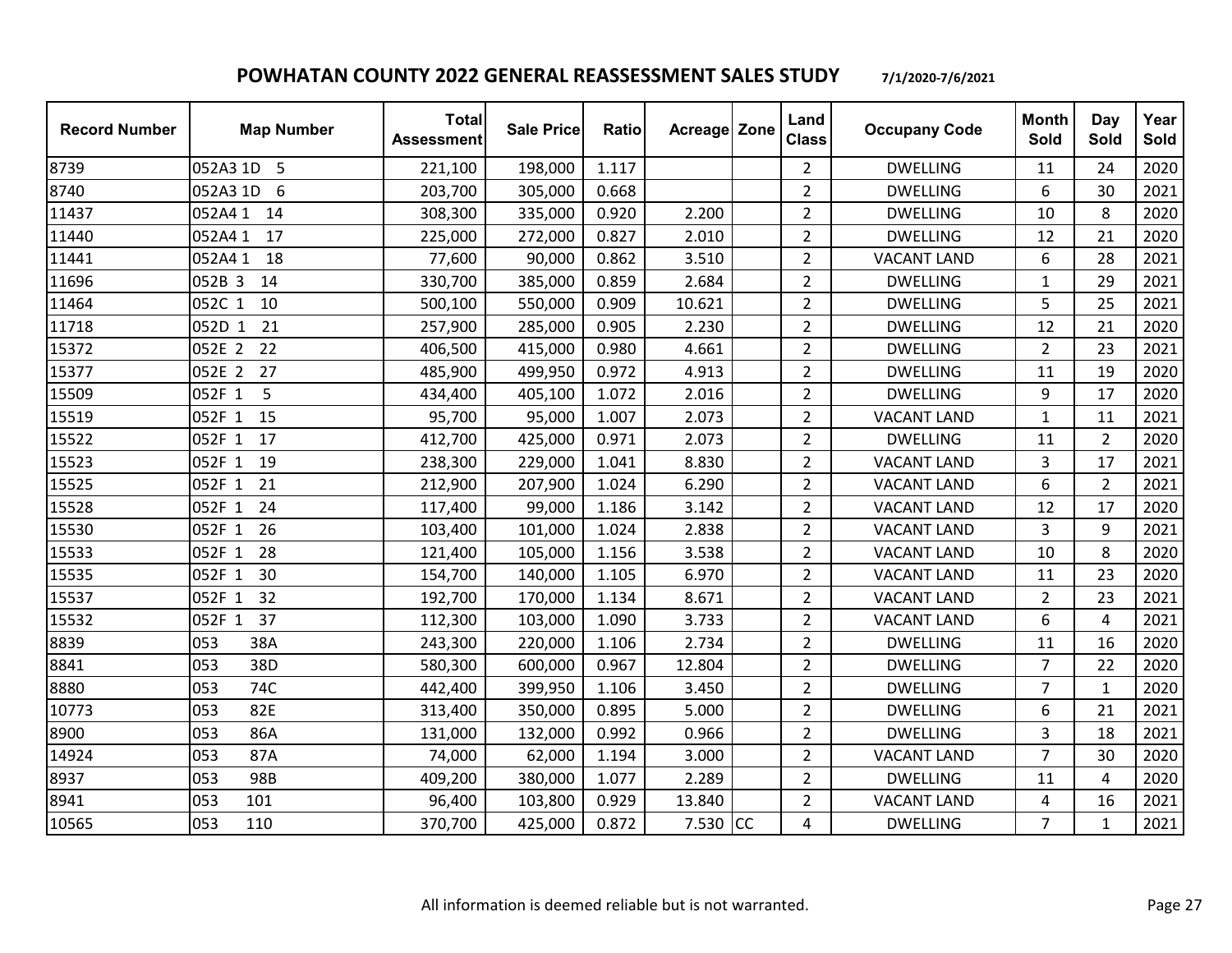## POWHATAN COUNTY 2022 GENERAL REASSESSMENT SALES STUDY 7/1/2020-7/6/2021

| Record Number | Map Number | Total Assessment | Sale Price | Ratio | Acreage | Zone | Land Class | Occupany Code | Month Sold | Day Sold | Year Sold |
|---|---|---|---|---|---|---|---|---|---|---|---|
| 8739 | 052A3 1D 5 | 221,100 | 198,000 | 1.117 | | | 2 | DWELLING | 11 | 24 | 2020 |
| 8740 | 052A3 1D 6 | 203,700 | 305,000 | 0.668 | | | 2 | DWELLING | 6 | 30 | 2021 |
| 11437 | 052A4 1 14 | 308,300 | 335,000 | 0.920 | 2.200 | | 2 | DWELLING | 10 | 8 | 2020 |
| 11440 | 052A4 1 17 | 225,000 | 272,000 | 0.827 | 2.010 | | 2 | DWELLING | 12 | 21 | 2020 |
| 11441 | 052A4 1 18 | 77,600 | 90,000 | 0.862 | 3.510 | | 2 | VACANT LAND | 6 | 28 | 2021 |
| 11696 | 052B 3 14 | 330,700 | 385,000 | 0.859 | 2.684 | | 2 | DWELLING | 1 | 29 | 2021 |
| 11464 | 052C 1 10 | 500,100 | 550,000 | 0.909 | 10.621 | | 2 | DWELLING | 5 | 25 | 2021 |
| 11718 | 052D 1 21 | 257,900 | 285,000 | 0.905 | 2.230 | | 2 | DWELLING | 12 | 21 | 2020 |
| 15372 | 052E 2 22 | 406,500 | 415,000 | 0.980 | 4.661 | | 2 | DWELLING | 2 | 23 | 2021 |
| 15377 | 052E 2 27 | 485,900 | 499,950 | 0.972 | 4.913 | | 2 | DWELLING | 11 | 19 | 2020 |
| 15509 | 052F 1 5 | 434,400 | 405,100 | 1.072 | 2.016 | | 2 | DWELLING | 9 | 17 | 2020 |
| 15519 | 052F 1 15 | 95,700 | 95,000 | 1.007 | 2.073 | | 2 | VACANT LAND | 1 | 11 | 2021 |
| 15522 | 052F 1 17 | 412,700 | 425,000 | 0.971 | 2.073 | | 2 | DWELLING | 11 | 2 | 2020 |
| 15523 | 052F 1 19 | 238,300 | 229,000 | 1.041 | 8.830 | | 2 | VACANT LAND | 3 | 17 | 2021 |
| 15525 | 052F 1 21 | 212,900 | 207,900 | 1.024 | 6.290 | | 2 | VACANT LAND | 6 | 2 | 2021 |
| 15528 | 052F 1 24 | 117,400 | 99,000 | 1.186 | 3.142 | | 2 | VACANT LAND | 12 | 17 | 2020 |
| 15530 | 052F 1 26 | 103,400 | 101,000 | 1.024 | 2.838 | | 2 | VACANT LAND | 3 | 9 | 2021 |
| 15533 | 052F 1 28 | 121,400 | 105,000 | 1.156 | 3.538 | | 2 | VACANT LAND | 10 | 8 | 2020 |
| 15535 | 052F 1 30 | 154,700 | 140,000 | 1.105 | 6.970 | | 2 | VACANT LAND | 11 | 23 | 2020 |
| 15537 | 052F 1 32 | 192,700 | 170,000 | 1.134 | 8.671 | | 2 | VACANT LAND | 2 | 23 | 2021 |
| 15532 | 052F 1 37 | 112,300 | 103,000 | 1.090 | 3.733 | | 2 | VACANT LAND | 6 | 4 | 2021 |
| 8839 | 053 38A | 243,300 | 220,000 | 1.106 | 2.734 | | 2 | DWELLING | 11 | 16 | 2020 |
| 8841 | 053 38D | 580,300 | 600,000 | 0.967 | 12.804 | | 2 | DWELLING | 7 | 22 | 2020 |
| 8880 | 053 74C | 442,400 | 399,950 | 1.106 | 3.450 | | 2 | DWELLING | 7 | 1 | 2020 |
| 10773 | 053 82E | 313,400 | 350,000 | 0.895 | 5.000 | | 2 | DWELLING | 6 | 21 | 2021 |
| 8900 | 053 86A | 131,000 | 132,000 | 0.992 | 0.966 | | 2 | DWELLING | 3 | 18 | 2021 |
| 14924 | 053 87A | 74,000 | 62,000 | 1.194 | 3.000 | | 2 | VACANT LAND | 7 | 30 | 2020 |
| 8937 | 053 98B | 409,200 | 380,000 | 1.077 | 2.289 | | 2 | DWELLING | 11 | 4 | 2020 |
| 8941 | 053 101 | 96,400 | 103,800 | 0.929 | 13.840 | | 2 | VACANT LAND | 4 | 16 | 2021 |
| 10565 | 053 110 | 370,700 | 425,000 | 0.872 | 7.530 | CC | 4 | DWELLING | 7 | 1 | 2021 |

All information is deemed reliable but is not warranted.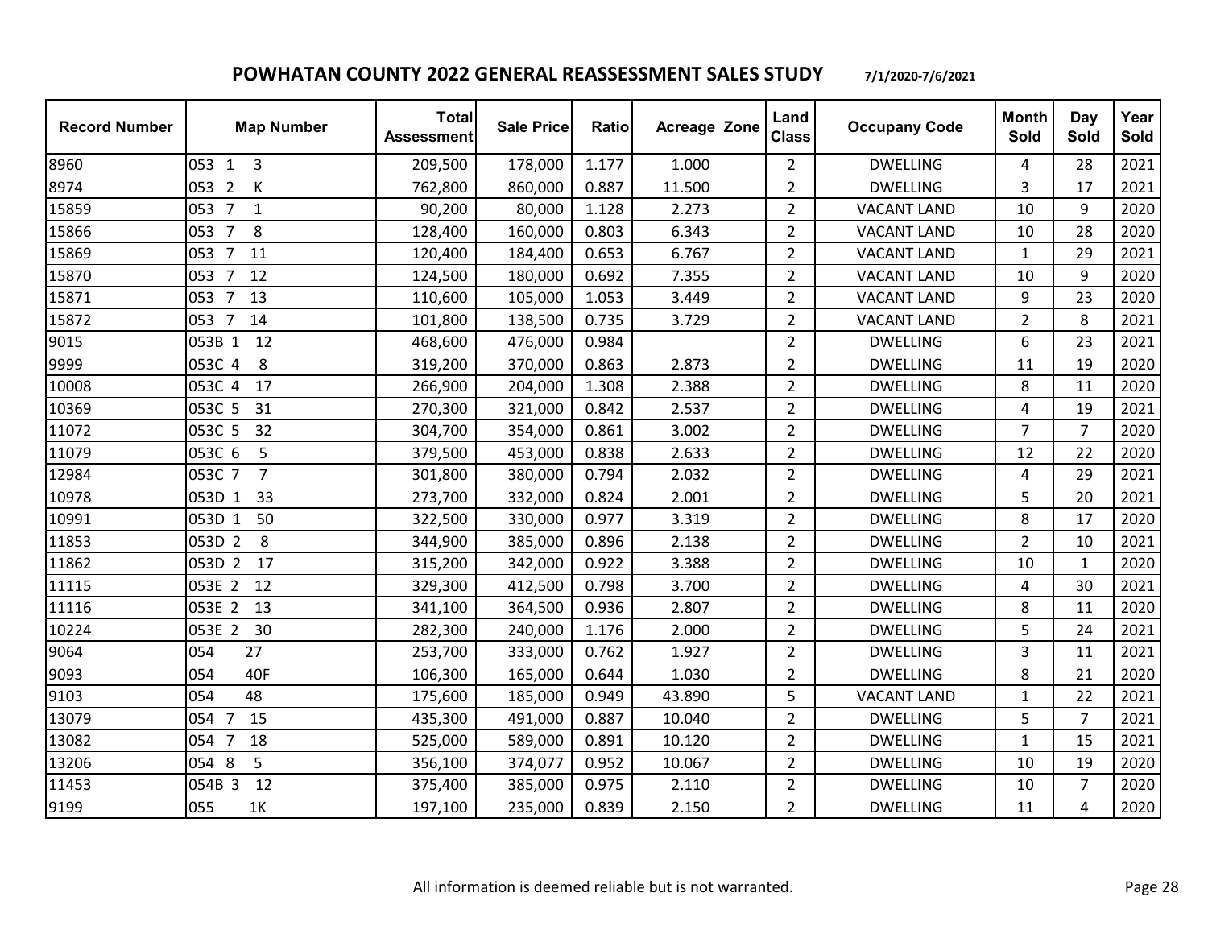## POWHATAN COUNTY 2022 GENERAL REASSESSMENT SALES STUDY 7/1/2020-7/6/2021

| Record Number | Map Number | Total Assessment | Sale Price | Ratio | Acreage | Zone | Land Class | Occupany Code | Month Sold | Day Sold | Year Sold |
|---|---|---|---|---|---|---|---|---|---|---|---|
| 8960 | 053 1 3 | 209,500 | 178,000 | 1.177 | 1.000 | | 2 | DWELLING | 4 | 28 | 2021 |
| 8974 | 053 2 K | 762,800 | 860,000 | 0.887 | 11.500 | | 2 | DWELLING | 3 | 17 | 2021 |
| 15859 | 053 7 1 | 90,200 | 80,000 | 1.128 | 2.273 | | 2 | VACANT LAND | 10 | 9 | 2020 |
| 15866 | 053 7 8 | 128,400 | 160,000 | 0.803 | 6.343 | | 2 | VACANT LAND | 10 | 28 | 2020 |
| 15869 | 053 7 11 | 120,400 | 184,400 | 0.653 | 6.767 | | 2 | VACANT LAND | 1 | 29 | 2021 |
| 15870 | 053 7 12 | 124,500 | 180,000 | 0.692 | 7.355 | | 2 | VACANT LAND | 10 | 9 | 2020 |
| 15871 | 053 7 13 | 110,600 | 105,000 | 1.053 | 3.449 | | 2 | VACANT LAND | 9 | 23 | 2020 |
| 15872 | 053 7 14 | 101,800 | 138,500 | 0.735 | 3.729 | | 2 | VACANT LAND | 2 | 8 | 2021 |
| 9015 | 053B 1 12 | 468,600 | 476,000 | 0.984 | | | 2 | DWELLING | 6 | 23 | 2021 |
| 9999 | 053C 4 8 | 319,200 | 370,000 | 0.863 | 2.873 | | 2 | DWELLING | 11 | 19 | 2020 |
| 10008 | 053C 4 17 | 266,900 | 204,000 | 1.308 | 2.388 | | 2 | DWELLING | 8 | 11 | 2020 |
| 10369 | 053C 5 31 | 270,300 | 321,000 | 0.842 | 2.537 | | 2 | DWELLING | 4 | 19 | 2021 |
| 11072 | 053C 5 32 | 304,700 | 354,000 | 0.861 | 3.002 | | 2 | DWELLING | 7 | 7 | 2020 |
| 11079 | 053C 6 5 | 379,500 | 453,000 | 0.838 | 2.633 | | 2 | DWELLING | 12 | 22 | 2020 |
| 12984 | 053C 7 7 | 301,800 | 380,000 | 0.794 | 2.032 | | 2 | DWELLING | 4 | 29 | 2021 |
| 10978 | 053D 1 33 | 273,700 | 332,000 | 0.824 | 2.001 | | 2 | DWELLING | 5 | 20 | 2021 |
| 10991 | 053D 1 50 | 322,500 | 330,000 | 0.977 | 3.319 | | 2 | DWELLING | 8 | 17 | 2020 |
| 11853 | 053D 2 8 | 344,900 | 385,000 | 0.896 | 2.138 | | 2 | DWELLING | 2 | 10 | 2021 |
| 11862 | 053D 2 17 | 315,200 | 342,000 | 0.922 | 3.388 | | 2 | DWELLING | 10 | 1 | 2020 |
| 11115 | 053E 2 12 | 329,300 | 412,500 | 0.798 | 3.700 | | 2 | DWELLING | 4 | 30 | 2021 |
| 11116 | 053E 2 13 | 341,100 | 364,500 | 0.936 | 2.807 | | 2 | DWELLING | 8 | 11 | 2020 |
| 10224 | 053E 2 30 | 282,300 | 240,000 | 1.176 | 2.000 | | 2 | DWELLING | 5 | 24 | 2021 |
| 9064 | 054 27 | 253,700 | 333,000 | 0.762 | 1.927 | | 2 | DWELLING | 3 | 11 | 2021 |
| 9093 | 054 40F | 106,300 | 165,000 | 0.644 | 1.030 | | 2 | DWELLING | 8 | 21 | 2020 |
| 9103 | 054 48 | 175,600 | 185,000 | 0.949 | 43.890 | | 5 | VACANT LAND | 1 | 22 | 2021 |
| 13079 | 054 7 15 | 435,300 | 491,000 | 0.887 | 10.040 | | 2 | DWELLING | 5 | 7 | 2021 |
| 13082 | 054 7 18 | 525,000 | 589,000 | 0.891 | 10.120 | | 2 | DWELLING | 1 | 15 | 2021 |
| 13206 | 054 8 5 | 356,100 | 374,077 | 0.952 | 10.067 | | 2 | DWELLING | 10 | 19 | 2020 |
| 11453 | 054B 3 12 | 375,400 | 385,000 | 0.975 | 2.110 | | 2 | DWELLING | 10 | 7 | 2020 |
| 9199 | 055 1K | 197,100 | 235,000 | 0.839 | 2.150 | | 2 | DWELLING | 11 | 4 | 2020 |

All information is deemed reliable but is not warranted.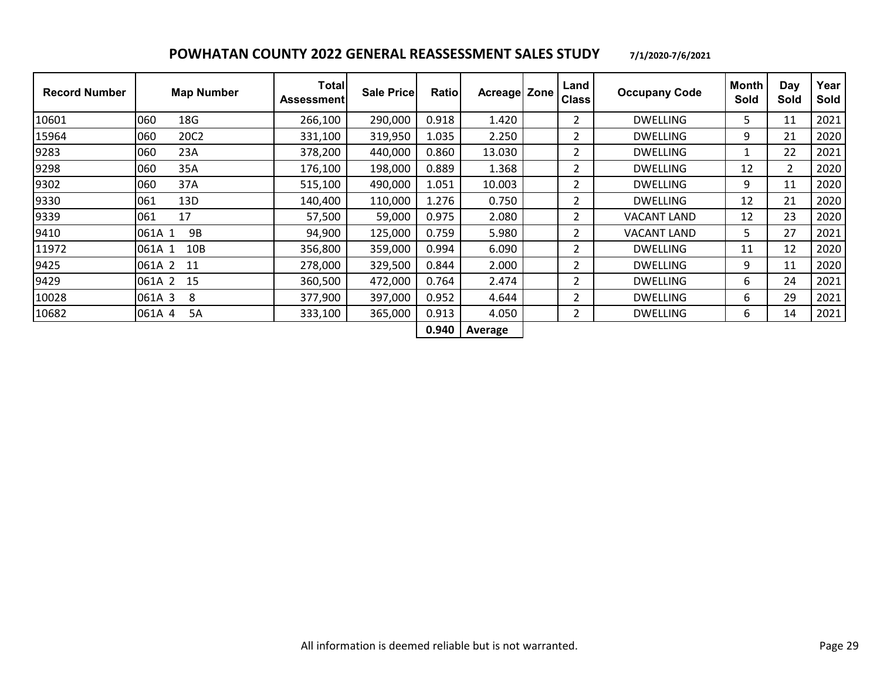## POWHATAN COUNTY 2022 GENERAL REASSESSMENT SALES STUDY

7/1/2020-7/6/2021

| Record Number | Map Number | Total Assessment | Sale Price | Ratio | Acreage | Zone | Land Class | Occupany Code | Month Sold | Day Sold | Year Sold |
|---|---|---|---|---|---|---|---|---|---|---|---|
| 10601 | 060 18G | 266,100 | 290,000 | 0.918 | 1.420 | | 2 | DWELLING | 5 | 11 | 2021 |
| 15964 | 060 20C2 | 331,100 | 319,950 | 1.035 | 2.250 | | 2 | DWELLING | 9 | 21 | 2020 |
| 9283 | 060 23A | 378,200 | 440,000 | 0.860 | 13.030 | | 2 | DWELLING | 1 | 22 | 2021 |
| 9298 | 060 35A | 176,100 | 198,000 | 0.889 | 1.368 | | 2 | DWELLING | 12 | 2 | 2020 |
| 9302 | 060 37A | 515,100 | 490,000 | 1.051 | 10.003 | | 2 | DWELLING | 9 | 11 | 2020 |
| 9330 | 061 13D | 140,400 | 110,000 | 1.276 | 0.750 | | 2 | DWELLING | 12 | 21 | 2020 |
| 9339 | 061 17 | 57,500 | 59,000 | 0.975 | 2.080 | | 2 | VACANT LAND | 12 | 23 | 2020 |
| 9410 | 061A 1 9B | 94,900 | 125,000 | 0.759 | 5.980 | | 2 | VACANT LAND | 5 | 27 | 2021 |
| 11972 | 061A 1 10B | 356,800 | 359,000 | 0.994 | 6.090 | | 2 | DWELLING | 11 | 12 | 2020 |
| 9425 | 061A 2 11 | 278,000 | 329,500 | 0.844 | 2.000 | | 2 | DWELLING | 9 | 11 | 2020 |
| 9429 | 061A 2 15 | 360,500 | 472,000 | 0.764 | 2.474 | | 2 | DWELLING | 6 | 24 | 2021 |
| 10028 | 061A 3 8 | 377,900 | 397,000 | 0.952 | 4.644 | | 2 | DWELLING | 6 | 29 | 2021 |
| 10682 | 061A 4 5A | 333,100 | 365,000 | 0.913 | 4.050 | | 2 | DWELLING | 6 | 14 | 2021 |
| | | | | **0.940** | **Average** | | | | | | |

All information is deemed reliable but is not warranted.